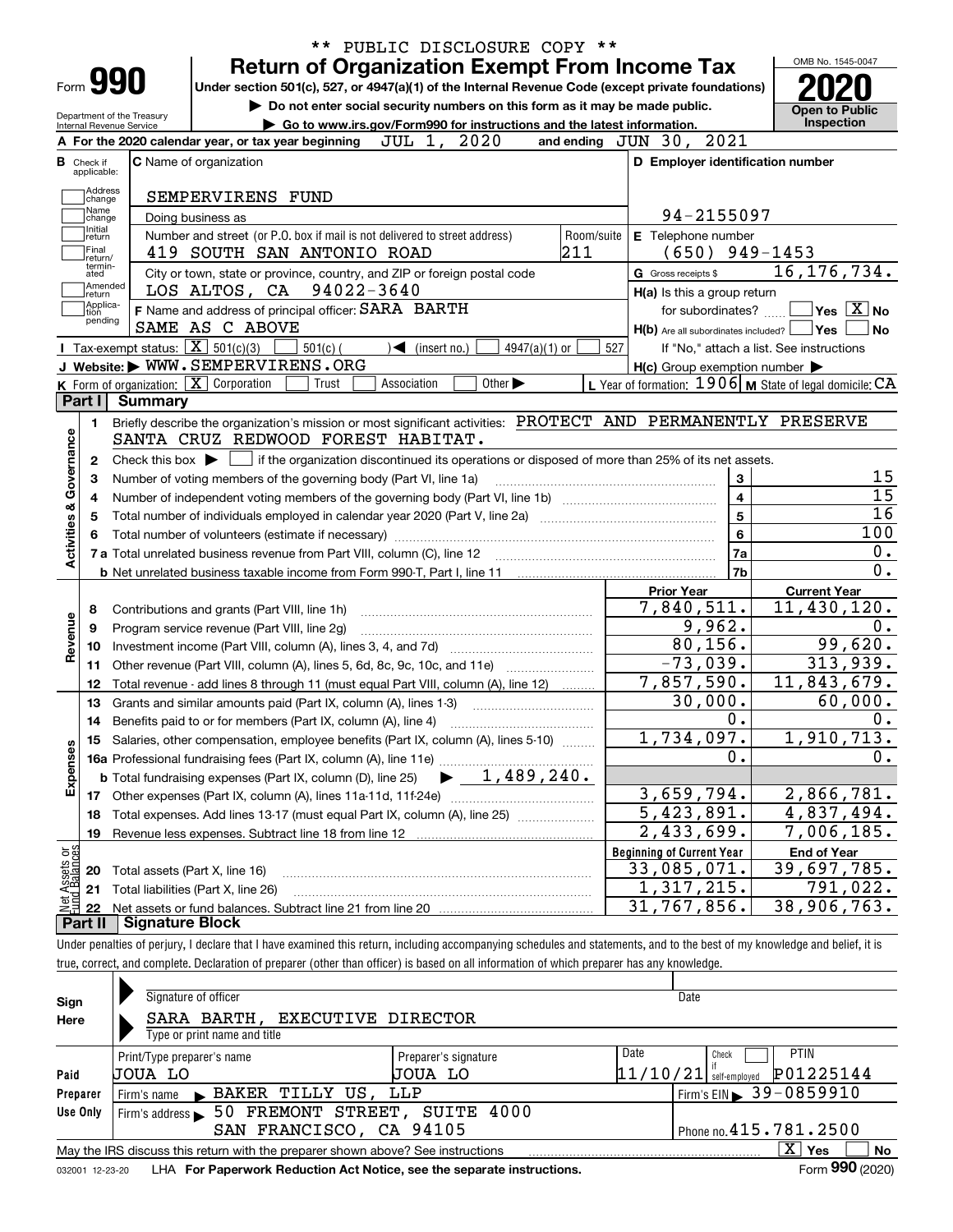** PUBLIC DISCLOSURE COPY **

# Form 990 — Return of Organization Exempt From Income Tax

Under section 501(c), 527, or 4947(a)(1) of the Internal Revenue Code (except private foundations)

▶ Do not enter social security numbers on this form as it may be made public.

▶ Go to www.irs.gov/Form990 for instructions and the latest information.

Department of the Treasury
Internal Revenue Service

OMB No. 1545-0047

**2020**

**Open to Public Inspection**

**A** For the 2020 calendar year, or tax year beginning JUL 1, 2020 and ending JUN 30, 2021

**B** Check if applicable: Address change, Name change, Initial return, Final return/terminated, Amended return, Application pending

**C** Name of organization: SEMPERVIRENS FUND

Doing business as

Number and street (or P.O. box if mail is not delivered to street address): 419 SOUTH SAN ANTONIO ROAD — Room/suite: 211

City or town, state or province, country, and ZIP or foreign postal code: LOS ALTOS, CA 94022-3640

**D** Employer identification number: 94-2155097

**E** Telephone number: (650) 949-1453

**G** Gross receipts $ 16,176,734.

**F** Name and address of principal officer: SARA BARTH
SAME AS C ABOVE

**H(a)** Is this a group return for subordinates? ☐ Yes ☒ No

**H(b)** Are all subordinates included? ☐ Yes ☐ No
If "No," attach a list. See instructions

**H(c)** Group exemption number ▶

**I** Tax-exempt status: ☒ 501(c)(3) ☐ 501(c) ( ) ◀ (insert no.) ☐ 4947(a)(1) or ☐ 527

**J** Website: ▶ WWW.SEMPERVIRENS.ORG

**K** Form of organization: ☒ Corporation ☐ Trust ☐ Association ☐ Other ▶

**L** Year of formation: 1906 **M** State of legal domicile: CA

## Part I Summary

**Activities & Governance**

1. Briefly describe the organization's mission or most significant activities: PROTECT AND PERMANENTLY PRESERVE SANTA CRUZ REDWOOD FOREST HABITAT.
2. Check this box ▶ ☐ if the organization discontinued its operations or disposed of more than 25% of its net assets.

| Line | Description | | Value |
|---|---|---|---|
| 3 | Number of voting members of the governing body (Part VI, line 1a) | 3 | 15 |
| 4 | Number of independent voting members of the governing body (Part VI, line 1b) | 4 | 15 |
| 5 | Total number of individuals employed in calendar year 2020 (Part V, line 2a) | 5 | 16 |
| 6 | Total number of volunteers (estimate if necessary) | 6 | 100 |
| 7a | Total unrelated business revenue from Part VIII, column (C), line 12 | 7a | 0. |
| 7b | Net unrelated business taxable income from Form 990-T, Part I, line 11 | 7b | 0. |

| Line | Description | Prior Year | Current Year |
|---|---|---|---|
| **Revenue** | | | |
| 8 | Contributions and grants (Part VIII, line 1h) | 7,840,511. | 11,430,120. |
| 9 | Program service revenue (Part VIII, line 2g) | 9,962. | 0. |
| 10 | Investment income (Part VIII, column (A), lines 3, 4, and 7d) | 80,156. | 99,620. |
| 11 | Other revenue (Part VIII, column (A), lines 5, 6d, 8c, 9c, 10c, and 11e) | -73,039. | 313,939. |
| 12 | Total revenue - add lines 8 through 11 (must equal Part VIII, column (A), line 12) | 7,857,590. | 11,843,679. |
| **Expenses** | | | |
| 13 | Grants and similar amounts paid (Part IX, column (A), lines 1-3) | 30,000. | 60,000. |
| 14 | Benefits paid to or for members (Part IX, column (A), line 4) | 0. | 0. |
| 15 | Salaries, other compensation, employee benefits (Part IX, column (A), lines 5-10) | 1,734,097. | 1,910,713. |
| 16a | Professional fundraising fees (Part IX, column (A), line 11e) | 0. | 0. |
| b | Total fundraising expenses (Part IX, column (D), line 25) ▶ 1,489,240. | | |
| 17 | Other expenses (Part IX, column (A), lines 11a-11d, 11f-24e) | 3,659,794. | 2,866,781. |
| 18 | Total expenses. Add lines 13-17 (must equal Part IX, column (A), line 25) | 5,423,891. | 4,837,494. |
| 19 | Revenue less expenses. Subtract line 18 from line 12 | 2,433,699. | 7,006,185. |

| Line | Net Assets or Fund Balances | Beginning of Current Year | End of Year |
|---|---|---|---|
| 20 | Total assets (Part X, line 16) | 33,085,071. | 39,697,785. |
| 21 | Total liabilities (Part X, line 26) | 1,317,215. | 791,022. |
| 22 | Net assets or fund balances. Subtract line 21 from line 20 | 31,767,856. | 38,906,763. |

## Part II Signature Block

Under penalties of perjury, I declare that I have examined this return, including accompanying schedules and statements, and to the best of my knowledge and belief, it is true, correct, and complete. Declaration of preparer (other than officer) is based on all information of which preparer has any knowledge.

**Sign Here**

Signature of officer — Date

SARA BARTH, EXECUTIVE DIRECTOR
Type or print name and title

**Paid Preparer Use Only**

| Print/Type preparer's name | Preparer's signature | Date | Check ☐ if self-employed | PTIN |
|---|---|---|---|---|
| JOUA LO | JOUA LO | 11/10/21 | | P01225144 |

Firm's name ▶ BAKER TILLY US, LLP — Firm's EIN ▶ 39-0859910

Firm's address ▶ 50 FREMONT STREET, SUITE 4000, SAN FRANCISCO, CA 94105 — Phone no. 415.781.2500

May the IRS discuss this return with the preparer shown above? See instructions ☒ Yes ☐ No

032001 12-23-20 LHA For Paperwork Reduction Act Notice, see the separate instructions. Form 990 (2020)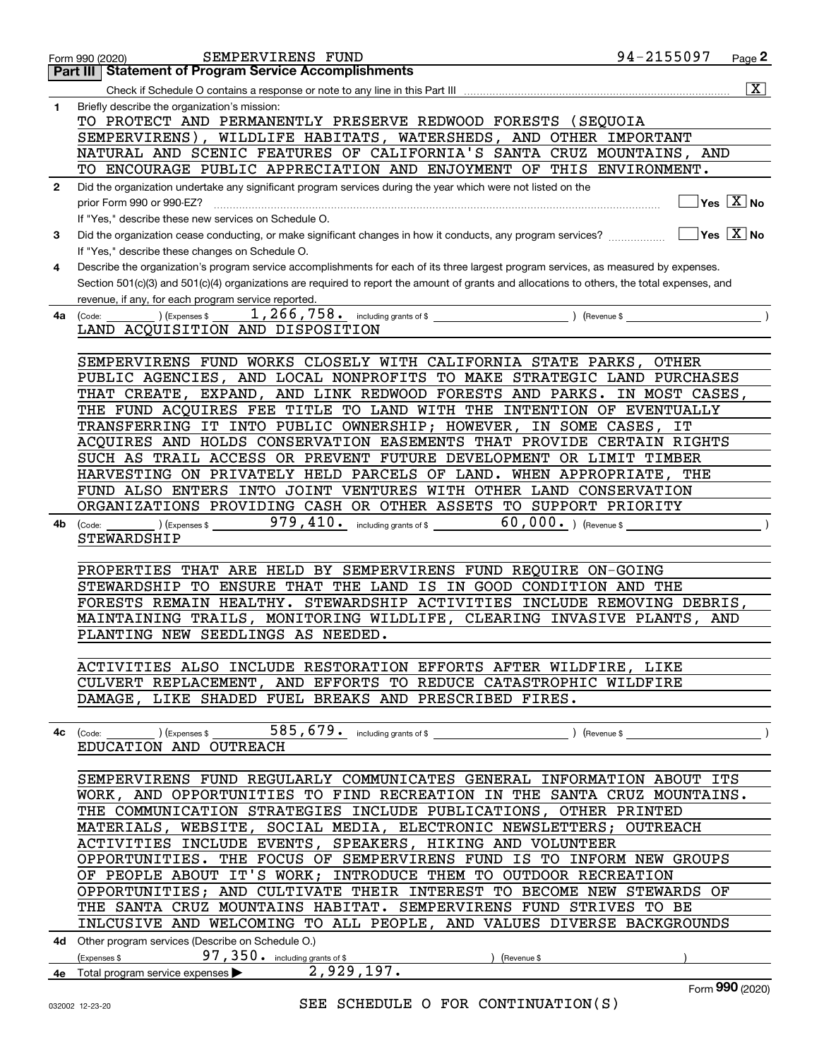Form 990 (2020) SEMPERVIRENS FUND 94-2155097 Page 2

## Part III | Statement of Program Service Accomplishments

Check if Schedule O contains a response or note to any line in this Part III ..... [X]

**1** Briefly describe the organization's mission:

TO PROTECT AND PERMANENTLY PRESERVE REDWOOD FORESTS (SEQUOIA SEMPERVIRENS), WILDLIFE HABITATS, WATERSHEDS, AND OTHER IMPORTANT NATURAL AND SCENIC FEATURES OF CALIFORNIA'S SANTA CRUZ MOUNTAINS, AND TO ENCOURAGE PUBLIC APPRECIATION AND ENJOYMENT OF THIS ENVIRONMENT.

**2** Did the organization undertake any significant program services during the year which were not listed on the prior Form 990 or 990-EZ? ..... [ ] Yes [X] No

If "Yes," describe these new services on Schedule O.

**3** Did the organization cease conducting, or make significant changes in how it conducts, any program services? ..... [ ] Yes [X] No

If "Yes," describe these changes on Schedule O.

**4** Describe the organization's program service accomplishments for each of its three largest program services, as measured by expenses. Section 501(c)(3) and 501(c)(4) organizations are required to report the amount of grants and allocations to others, the total expenses, and revenue, if any, for each program service reported.

**4a** (Code: ) (Expenses $ 1,266,758. including grants of $ ) (Revenue $ )

LAND ACQUISITION AND DISPOSITION

SEMPERVIRENS FUND WORKS CLOSELY WITH CALIFORNIA STATE PARKS, OTHER PUBLIC AGENCIES, AND LOCAL NONPROFITS TO MAKE STRATEGIC LAND PURCHASES THAT CREATE, EXPAND, AND LINK REDWOOD FORESTS AND PARKS. IN MOST CASES, THE FUND ACQUIRES FEE TITLE TO LAND WITH THE INTENTION OF EVENTUALLY TRANSFERRING IT INTO PUBLIC OWNERSHIP; HOWEVER, IN SOME CASES, IT ACQUIRES AND HOLDS CONSERVATION EASEMENTS THAT PROVIDE CERTAIN RIGHTS SUCH AS TRAIL ACCESS OR PREVENT FUTURE DEVELOPMENT OR LIMIT TIMBER HARVESTING ON PRIVATELY HELD PARCELS OF LAND. WHEN APPROPRIATE, THE FUND ALSO ENTERS INTO JOINT VENTURES WITH OTHER LAND CONSERVATION ORGANIZATIONS PROVIDING CASH OR OTHER ASSETS TO SUPPORT PRIORITY

**4b** (Code: ) (Expenses $ 979,410. including grants of $ 60,000. ) (Revenue $ )

STEWARDSHIP

PROPERTIES THAT ARE HELD BY SEMPERVIRENS FUND REQUIRE ON-GOING STEWARDSHIP TO ENSURE THAT THE LAND IS IN GOOD CONDITION AND THE FORESTS REMAIN HEALTHY. STEWARDSHIP ACTIVITIES INCLUDE REMOVING DEBRIS, MAINTAINING TRAILS, MONITORING WILDLIFE, CLEARING INVASIVE PLANTS, AND PLANTING NEW SEEDLINGS AS NEEDED.

ACTIVITIES ALSO INCLUDE RESTORATION EFFORTS AFTER WILDFIRE, LIKE CULVERT REPLACEMENT, AND EFFORTS TO REDUCE CATASTROPHIC WILDFIRE DAMAGE, LIKE SHADED FUEL BREAKS AND PRESCRIBED FIRES.

**4c** (Code: ) (Expenses $ 585,679. including grants of $ ) (Revenue $ )

EDUCATION AND OUTREACH

SEMPERVIRENS FUND REGULARLY COMMUNICATES GENERAL INFORMATION ABOUT ITS WORK, AND OPPORTUNITIES TO FIND RECREATION IN THE SANTA CRUZ MOUNTAINS. THE COMMUNICATION STRATEGIES INCLUDE PUBLICATIONS, OTHER PRINTED MATERIALS, WEBSITE, SOCIAL MEDIA, ELECTRONIC NEWSLETTERS; OUTREACH ACTIVITIES INCLUDE EVENTS, SPEAKERS, HIKING AND VOLUNTEER OPPORTUNITIES. THE FOCUS OF SEMPERVIRENS FUND IS TO INFORM NEW GROUPS OF PEOPLE ABOUT IT'S WORK; INTRODUCE THEM TO OUTDOOR RECREATION OPPORTUNITIES; AND CULTIVATE THEIR INTEREST TO BECOME NEW STEWARDS OF THE SANTA CRUZ MOUNTAINS HABITAT. SEMPERVIRENS FUND STRIVES TO BE INLCUSIVE AND WELCOMING TO ALL PEOPLE, AND VALUES DIVERSE BACKGROUNDS

**4d** Other program services (Describe on Schedule O.)

(Expenses $ 97,350. including grants of $ ) (Revenue $ )

**4e** Total program service expenses ▶ 2,929,197.

SEE SCHEDULE O FOR CONTINUATION(S)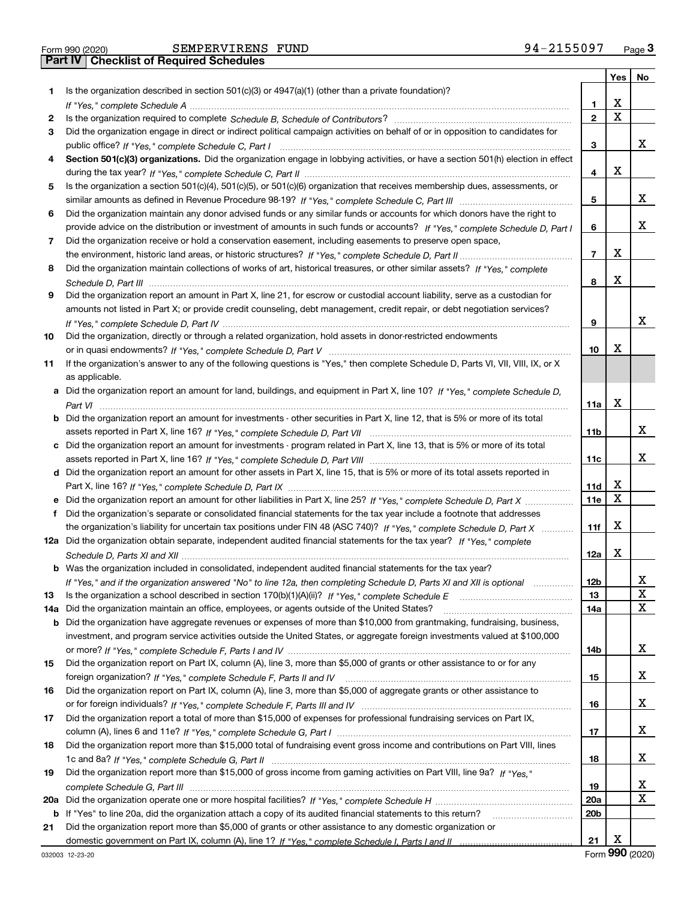Form 990 (2020) SEMPERVIRENS FUND 94-2155097 Page 3

## Part IV Checklist of Required Schedules

| | | | Yes | No |
|---|---|---|---|---|
| 1 | Is the organization described in section 501(c)(3) or 4947(a)(1) (other than a private foundation)? *If "Yes," complete Schedule A* | 1 | X | |
| 2 | Is the organization required to complete *Schedule B, Schedule of Contributors*? | 2 | X | |
| 3 | Did the organization engage in direct or indirect political campaign activities on behalf of or in opposition to candidates for public office? *If "Yes," complete Schedule C, Part I* | 3 | | X |
| 4 | **Section 501(c)(3) organizations.** Did the organization engage in lobbying activities, or have a section 501(h) election in effect during the tax year? *If "Yes," complete Schedule C, Part II* | 4 | X | |
| 5 | Is the organization a section 501(c)(4), 501(c)(5), or 501(c)(6) organization that receives membership dues, assessments, or similar amounts as defined in Revenue Procedure 98-19? *If "Yes," complete Schedule C, Part III* | 5 | | X |
| 6 | Did the organization maintain any donor advised funds or any similar funds or accounts for which donors have the right to provide advice on the distribution or investment of amounts in such funds or accounts? *If "Yes," complete Schedule D, Part I* | 6 | | X |
| 7 | Did the organization receive or hold a conservation easement, including easements to preserve open space, the environment, historic land areas, or historic structures? *If "Yes," complete Schedule D, Part II* | 7 | X | |
| 8 | Did the organization maintain collections of works of art, historical treasures, or other similar assets? *If "Yes," complete Schedule D, Part III* | 8 | X | |
| 9 | Did the organization report an amount in Part X, line 21, for escrow or custodial account liability, serve as a custodian for amounts not listed in Part X; or provide credit counseling, debt management, credit repair, or debt negotiation services? *If "Yes," complete Schedule D, Part IV* | 9 | | X |
| 10 | Did the organization, directly or through a related organization, hold assets in donor-restricted endowments or in quasi endowments? *If "Yes," complete Schedule D, Part V* | 10 | X | |
| 11 | If the organization's answer to any of the following questions is "Yes," then complete Schedule D, Parts VI, VII, VIII, IX, or X as applicable. | | | |
| a | Did the organization report an amount for land, buildings, and equipment in Part X, line 10? *If "Yes," complete Schedule D, Part VI* | 11a | X | |
| b | Did the organization report an amount for investments - other securities in Part X, line 12, that is 5% or more of its total assets reported in Part X, line 16? *If "Yes," complete Schedule D, Part VII* | 11b | | X |
| c | Did the organization report an amount for investments - program related in Part X, line 13, that is 5% or more of its total assets reported in Part X, line 16? *If "Yes," complete Schedule D, Part VIII* | 11c | | X |
| d | Did the organization report an amount for other assets in Part X, line 15, that is 5% or more of its total assets reported in Part X, line 16? *If "Yes," complete Schedule D, Part IX* | 11d | X | |
| e | Did the organization report an amount for other liabilities in Part X, line 25? *If "Yes," complete Schedule D, Part X* | 11e | X | |
| f | Did the organization's separate or consolidated financial statements for the tax year include a footnote that addresses the organization's liability for uncertain tax positions under FIN 48 (ASC 740)? *If "Yes," complete Schedule D, Part X* | 11f | X | |
| 12a | Did the organization obtain separate, independent audited financial statements for the tax year? *If "Yes," complete Schedule D, Parts XI and XII* | 12a | X | |
| b | Was the organization included in consolidated, independent audited financial statements for the tax year? *If "Yes," and if the organization answered "No" to line 12a, then completing Schedule D, Parts XI and XII is optional* | 12b | | X |
| 13 | Is the organization a school described in section 170(b)(1)(A)(ii)? *If "Yes," complete Schedule E* | 13 | | X |
| 14a | Did the organization maintain an office, employees, or agents outside of the United States? | 14a | | X |
| b | Did the organization have aggregate revenues or expenses of more than $10,000 from grantmaking, fundraising, business, investment, and program service activities outside the United States, or aggregate foreign investments valued at $100,000 or more? *If "Yes," complete Schedule F, Parts I and IV* | 14b | | X |
| 15 | Did the organization report on Part IX, column (A), line 3, more than $5,000 of grants or other assistance to or for any foreign organization? *If "Yes," complete Schedule F, Parts II and IV* | 15 | | X |
| 16 | Did the organization report on Part IX, column (A), line 3, more than $5,000 of aggregate grants or other assistance to or for foreign individuals? *If "Yes," complete Schedule F, Parts III and IV* | 16 | | X |
| 17 | Did the organization report a total of more than $15,000 of expenses for professional fundraising services on Part IX, column (A), lines 6 and 11e? *If "Yes," complete Schedule G, Part I* | 17 | | X |
| 18 | Did the organization report more than $15,000 total of fundraising event gross income and contributions on Part VIII, lines 1c and 8a? *If "Yes," complete Schedule G, Part II* | 18 | | X |
| 19 | Did the organization report more than $15,000 of gross income from gaming activities on Part VIII, line 9a? *If "Yes," complete Schedule G, Part III* | 19 | | X |
| 20a | Did the organization operate one or more hospital facilities? *If "Yes," complete Schedule H* | 20a | | X |
| b | If "Yes" to line 20a, did the organization attach a copy of its audited financial statements to this return? | 20b | | |
| 21 | Did the organization report more than $5,000 of grants or other assistance to any domestic organization or domestic government on Part IX, column (A), line 1? *If "Yes," complete Schedule I, Parts I and II* | 21 | X | |

032003 12-23-20 Form **990** (2020)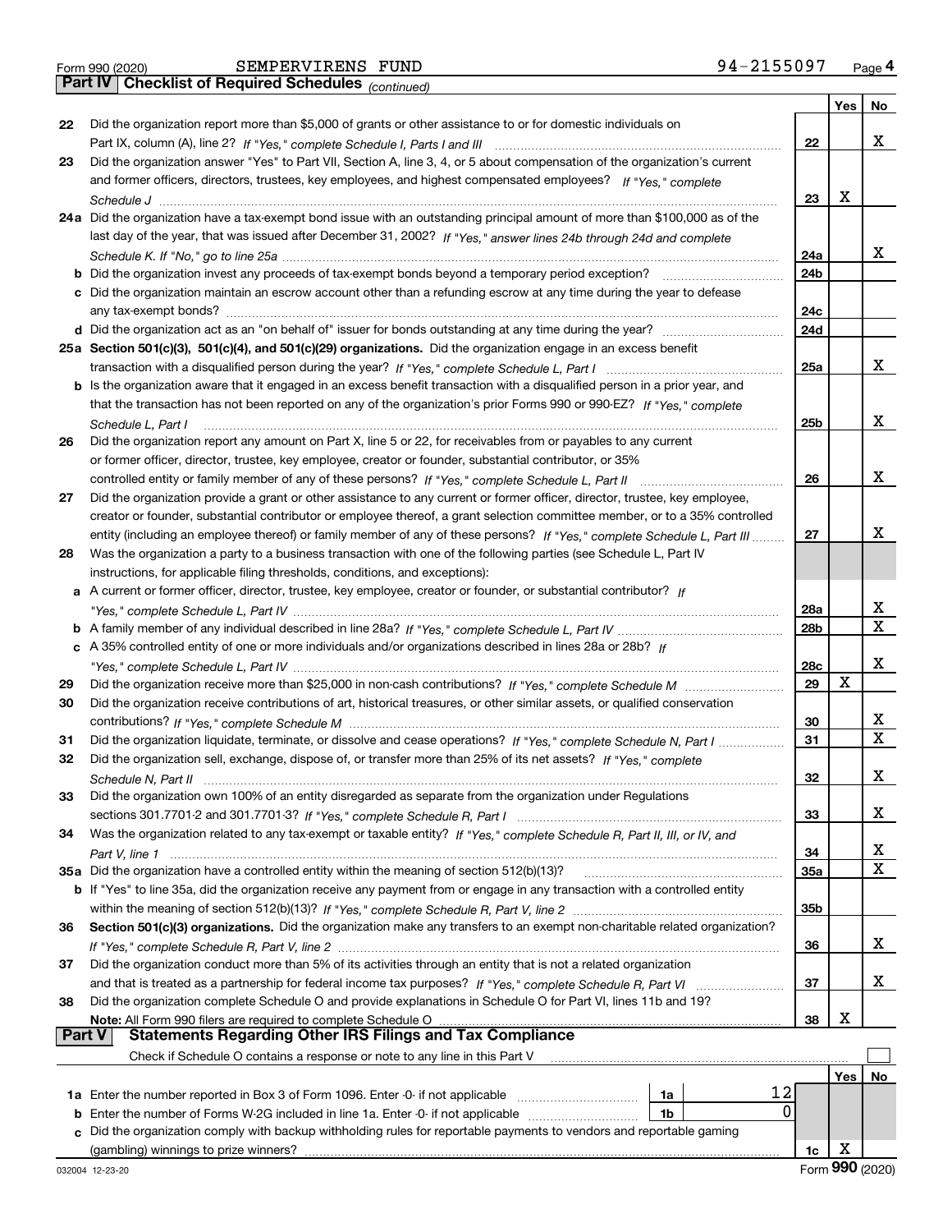Form 990 (2020) SEMPERVIRENS FUND 94-2155097 Page 4

## Part IV Checklist of Required Schedules *(continued)*

| | | | Yes | No |
|---|---|---|---|---|
| 22 | Did the organization report more than $5,000 of grants or other assistance to or for domestic individuals on Part IX, column (A), line 2? *If "Yes," complete Schedule I, Parts I and III* | 22 | | X |
| 23 | Did the organization answer "Yes" to Part VII, Section A, line 3, 4, or 5 about compensation of the organization's current and former officers, directors, trustees, key employees, and highest compensated employees? *If "Yes," complete Schedule J* | 23 | X | |
| 24a | Did the organization have a tax-exempt bond issue with an outstanding principal amount of more than $100,000 as of the last day of the year, that was issued after December 31, 2002? *If "Yes," answer lines 24b through 24d and complete Schedule K. If "No," go to line 25a* | 24a | | X |
| b | Did the organization invest any proceeds of tax-exempt bonds beyond a temporary period exception? | 24b | | |
| c | Did the organization maintain an escrow account other than a refunding escrow at any time during the year to defease any tax-exempt bonds? | 24c | | |
| d | Did the organization act as an "on behalf of" issuer for bonds outstanding at any time during the year? | 24d | | |
| 25a | **Section 501(c)(3), 501(c)(4), and 501(c)(29) organizations.** Did the organization engage in an excess benefit transaction with a disqualified person during the year? *If "Yes," complete Schedule L, Part I* | 25a | | X |
| b | Is the organization aware that it engaged in an excess benefit transaction with a disqualified person in a prior year, and that the transaction has not been reported on any of the organization's prior Forms 990 or 990-EZ? *If "Yes," complete Schedule L, Part I* | 25b | | X |
| 26 | Did the organization report any amount on Part X, line 5 or 22, for receivables from or payables to any current or former officer, director, trustee, key employee, creator or founder, substantial contributor, or 35% controlled entity or family member of any of these persons? *If "Yes," complete Schedule L, Part II* | 26 | | X |
| 27 | Did the organization provide a grant or other assistance to any current or former officer, director, trustee, key employee, creator or founder, substantial contributor or employee thereof, a grant selection committee member, or to a 35% controlled entity (including an employee thereof) or family member of any of these persons? *If "Yes," complete Schedule L, Part III* | 27 | | X |
| 28 | Was the organization a party to a business transaction with one of the following parties (see Schedule L, Part IV instructions, for applicable filing thresholds, conditions, and exceptions): | | | |
| a | A current or former officer, director, trustee, key employee, creator or founder, or substantial contributor? *If "Yes," complete Schedule L, Part IV* | 28a | | X |
| b | A family member of any individual described in line 28a? *If "Yes," complete Schedule L, Part IV* | 28b | | X |
| c | A 35% controlled entity of one or more individuals and/or organizations described in lines 28a or 28b? *If "Yes," complete Schedule L, Part IV* | 28c | | X |
| 29 | Did the organization receive more than $25,000 in non-cash contributions? *If "Yes," complete Schedule M* | 29 | X | |
| 30 | Did the organization receive contributions of art, historical treasures, or other similar assets, or qualified conservation contributions? *If "Yes," complete Schedule M* | 30 | | X |
| 31 | Did the organization liquidate, terminate, or dissolve and cease operations? *If "Yes," complete Schedule N, Part I* | 31 | | X |
| 32 | Did the organization sell, exchange, dispose of, or transfer more than 25% of its net assets? *If "Yes," complete Schedule N, Part II* | 32 | | X |
| 33 | Did the organization own 100% of an entity disregarded as separate from the organization under Regulations sections 301.7701-2 and 301.7701-3? *If "Yes," complete Schedule R, Part I* | 33 | | X |
| 34 | Was the organization related to any tax-exempt or taxable entity? *If "Yes," complete Schedule R, Part II, III, or IV, and Part V, line 1* | 34 | | X |
| 35a | Did the organization have a controlled entity within the meaning of section 512(b)(13)? | 35a | | X |
| b | If "Yes" to line 35a, did the organization receive any payment from or engage in any transaction with a controlled entity within the meaning of section 512(b)(13)? *If "Yes," complete Schedule R, Part V, line 2* | 35b | | |
| 36 | **Section 501(c)(3) organizations.** Did the organization make any transfers to an exempt non-charitable related organization? *If "Yes," complete Schedule R, Part V, line 2* | 36 | | X |
| 37 | Did the organization conduct more than 5% of its activities through an entity that is not a related organization and that is treated as a partnership for federal income tax purposes? *If "Yes," complete Schedule R, Part VI* | 37 | | X |
| 38 | Did the organization complete Schedule O and provide explanations in Schedule O for Part VI, lines 11b and 19? **Note:** All Form 990 filers are required to complete Schedule O | 38 | X | |

## Part V Statements Regarding Other IRS Filings and Tax Compliance

Check if Schedule O contains a response or note to any line in this Part V ☐

| | | | | | Yes | No |
|---|---|---|---|---|---|---|
| 1a | Enter the number reported in Box 3 of Form 1096. Enter -0- if not applicable | 1a | 12 | | | |
| b | Enter the number of Forms W-2G included in line 1a. Enter -0- if not applicable | 1b | 0 | | | |
| c | Did the organization comply with backup withholding rules for reportable payments to vendors and reportable gaming (gambling) winnings to prize winners? | | | 1c | X | |

032004 12-23-20 Form **990** (2020)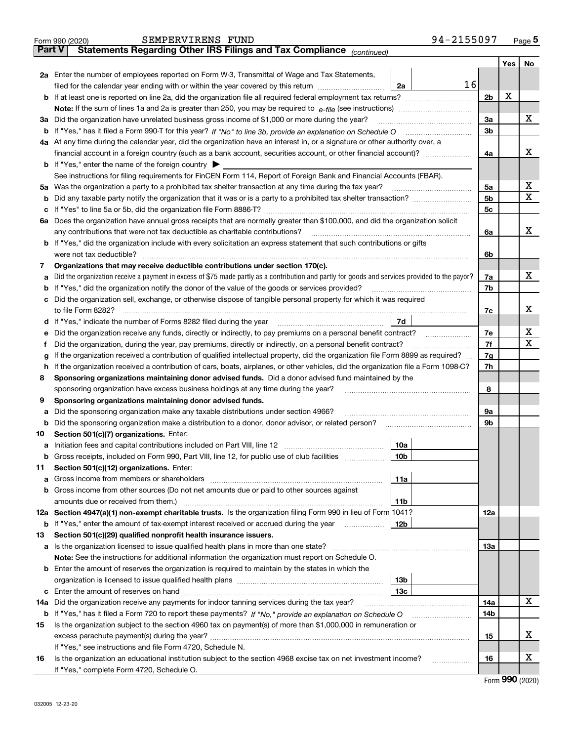Form 990 (2020) SEMPERVIRENS FUND 94-2155097

## Part V Statements Regarding Other IRS Filings and Tax Compliance *(continued)*

| | | | | | Yes | No |
|---|---|---|---|---|---|---|
| **2a** | Enter the number of employees reported on Form W-3, Transmittal of Wage and Tax Statements, filed for the calendar year ending with or within the year covered by this return | 2a | 16 | | | |
| **b** | If at least one is reported on line 2a, did the organization file all required federal employment tax returns? | | | 2b | X | |
| | **Note:** If the sum of lines 1a and 2a is greater than 250, you may be required to *e-file* (see instructions) | | | | | |
| **3a** | Did the organization have unrelated business gross income of $1,000 or more during the year? | | | 3a | | X |
| **b** | If "Yes," has it filed a Form 990-T for this year? *If "No" to line 3b, provide an explanation on Schedule O* | | | 3b | | |
| **4a** | At any time during the calendar year, did the organization have an interest in, or a signature or other authority over, a financial account in a foreign country (such as a bank account, securities account, or other financial account)? | | | 4a | | X |
| **b** | If "Yes," enter the name of the foreign country ▶ | | | | | |
| | See instructions for filing requirements for FinCEN Form 114, Report of Foreign Bank and Financial Accounts (FBAR). | | | | | |
| **5a** | Was the organization a party to a prohibited tax shelter transaction at any time during the tax year? | | | 5a | | X |
| **b** | Did any taxable party notify the organization that it was or is a party to a prohibited tax shelter transaction? | | | 5b | | X |
| **c** | If "Yes" to line 5a or 5b, did the organization file Form 8886-T? | | | 5c | | |
| **6a** | Does the organization have annual gross receipts that are normally greater than $100,000, and did the organization solicit any contributions that were not tax deductible as charitable contributions? | | | 6a | | X |
| **b** | If "Yes," did the organization include with every solicitation an express statement that such contributions or gifts were not tax deductible? | | | 6b | | |
| **7** | **Organizations that may receive deductible contributions under section 170(c).** | | | | | |
| **a** | Did the organization receive a payment in excess of $75 made partly as a contribution and partly for goods and services provided to the payor? | | | 7a | | X |
| **b** | If "Yes," did the organization notify the donor of the value of the goods or services provided? | | | 7b | | |
| **c** | Did the organization sell, exchange, or otherwise dispose of tangible personal property for which it was required to file Form 8282? | | | 7c | | X |
| **d** | If "Yes," indicate the number of Forms 8282 filed during the year | 7d | | | | |
| **e** | Did the organization receive any funds, directly or indirectly, to pay premiums on a personal benefit contract? | | | 7e | | X |
| **f** | Did the organization, during the year, pay premiums, directly or indirectly, on a personal benefit contract? | | | 7f | | X |
| **g** | If the organization received a contribution of qualified intellectual property, did the organization file Form 8899 as required? | | | 7g | | |
| **h** | If the organization received a contribution of cars, boats, airplanes, or other vehicles, did the organization file a Form 1098-C? | | | 7h | | |
| **8** | **Sponsoring organizations maintaining donor advised funds.** Did a donor advised fund maintained by the sponsoring organization have excess business holdings at any time during the year? | | | 8 | | |
| **9** | **Sponsoring organizations maintaining donor advised funds.** | | | | | |
| **a** | Did the sponsoring organization make any taxable distributions under section 4966? | | | 9a | | |
| **b** | Did the sponsoring organization make a distribution to a donor, donor advisor, or related person? | | | 9b | | |
| **10** | **Section 501(c)(7) organizations.** Enter: | | | | | |
| **a** | Initiation fees and capital contributions included on Part VIII, line 12 | 10a | | | | |
| **b** | Gross receipts, included on Form 990, Part VIII, line 12, for public use of club facilities | 10b | | | | |
| **11** | **Section 501(c)(12) organizations.** Enter: | | | | | |
| **a** | Gross income from members or shareholders | 11a | | | | |
| **b** | Gross income from other sources (Do not net amounts due or paid to other sources against amounts due or received from them.) | 11b | | | | |
| **12a** | **Section 4947(a)(1) non-exempt charitable trusts.** Is the organization filing Form 990 in lieu of Form 1041? | | | 12a | | |
| **b** | If "Yes," enter the amount of tax-exempt interest received or accrued during the year | 12b | | | | |
| **13** | **Section 501(c)(29) qualified nonprofit health insurance issuers.** | | | | | |
| **a** | Is the organization licensed to issue qualified health plans in more than one state? | | | 13a | | |
| | **Note:** See the instructions for additional information the organization must report on Schedule O. | | | | | |
| **b** | Enter the amount of reserves the organization is required to maintain by the states in which the organization is licensed to issue qualified health plans | 13b | | | | |
| **c** | Enter the amount of reserves on hand | 13c | | | | |
| **14a** | Did the organization receive any payments for indoor tanning services during the tax year? | | | 14a | | X |
| **b** | If "Yes," has it filed a Form 720 to report these payments? *If "No," provide an explanation on Schedule O* | | | 14b | | |
| **15** | Is the organization subject to the section 4960 tax on payment(s) of more than $1,000,000 in remuneration or excess parachute payment(s) during the year? | | | 15 | | X |
| | If "Yes," see instructions and file Form 4720, Schedule N. | | | | | |
| **16** | Is the organization an educational institution subject to the section 4968 excise tax on net investment income? | | | 16 | | X |
| | If "Yes," complete Form 4720, Schedule O. | | | | | |

Form **990** (2020)

032005 12-23-20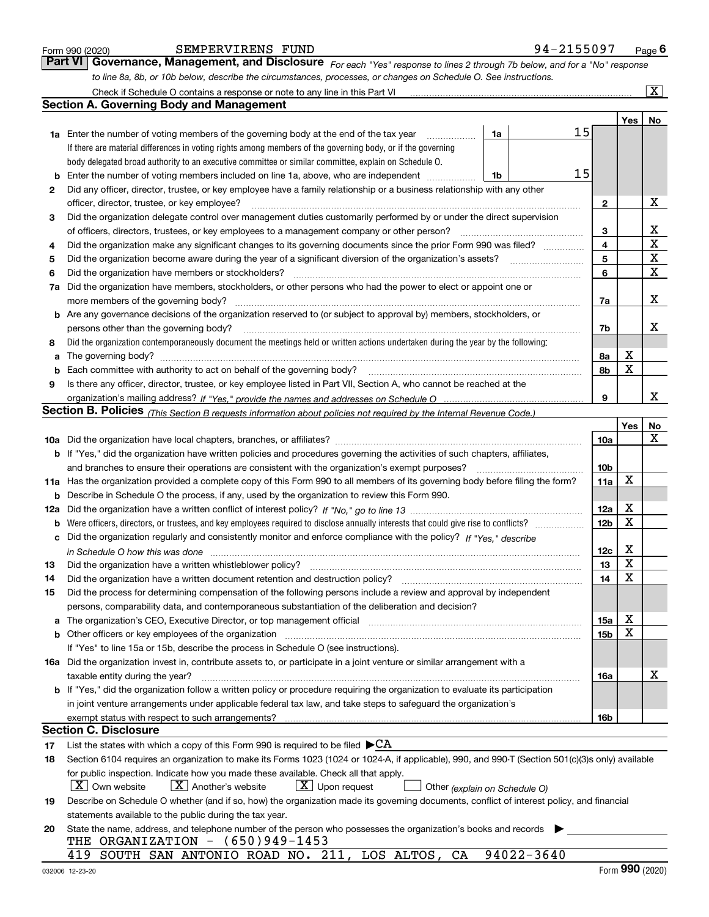Form 990 (2020) SEMPERVIRENS FUND 94-2155097 Page 6

## Part VI Governance, Management, and Disclosure

*For each "Yes" response to lines 2 through 7b below, and for a "No" response to line 8a, 8b, or 10b below, describe the circumstances, processes, or changes on Schedule O. See instructions.*

Check if Schedule O contains a response or note to any line in this Part VI [X]

### Section A. Governing Body and Management

| | | | Yes | No |
|---|---|---|---|---|
| **1a** | Enter the number of voting members of the governing body at the end of the tax year — **1a** 15 <br> If there are material differences in voting rights among members of the governing body, or if the governing body delegated broad authority to an executive committee or similar committee, explain on Schedule O. | | | |
| **b** | Enter the number of voting members included on line 1a, above, who are independent — **1b** 15 | | | |
| **2** | Did any officer, director, trustee, or key employee have a family relationship or a business relationship with any other officer, director, trustee, or key employee? | 2 | | X |
| **3** | Did the organization delegate control over management duties customarily performed by or under the direct supervision of officers, directors, trustees, or key employees to a management company or other person? | 3 | | X |
| **4** | Did the organization make any significant changes to its governing documents since the prior Form 990 was filed? | 4 | | X |
| **5** | Did the organization become aware during the year of a significant diversion of the organization's assets? | 5 | | X |
| **6** | Did the organization have members or stockholders? | 6 | | X |
| **7a** | Did the organization have members, stockholders, or other persons who had the power to elect or appoint one or more members of the governing body? | 7a | | X |
| **b** | Are any governance decisions of the organization reserved to (or subject to approval by) members, stockholders, or persons other than the governing body? | 7b | | X |
| **8** | Did the organization contemporaneously document the meetings held or written actions undertaken during the year by the following: | | | |
| **a** | The governing body? | 8a | X | |
| **b** | Each committee with authority to act on behalf of the governing body? | 8b | X | |
| **9** | Is there any officer, director, trustee, or key employee listed in Part VII, Section A, who cannot be reached at the organization's mailing address? *If "Yes," provide the names and addresses on Schedule O* | 9 | | X |

### Section B. Policies *(This Section B requests information about policies not required by the Internal Revenue Code.)*

| | | | Yes | No |
|---|---|---|---|---|
| **10a** | Did the organization have local chapters, branches, or affiliates? | 10a | | X |
| **b** | If "Yes," did the organization have written policies and procedures governing the activities of such chapters, affiliates, and branches to ensure their operations are consistent with the organization's exempt purposes? | 10b | | |
| **11a** | Has the organization provided a complete copy of this Form 990 to all members of its governing body before filing the form? | 11a | X | |
| **b** | Describe in Schedule O the process, if any, used by the organization to review this Form 990. | | | |
| **12a** | Did the organization have a written conflict of interest policy? *If "No," go to line 13* | 12a | X | |
| **b** | Were officers, directors, or trustees, and key employees required to disclose annually interests that could give rise to conflicts? | 12b | X | |
| **c** | Did the organization regularly and consistently monitor and enforce compliance with the policy? *If "Yes," describe in Schedule O how this was done* | 12c | X | |
| **13** | Did the organization have a written whistleblower policy? | 13 | X | |
| **14** | Did the organization have a written document retention and destruction policy? | 14 | X | |
| **15** | Did the process for determining compensation of the following persons include a review and approval by independent persons, comparability data, and contemporaneous substantiation of the deliberation and decision? | | | |
| **a** | The organization's CEO, Executive Director, or top management official | 15a | X | |
| **b** | Other officers or key employees of the organization <br> If "Yes" to line 15a or 15b, describe the process in Schedule O (see instructions). | 15b | X | |
| **16a** | Did the organization invest in, contribute assets to, or participate in a joint venture or similar arrangement with a taxable entity during the year? | 16a | | X |
| **b** | If "Yes," did the organization follow a written policy or procedure requiring the organization to evaluate its participation in joint venture arrangements under applicable federal tax law, and take steps to safeguard the organization's exempt status with respect to such arrangements? | 16b | | |

### Section C. Disclosure

**17** List the states with which a copy of this Form 990 is required to be filed ▶ CA

**18** Section 6104 requires an organization to make its Forms 1023 (1024 or 1024-A, if applicable), 990, and 990-T (Section 501(c)(3)s only) available for public inspection. Indicate how you made these available. Check all that apply.

[X] Own website [X] Another's website [X] Upon request [ ] Other *(explain on Schedule O)*

**19** Describe on Schedule O whether (and if so, how) the organization made its governing documents, conflict of interest policy, and financial statements available to the public during the tax year.

**20** State the name, address, and telephone number of the person who possesses the organization's books and records ▶

THE ORGANIZATION - (650)949-1453
419 SOUTH SAN ANTONIO ROAD NO. 211, LOS ALTOS, CA 94022-3640

032006 12-23-20 Form **990** (2020)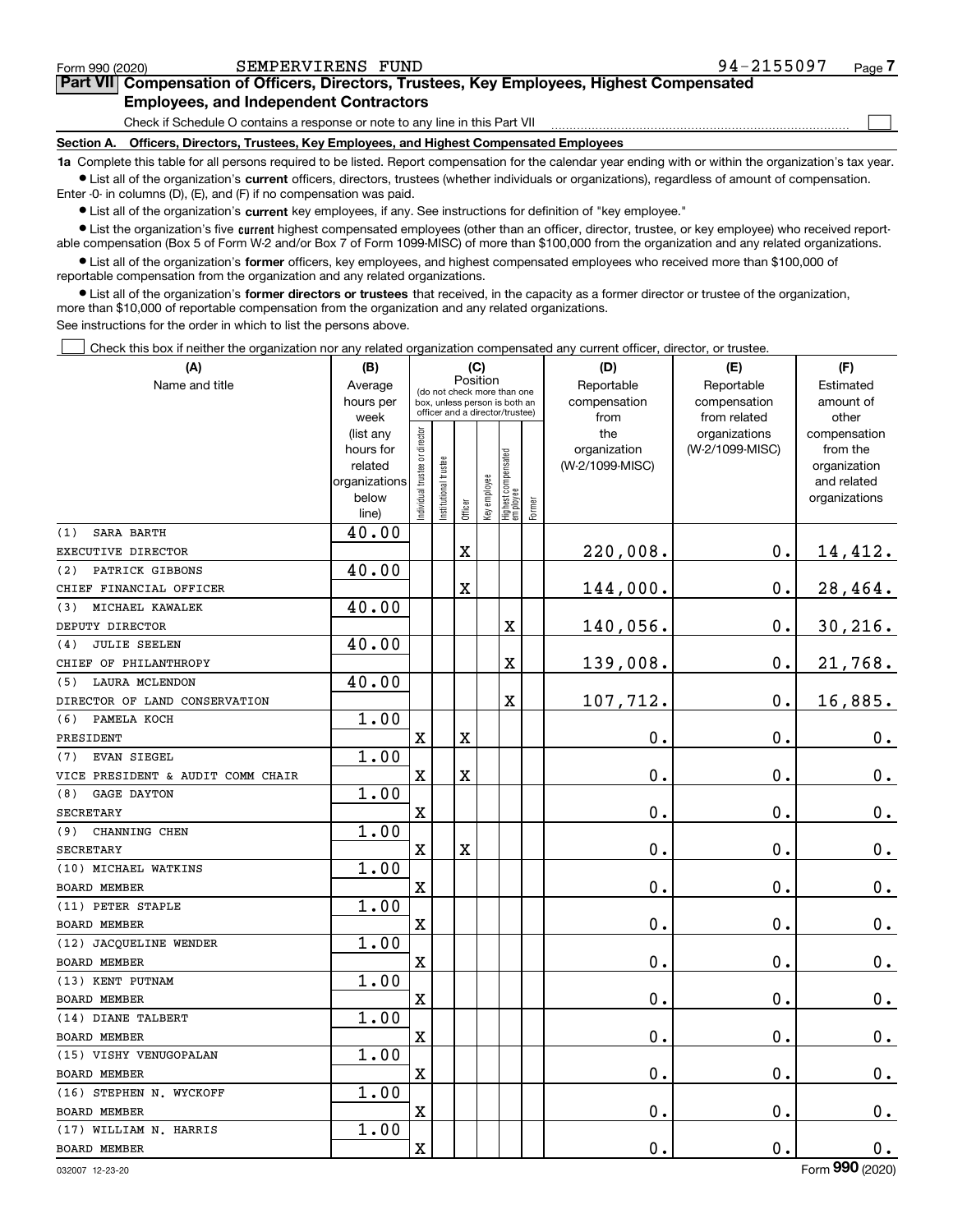Form 990 (2020) SEMPERVIRENS FUND 94-2155097

## Part VII Compensation of Officers, Directors, Trustees, Key Employees, Highest Compensated Employees, and Independent Contractors

Check if Schedule O contains a response or note to any line in this Part VII ☐

### Section A. Officers, Directors, Trustees, Key Employees, and Highest Compensated Employees

**1a** Complete this table for all persons required to be listed. Report compensation for the calendar year ending with or within the organization's tax year.

- List all of the organization's **current** officers, directors, trustees (whether individuals or organizations), regardless of amount of compensation. Enter -0- in columns (D), (E), and (F) if no compensation was paid.
- List all of the organization's **current** key employees, if any. See instructions for definition of "key employee."
- List the organization's five **current** highest compensated employees (other than an officer, director, trustee, or key employee) who received reportable compensation (Box 5 of Form W-2 and/or Box 7 of Form 1099-MISC) of more than $100,000 from the organization and any related organizations.
- List all of the organization's **former** officers, key employees, and highest compensated employees who received more than $100,000 of reportable compensation from the organization and any related organizations.
- List all of the organization's **former directors or trustees** that received, in the capacity as a former director or trustee of the organization, more than $10,000 of reportable compensation from the organization and any related organizations.

See instructions for the order in which to list the persons above.

☐ Check this box if neither the organization nor any related organization compensated any current officer, director, or trustee.

| (A) Name and title | (B) Average hours per week (list any hours for related organizations below line) | (C) Position (do not check more than one box, unless person is both an officer and a director/trustee) | | | | | | (D) Reportable compensation from the organization (W-2/1099-MISC) | (E) Reportable compensation from related organizations (W-2/1099-MISC) | (F) Estimated amount of other compensation from the organization and related organizations |
|---|---|---|---|---|---|---|---|---|---|---|
| | | Individual trustee or director | Institutional trustee | Officer | Key employee | Highest compensated employee | Former | | | |
| (1) SARA BARTH<br>EXECUTIVE DIRECTOR | 40.00 | | | X | | | | 220,008. | 0. | 14,412. |
| (2) PATRICK GIBBONS<br>CHIEF FINANCIAL OFFICER | 40.00 | | | X | | | | 144,000. | 0. | 28,464. |
| (3) MICHAEL KAWALEK<br>DEPUTY DIRECTOR | 40.00 | | | | | X | | 140,056. | 0. | 30,216. |
| (4) JULIE SEELEN<br>CHIEF OF PHILANTHROPY | 40.00 | | | | | X | | 139,008. | 0. | 21,768. |
| (5) LAURA MCLENDON<br>DIRECTOR OF LAND CONSERVATION | 40.00 | | | | | X | | 107,712. | 0. | 16,885. |
| (6) PAMELA KOCH<br>PRESIDENT | 1.00 | X | | X | | | | 0. | 0. | 0. |
| (7) EVAN SIEGEL<br>VICE PRESIDENT & AUDIT COMM CHAIR | 1.00 | X | | X | | | | 0. | 0. | 0. |
| (8) GAGE DAYTON<br>SECRETARY | 1.00 | X | | | | | | 0. | 0. | 0. |
| (9) CHANNING CHEN<br>SECRETARY | 1.00 | X | | X | | | | 0. | 0. | 0. |
| (10) MICHAEL WATKINS<br>BOARD MEMBER | 1.00 | X | | | | | | 0. | 0. | 0. |
| (11) PETER STAPLE<br>BOARD MEMBER | 1.00 | X | | | | | | 0. | 0. | 0. |
| (12) JACQUELINE WENDER<br>BOARD MEMBER | 1.00 | X | | | | | | 0. | 0. | 0. |
| (13) KENT PUTNAM<br>BOARD MEMBER | 1.00 | X | | | | | | 0. | 0. | 0. |
| (14) DIANE TALBERT<br>BOARD MEMBER | 1.00 | X | | | | | | 0. | 0. | 0. |
| (15) VISHY VENUGOPALAN<br>BOARD MEMBER | 1.00 | X | | | | | | 0. | 0. | 0. |
| (16) STEPHEN N. WYCKOFF<br>BOARD MEMBER | 1.00 | X | | | | | | 0. | 0. | 0. |
| (17) WILLIAM N. HARRIS<br>BOARD MEMBER | 1.00 | X | | | | | | 0. | 0. | 0. |

032007 12-23-20 Form 990 (2020)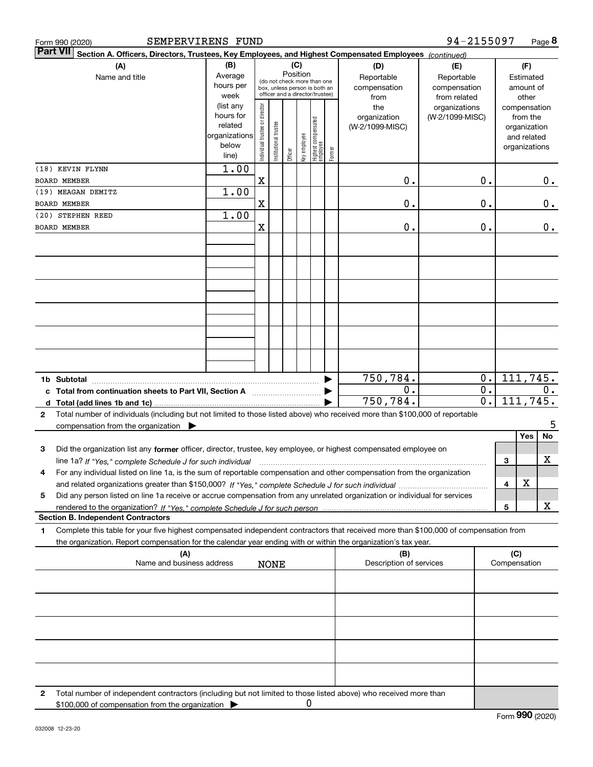Form 990 (2020) SEMPERVIRENS FUND 94-2155097

**Part VII Section A. Officers, Directors, Trustees, Key Employees, and Highest Compensated Employees** *(continued)*

| (A) Name and title | (B) Average hours per week (list any hours for related organizations below line) | (C) Position: Individual trustee or director | Institutional trustee | Officer | Key employee | Highest compensated employee | Former | (D) Reportable compensation from the organization (W-2/1099-MISC) | (E) Reportable compensation from related organizations (W-2/1099-MISC) | (F) Estimated amount of other compensation from the organization and related organizations |
|---|---|---|---|---|---|---|---|---|---|---|
| (18) KEVIN FLYNN<br>BOARD MEMBER | 1.00 | X | | | | | | 0. | 0. | 0. |
| (19) MEAGAN DEMITZ<br>BOARD MEMBER | 1.00 | X | | | | | | 0. | 0. | 0. |
| (20) STEPHEN REED<br>BOARD MEMBER | 1.00 | X | | | | | | 0. | 0. | 0. |
| 1b Subtotal | | | | | | | | 750,784. | 0. | 111,745. |
| c Total from continuation sheets to Part VII, Section A | | | | | | | | 0. | 0. | 0. |
| d Total (add lines 1b and 1c) | | | | | | | | 750,784. | 0. | 111,745. |

2 Total number of individuals (including but not limited to those listed above) who received more than $100,000 of reportable compensation from the organization ▶ 5

| | | Yes | No |
|---|---|---|---|
| 3 Did the organization list any **former** officer, director, trustee, key employee, or highest compensated employee on line 1a? *If "Yes," complete Schedule J for such individual* | 3 | | X |
| 4 For any individual listed on line 1a, is the sum of reportable compensation and other compensation from the organization and related organizations greater than $150,000? *If "Yes," complete Schedule J for such individual* | 4 | X | |
| 5 Did any person listed on line 1a receive or accrue compensation from any unrelated organization or individual for services rendered to the organization? *If "Yes," complete Schedule J for such person* | 5 | | X |

**Section B. Independent Contractors**

1 Complete this table for your five highest compensated independent contractors that received more than $100,000 of compensation from the organization. Report compensation for the calendar year ending with or within the organization's tax year.

| (A) Name and business address | (B) Description of services | (C) Compensation |
|---|---|---|
| NONE | | |

2 Total number of independent contractors (including but not limited to those listed above) who received more than $100,000 of compensation from the organization ▶ 0

Form **990** (2020)

032008 12-23-20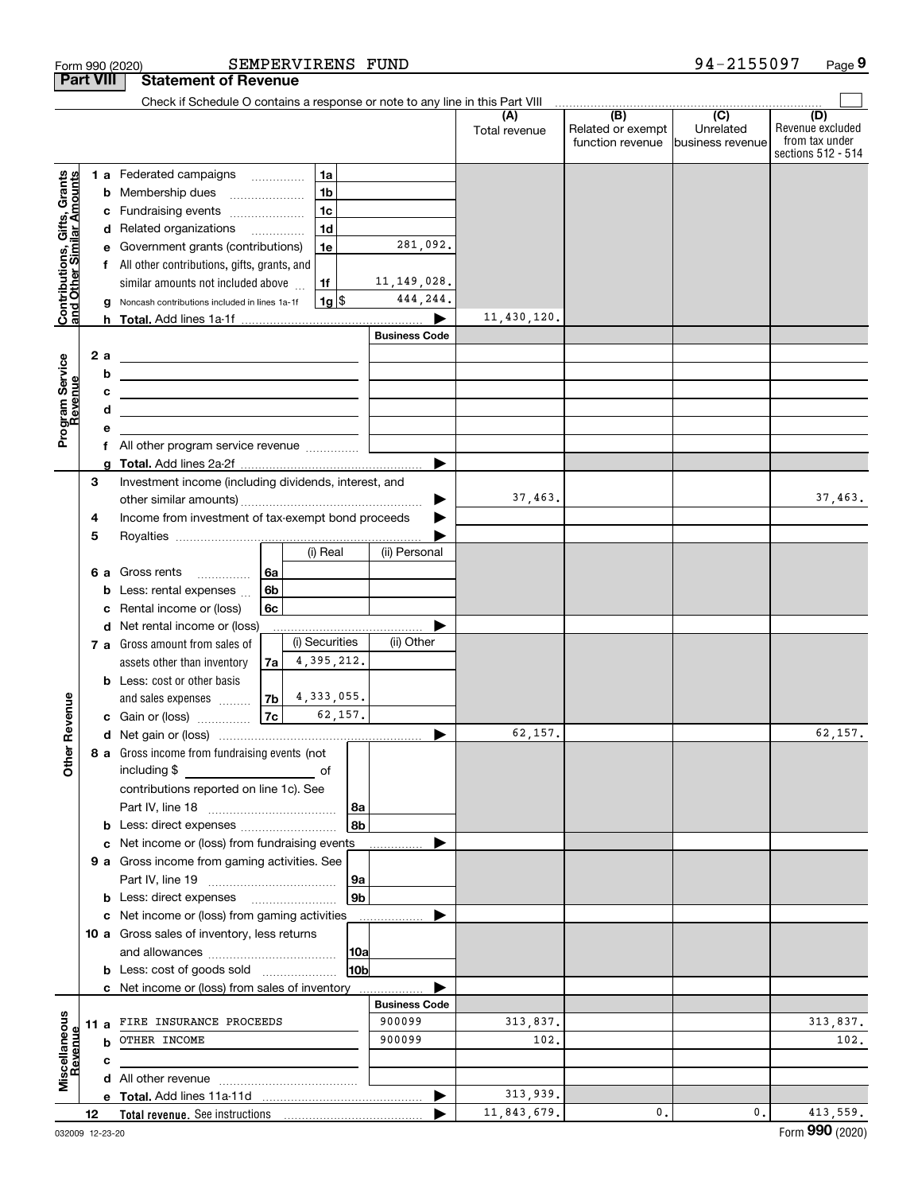Form 990 (2020) SEMPERVIRENS FUND 94-2155097

## Part VIII Statement of Revenue

Check if Schedule O contains a response or note to any line in this Part VIII

| | | | | (A) Total revenue | (B) Related or exempt function revenue | (C) Unrelated business revenue | (D) Revenue excluded from tax under sections 512 - 514 |
|---|---|---|---|---|---|---|---|
| **Contributions, Gifts, Grants and Other Similar Amounts** | 1 a Federated campaigns | 1a | | | | | |
| | b Membership dues | 1b | | | | | |
| | c Fundraising events | 1c | | | | | |
| | d Related organizations | 1d | | | | | |
| | e Government grants (contributions) | 1e | 281,092. | | | | |
| | f All other contributions, gifts, grants, and similar amounts not included above | 1f | 11,149,028. | | | | |
| | g Noncash contributions included in lines 1a-1f | 1g $ | 444,244. | | | | |
| | h **Total.** Add lines 1a-1f | | | 11,430,120. | | | |
| **Program Service Revenue** | | | Business Code | | | | |
| | 2 a | | | | | | |
| | b | | | | | | |
| | c | | | | | | |
| | d | | | | | | |
| | e | | | | | | |
| | f All other program service revenue | | | | | | |
| | g **Total.** Add lines 2a-2f | | | | | | |
| **Other Revenue** | 3 Investment income (including dividends, interest, and other similar amounts) | | | 37,463. | | | 37,463. |
| | 4 Income from investment of tax-exempt bond proceeds | | | | | | |
| | 5 Royalties | | | | | | |
| | | (i) Real | (ii) Personal | | | | |
| | 6 a Gross rents 6a | | | | | | |
| | b Less: rental expenses 6b | | | | | | |
| | c Rental income or (loss) 6c | | | | | | |
| | d Net rental income or (loss) | | | | | | |
| | | (i) Securities | (ii) Other | | | | |
| | 7 a Gross amount from sales of assets other than inventory 7a | 4,395,212. | | | | | |
| | b Less: cost or other basis and sales expenses 7b | 4,333,055. | | | | | |
| | c Gain or (loss) 7c | 62,157. | | | | | |
| | d Net gain or (loss) | | | 62,157. | | | 62,157. |
| | 8 a Gross income from fundraising events (not including $ of contributions reported on line 1c). See Part IV, line 18 | 8a | | | | | |
| | b Less: direct expenses | 8b | | | | | |
| | c Net income or (loss) from fundraising events | | | | | | |
| | 9 a Gross income from gaming activities. See Part IV, line 19 | 9a | | | | | |
| | b Less: direct expenses | 9b | | | | | |
| | c Net income or (loss) from gaming activities | | | | | | |
| | 10 a Gross sales of inventory, less returns and allowances | 10a | | | | | |
| | b Less: cost of goods sold | 10b | | | | | |
| | c Net income or (loss) from sales of inventory | | | | | | |
| **Miscellaneous Revenue** | | | Business Code | | | | |
| | 11 a FIRE INSURANCE PROCEEDS | | 900099 | 313,837. | | | 313,837. |
| | b OTHER INCOME | | 900099 | 102. | | | 102. |
| | c | | | | | | |
| | d All other revenue | | | | | | |
| | e **Total.** Add lines 11a-11d | | | 313,939. | | | |
| | 12 **Total revenue.** See instructions | | | 11,843,679. | 0. | 0. | 413,559. |

032009 12-23-20 Form **990** (2020)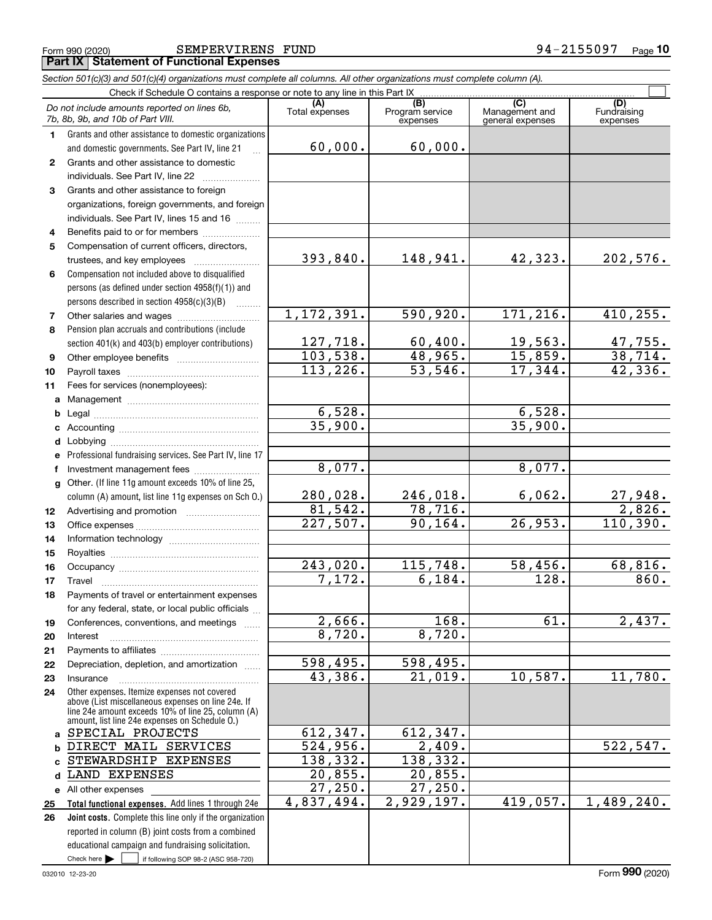Form 990 (2020) SEMPERVIRENS FUND 94-2155097

## Part IX Statement of Functional Expenses

*Section 501(c)(3) and 501(c)(4) organizations must complete all columns. All other organizations must complete column (A).*

Check if Schedule O contains a response or note to any line in this Part IX

| *Do not include amounts reported on lines 6b, 7b, 8b, 9b, and 10b of Part VIII.* | (A) Total expenses | (B) Program service expenses | (C) Management and general expenses | (D) Fundraising expenses |
|---|---|---|---|---|
| **1** Grants and other assistance to domestic organizations and domestic governments. See Part IV, line 21 | 60,000. | 60,000. | | |
| **2** Grants and other assistance to domestic individuals. See Part IV, line 22 | | | | |
| **3** Grants and other assistance to foreign organizations, foreign governments, and foreign individuals. See Part IV, lines 15 and 16 | | | | |
| **4** Benefits paid to or for members | | | | |
| **5** Compensation of current officers, directors, trustees, and key employees | 393,840. | 148,941. | 42,323. | 202,576. |
| **6** Compensation not included above to disqualified persons (as defined under section 4958(f)(1)) and persons described in section 4958(c)(3)(B) | | | | |
| **7** Other salaries and wages | 1,172,391. | 590,920. | 171,216. | 410,255. |
| **8** Pension plan accruals and contributions (include section 401(k) and 403(b) employer contributions) | 127,718. | 60,400. | 19,563. | 47,755. |
| **9** Other employee benefits | 103,538. | 48,965. | 15,859. | 38,714. |
| **10** Payroll taxes | 113,226. | 53,546. | 17,344. | 42,336. |
| **11** Fees for services (nonemployees): | | | | |
| **a** Management | | | | |
| **b** Legal | 6,528. | | 6,528. | |
| **c** Accounting | 35,900. | | 35,900. | |
| **d** Lobbying | | | | |
| **e** Professional fundraising services. See Part IV, line 17 | | | | |
| **f** Investment management fees | 8,077. | | 8,077. | |
| **g** Other. (If line 11g amount exceeds 10% of line 25, column (A) amount, list line 11g expenses on Sch O.) | 280,028. | 246,018. | 6,062. | 27,948. |
| **12** Advertising and promotion | 81,542. | 78,716. | | 2,826. |
| **13** Office expenses | 227,507. | 90,164. | 26,953. | 110,390. |
| **14** Information technology | | | | |
| **15** Royalties | | | | |
| **16** Occupancy | 243,020. | 115,748. | 58,456. | 68,816. |
| **17** Travel | 7,172. | 6,184. | 128. | 860. |
| **18** Payments of travel or entertainment expenses for any federal, state, or local public officials | | | | |
| **19** Conferences, conventions, and meetings | 2,666. | 168. | 61. | 2,437. |
| **20** Interest | 8,720. | 8,720. | | |
| **21** Payments to affiliates | | | | |
| **22** Depreciation, depletion, and amortization | 598,495. | 598,495. | | |
| **23** Insurance | 43,386. | 21,019. | 10,587. | 11,780. |
| **24** Other expenses. Itemize expenses not covered above (List miscellaneous expenses on line 24e. If line 24e amount exceeds 10% of line 25, column (A) amount, list line 24e expenses on Schedule O.) | | | | |
| **a** SPECIAL PROJECTS | 612,347. | 612,347. | | |
| **b** DIRECT MAIL SERVICES | 524,956. | 2,409. | | 522,547. |
| **c** STEWARDSHIP EXPENSES | 138,332. | 138,332. | | |
| **d** LAND EXPENSES | 20,855. | 20,855. | | |
| **e** All other expenses | 27,250. | 27,250. | | |
| **25 Total functional expenses.** Add lines 1 through 24e | 4,837,494. | 2,929,197. | 419,057. | 1,489,240. |
| **26 Joint costs.** Complete this line only if the organization reported in column (B) joint costs from a combined educational campaign and fundraising solicitation. Check here ☐ if following SOP 98-2 (ASC 958-720) | | | | |

032010 12-23-20 Form **990** (2020)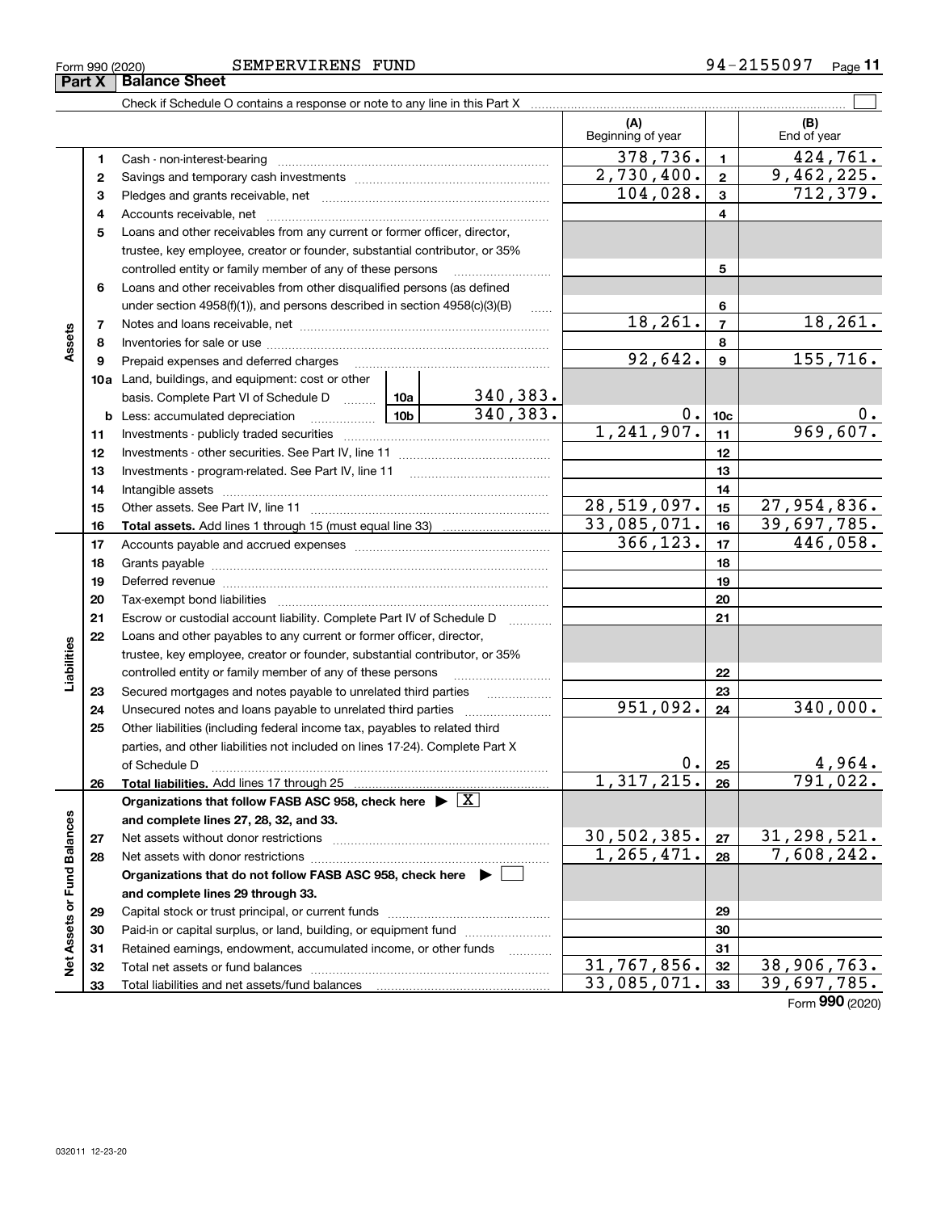Form 990 (2020) SEMPERVIRENS FUND 94-2155097

## Part X Balance Sheet

Check if Schedule O contains a response or note to any line in this Part X

| | | | | (A) Beginning of year | | (B) End of year |
|---|---|---|---|---|---|---|
| **Assets** | 1 | Cash - non-interest-bearing | | 378,736. | 1 | 424,761. |
| | 2 | Savings and temporary cash investments | | 2,730,400. | 2 | 9,462,225. |
| | 3 | Pledges and grants receivable, net | | 104,028. | 3 | 712,379. |
| | 4 | Accounts receivable, net | | | 4 | |
| | 5 | Loans and other receivables from any current or former officer, director, trustee, key employee, creator or founder, substantial contributor, or 35% controlled entity or family member of any of these persons | | | 5 | |
| | 6 | Loans and other receivables from other disqualified persons (as defined under section 4958(f)(1)), and persons described in section 4958(c)(3)(B) | | | 6 | |
| | 7 | Notes and loans receivable, net | | 18,261. | 7 | 18,261. |
| | 8 | Inventories for sale or use | | | 8 | |
| | 9 | Prepaid expenses and deferred charges | | 92,642. | 9 | 155,716. |
| | 10a | Land, buildings, and equipment: cost or other basis. Complete Part VI of Schedule D | 10a 340,383. | | | |
| | b | Less: accumulated depreciation | 10b 340,383. | 0. | 10c | 0. |
| | 11 | Investments - publicly traded securities | | 1,241,907. | 11 | 969,607. |
| | 12 | Investments - other securities. See Part IV, line 11 | | | 12 | |
| | 13 | Investments - program-related. See Part IV, line 11 | | | 13 | |
| | 14 | Intangible assets | | | 14 | |
| | 15 | Other assets. See Part IV, line 11 | | 28,519,097. | 15 | 27,954,836. |
| | 16 | **Total assets.** Add lines 1 through 15 (must equal line 33) | | 33,085,071. | 16 | 39,697,785. |
| **Liabilities** | 17 | Accounts payable and accrued expenses | | 366,123. | 17 | 446,058. |
| | 18 | Grants payable | | | 18 | |
| | 19 | Deferred revenue | | | 19 | |
| | 20 | Tax-exempt bond liabilities | | | 20 | |
| | 21 | Escrow or custodial account liability. Complete Part IV of Schedule D | | | 21 | |
| | 22 | Loans and other payables to any current or former officer, director, trustee, key employee, creator or founder, substantial contributor, or 35% controlled entity or family member of any of these persons | | | 22 | |
| | 23 | Secured mortgages and notes payable to unrelated third parties | | | 23 | |
| | 24 | Unsecured notes and loans payable to unrelated third parties | | 951,092. | 24 | 340,000. |
| | 25 | Other liabilities (including federal income tax, payables to related third parties, and other liabilities not included on lines 17-24). Complete Part X of Schedule D | | 0. | 25 | 4,964. |
| | 26 | **Total liabilities.** Add lines 17 through 25 | | 1,317,215. | 26 | 791,022. |
| **Net Assets or Fund Balances** | | **Organizations that follow FASB ASC 958, check here** ▶ [X] **and complete lines 27, 28, 32, and 33.** | | | | |
| | 27 | Net assets without donor restrictions | | 30,502,385. | 27 | 31,298,521. |
| | 28 | Net assets with donor restrictions | | 1,265,471. | 28 | 7,608,242. |
| | | **Organizations that do not follow FASB ASC 958, check here** ▶ [ ] **and complete lines 29 through 33.** | | | | |
| | 29 | Capital stock or trust principal, or current funds | | | 29 | |
| | 30 | Paid-in or capital surplus, or land, building, or equipment fund | | | 30 | |
| | 31 | Retained earnings, endowment, accumulated income, or other funds | | | 31 | |
| | 32 | Total net assets or fund balances | | 31,767,856. | 32 | 38,906,763. |
| | 33 | Total liabilities and net assets/fund balances | | 33,085,071. | 33 | 39,697,785. |

Form **990** (2020)

032011 12-23-20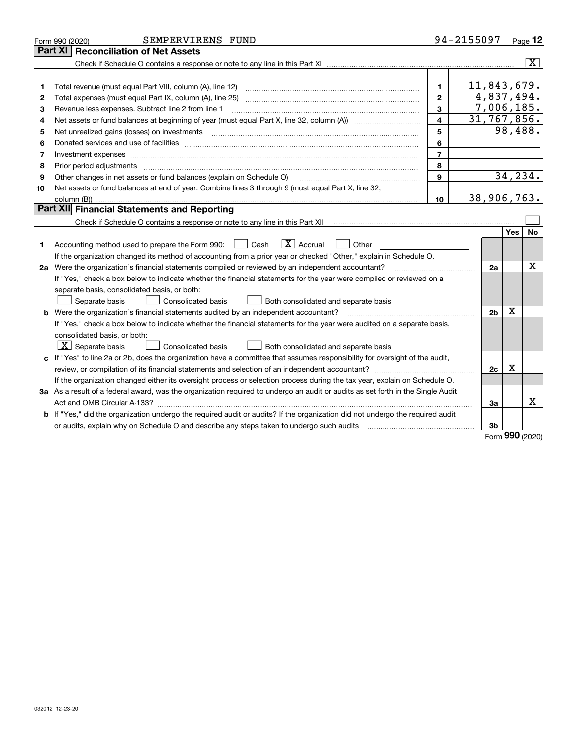Form 990 (2020) SEMPERVIRENS FUND 94-2155097

## Part XI Reconciliation of Net Assets

Check if Schedule O contains a response or note to any line in this Part XI ..... [X]

| | | | |
|---|---|---|---|
| 1 | Total revenue (must equal Part VIII, column (A), line 12) | 1 | 11,843,679. |
| 2 | Total expenses (must equal Part IX, column (A), line 25) | 2 | 4,837,494. |
| 3 | Revenue less expenses. Subtract line 2 from line 1 | 3 | 7,006,185. |
| 4 | Net assets or fund balances at beginning of year (must equal Part X, line 32, column (A)) | 4 | 31,767,856. |
| 5 | Net unrealized gains (losses) on investments | 5 | 98,488. |
| 6 | Donated services and use of facilities | 6 | |
| 7 | Investment expenses | 7 | |
| 8 | Prior period adjustments | 8 | |
| 9 | Other changes in net assets or fund balances (explain on Schedule O) | 9 | 34,234. |
| 10 | Net assets or fund balances at end of year. Combine lines 3 through 9 (must equal Part X, line 32, column (B)) | 10 | 38,906,763. |

## Part XII Financial Statements and Reporting

Check if Schedule O contains a response or note to any line in this Part XII ..... [ ]

| | | | Yes | No |
|---|---|---|---|---|
| 1 | Accounting method used to prepare the Form 990: [ ] Cash [X] Accrual [ ] Other<br>If the organization changed its method of accounting from a prior year or checked "Other," explain in Schedule O. | | | |
| 2a | Were the organization's financial statements compiled or reviewed by an independent accountant?<br>If "Yes," check a box below to indicate whether the financial statements for the year were compiled or reviewed on a separate basis, consolidated basis, or both:<br>[ ] Separate basis [ ] Consolidated basis [ ] Both consolidated and separate basis | 2a | | X |
| b | Were the organization's financial statements audited by an independent accountant?<br>If "Yes," check a box below to indicate whether the financial statements for the year were audited on a separate basis, consolidated basis, or both:<br>[X] Separate basis [ ] Consolidated basis [ ] Both consolidated and separate basis | 2b | X | |
| c | If "Yes" to line 2a or 2b, does the organization have a committee that assumes responsibility for oversight of the audit, review, or compilation of its financial statements and selection of an independent accountant?<br>If the organization changed either its oversight process or selection process during the tax year, explain on Schedule O. | 2c | X | |
| 3a | As a result of a federal award, was the organization required to undergo an audit or audits as set forth in the Single Audit Act and OMB Circular A-133? | 3a | | X |
| b | If "Yes," did the organization undergo the required audit or audits? If the organization did not undergo the required audit or audits, explain why on Schedule O and describe any steps taken to undergo such audits | 3b | | |

Form **990** (2020)

032012 12-23-20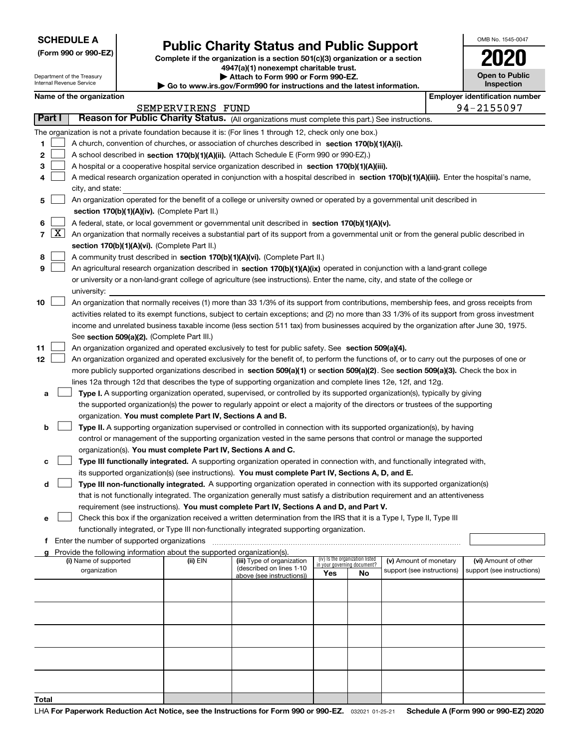**SCHEDULE A**
**(Form 990 or 990-EZ)**

Department of the Treasury
Internal Revenue Service

# Public Charity Status and Public Support

**Complete if the organization is a section 501(c)(3) organization or a section 4947(a)(1) nonexempt charitable trust.**
**▶ Attach to Form 990 or Form 990-EZ.**
**▶ Go to www.irs.gov/Form990 for instructions and the latest information.**

OMB No. 1545-0047
**2020**
**Open to Public Inspection**

**Name of the organization:** SEMPERVIRENS FUND
**Employer identification number:** 94-2155097

## Part I Reason for Public Charity Status. (All organizations must complete this part.) See instructions.

The organization is not a private foundation because it is: (For lines 1 through 12, check only one box.)

1. [ ] A church, convention of churches, or association of churches described in **section 170(b)(1)(A)(i).**
2. [ ] A school described in **section 170(b)(1)(A)(ii).** (Attach Schedule E (Form 990 or 990-EZ).)
3. [ ] A hospital or a cooperative hospital service organization described in **section 170(b)(1)(A)(iii).**
4. [ ] A medical research organization operated in conjunction with a hospital described in **section 170(b)(1)(A)(iii).** Enter the hospital's name, city, and state:
5. [ ] An organization operated for the benefit of a college or university owned or operated by a governmental unit described in **section 170(b)(1)(A)(iv).** (Complete Part II.)
6. [ ] A federal, state, or local government or governmental unit described in **section 170(b)(1)(A)(v).**
7. [X] An organization that normally receives a substantial part of its support from a governmental unit or from the general public described in **section 170(b)(1)(A)(vi).** (Complete Part II.)
8. [ ] A community trust described in **section 170(b)(1)(A)(vi).** (Complete Part II.)
9. [ ] An agricultural research organization described in **section 170(b)(1)(A)(ix)** operated in conjunction with a land-grant college or university or a non-land-grant college of agriculture (see instructions). Enter the name, city, and state of the college or university:
10. [ ] An organization that normally receives (1) more than 33 1/3% of its support from contributions, membership fees, and gross receipts from activities related to its exempt functions, subject to certain exceptions; and (2) no more than 33 1/3% of its support from gross investment income and unrelated business taxable income (less section 511 tax) from businesses acquired by the organization after June 30, 1975. See **section 509(a)(2).** (Complete Part III.)
11. [ ] An organization organized and operated exclusively to test for public safety. See **section 509(a)(4).**
12. [ ] An organization organized and operated exclusively for the benefit of, to perform the functions of, or to carry out the purposes of one or more publicly supported organizations described in **section 509(a)(1)** or **section 509(a)(2).** See **section 509(a)(3).** Check the box in lines 12a through 12d that describes the type of supporting organization and complete lines 12e, 12f, and 12g.
   - **a** [ ] **Type I.** A supporting organization operated, supervised, or controlled by its supported organization(s), typically by giving the supported organization(s) the power to regularly appoint or elect a majority of the directors or trustees of the supporting organization. **You must complete Part IV, Sections A and B.**
   - **b** [ ] **Type II.** A supporting organization supervised or controlled in connection with its supported organization(s), by having control or management of the supporting organization vested in the same persons that control or manage the supported organization(s). **You must complete Part IV, Sections A and C.**
   - **c** [ ] **Type III functionally integrated.** A supporting organization operated in connection with, and functionally integrated with, its supported organization(s) (see instructions). **You must complete Part IV, Sections A, D, and E.**
   - **d** [ ] **Type III non-functionally integrated.** A supporting organization operated in connection with its supported organization(s) that is not functionally integrated. The organization generally must satisfy a distribution requirement and an attentiveness requirement (see instructions). **You must complete Part IV, Sections A and D, and Part V.**
   - **e** [ ] Check this box if the organization received a written determination from the IRS that it is a Type I, Type II, Type III functionally integrated, or Type III non-functionally integrated supporting organization.
   - **f** Enter the number of supported organizations
   - **g** Provide the following information about the supported organization(s).

| (i) Name of supported organization | (ii) EIN | (iii) Type of organization (described on lines 1-10 above (see instructions)) | (iv) Is the organization listed in your governing document? Yes | No | (v) Amount of monetary support (see instructions) | (vi) Amount of other support (see instructions) |
|---|---|---|---|---|---|---|
| | | | | | | |
| | | | | | | |
| | | | | | | |
| | | | | | | |
| | | | | | | |
| **Total** | | | | | | |

LHA **For Paperwork Reduction Act Notice, see the Instructions for Form 990 or 990-EZ.** 032021 01-25-21 **Schedule A (Form 990 or 990-EZ) 2020**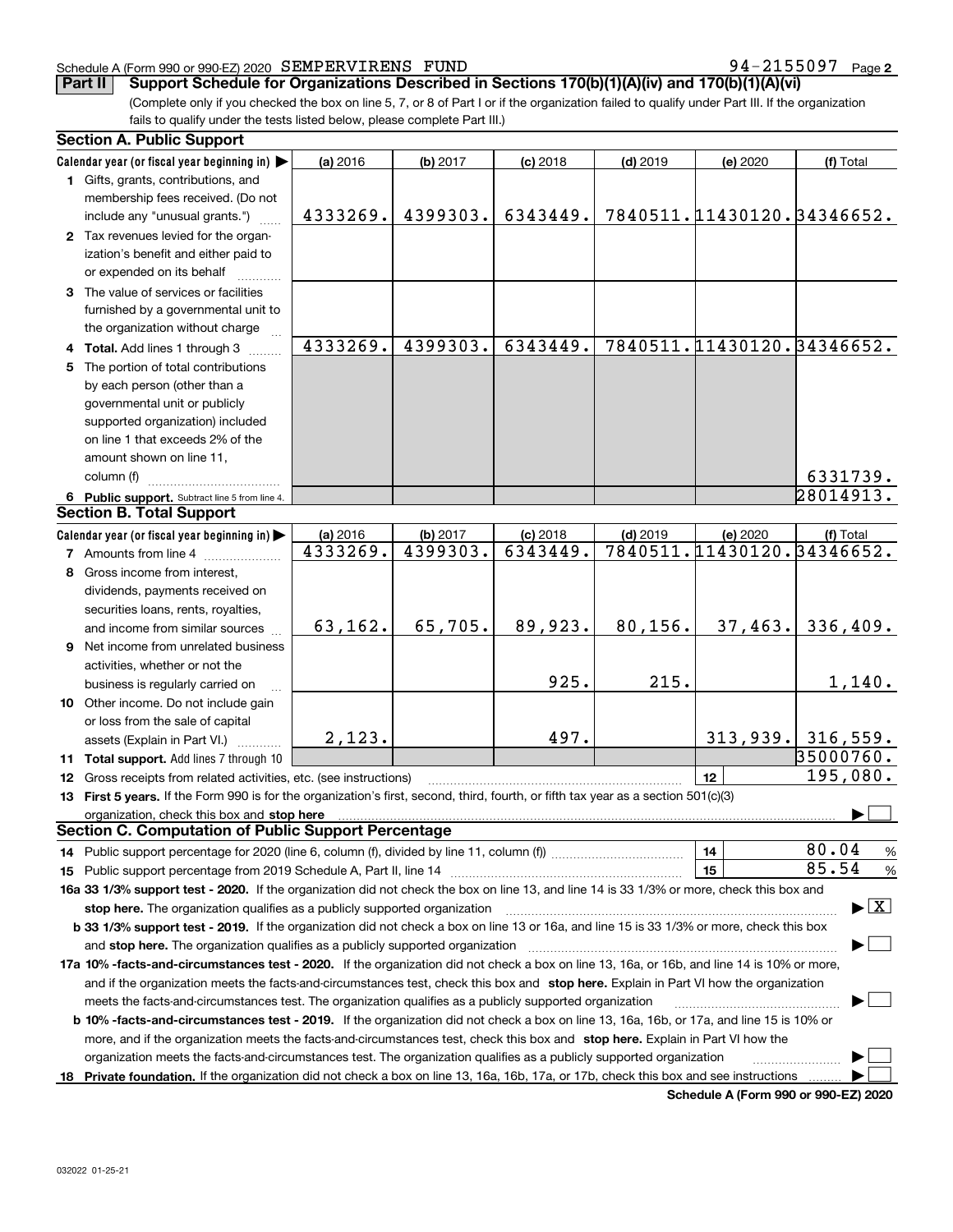Schedule A (Form 990 or 990-EZ) 2020 SEMPERVIRENS FUND 94-2155097

## Part II Support Schedule for Organizations Described in Sections 170(b)(1)(A)(iv) and 170(b)(1)(A)(vi)

(Complete only if you checked the box on line 5, 7, or 8 of Part I or if the organization failed to qualify under Part III. If the organization fails to qualify under the tests listed below, please complete Part III.)

### Section A. Public Support

| Calendar year (or fiscal year beginning in) | (a) 2016 | (b) 2017 | (c) 2018 | (d) 2019 | (e) 2020 | (f) Total |
|---|---|---|---|---|---|---|
| 1 Gifts, grants, contributions, and membership fees received. (Do not include any "unusual grants.") | 4333269. | 4399303. | 6343449. | 7840511. | 11430120. | 34346652. |
| 2 Tax revenues levied for the organization's benefit and either paid to or expended on its behalf | | | | | | |
| 3 The value of services or facilities furnished by a governmental unit to the organization without charge | | | | | | |
| 4 Total. Add lines 1 through 3 | 4333269. | 4399303. | 6343449. | 7840511. | 11430120. | 34346652. |
| 5 The portion of total contributions by each person (other than a governmental unit or publicly supported organization) included on line 1 that exceeds 2% of the amount shown on line 11, column (f) | | | | | | 6331739. |
| 6 Public support. Subtract line 5 from line 4. | | | | | | 28014913. |

### Section B. Total Support

| Calendar year (or fiscal year beginning in) | (a) 2016 | (b) 2017 | (c) 2018 | (d) 2019 | (e) 2020 | (f) Total |
|---|---|---|---|---|---|---|
| 7 Amounts from line 4 | 4333269. | 4399303. | 6343449. | 7840511. | 11430120. | 34346652. |
| 8 Gross income from interest, dividends, payments received on securities loans, rents, royalties, and income from similar sources | 63,162. | 65,705. | 89,923. | 80,156. | 37,463. | 336,409. |
| 9 Net income from unrelated business activities, whether or not the business is regularly carried on | | | 925. | 215. | | 1,140. |
| 10 Other income. Do not include gain or loss from the sale of capital assets (Explain in Part VI.) | 2,123. | | 497. | | 313,939. | 316,559. |
| 11 Total support. Add lines 7 through 10 | | | | | | 35000760. |
| 12 Gross receipts from related activities, etc. (see instructions) | | | | | 12 | 195,080. |

13 **First 5 years.** If the Form 990 is for the organization's first, second, third, fourth, or fifth tax year as a section 501(c)(3) organization, check this box and **stop here** ☐

### Section C. Computation of Public Support Percentage

| | | |
|---|---|---|
| 14 Public support percentage for 2020 (line 6, column (f), divided by line 11, column (f)) | 14 | 80.04 % |
| 15 Public support percentage from 2019 Schedule A, Part II, line 14 | 15 | 85.54 % |

**16a 33 1/3% support test - 2020.** If the organization did not check the box on line 13, and line 14 is 33 1/3% or more, check this box and **stop here.** The organization qualifies as a publicly supported organization ☒

**b 33 1/3% support test - 2019.** If the organization did not check a box on line 13 or 16a, and line 15 is 33 1/3% or more, check this box and **stop here.** The organization qualifies as a publicly supported organization ☐

**17a 10% -facts-and-circumstances test - 2020.** If the organization did not check a box on line 13, 16a, or 16b, and line 14 is 10% or more, and if the organization meets the facts-and-circumstances test, check this box and **stop here.** Explain in Part VI how the organization meets the facts-and-circumstances test. The organization qualifies as a publicly supported organization ☐

**b 10% -facts-and-circumstances test - 2019.** If the organization did not check a box on line 13, 16a, 16b, or 17a, and line 15 is 10% or more, and if the organization meets the facts-and-circumstances test, check this box and **stop here.** Explain in Part VI how the organization meets the facts-and-circumstances test. The organization qualifies as a publicly supported organization ☐

**18 Private foundation.** If the organization did not check a box on line 13, 16a, 16b, 17a, or 17b, check this box and see instructions ☐

**Schedule A (Form 990 or 990-EZ) 2020**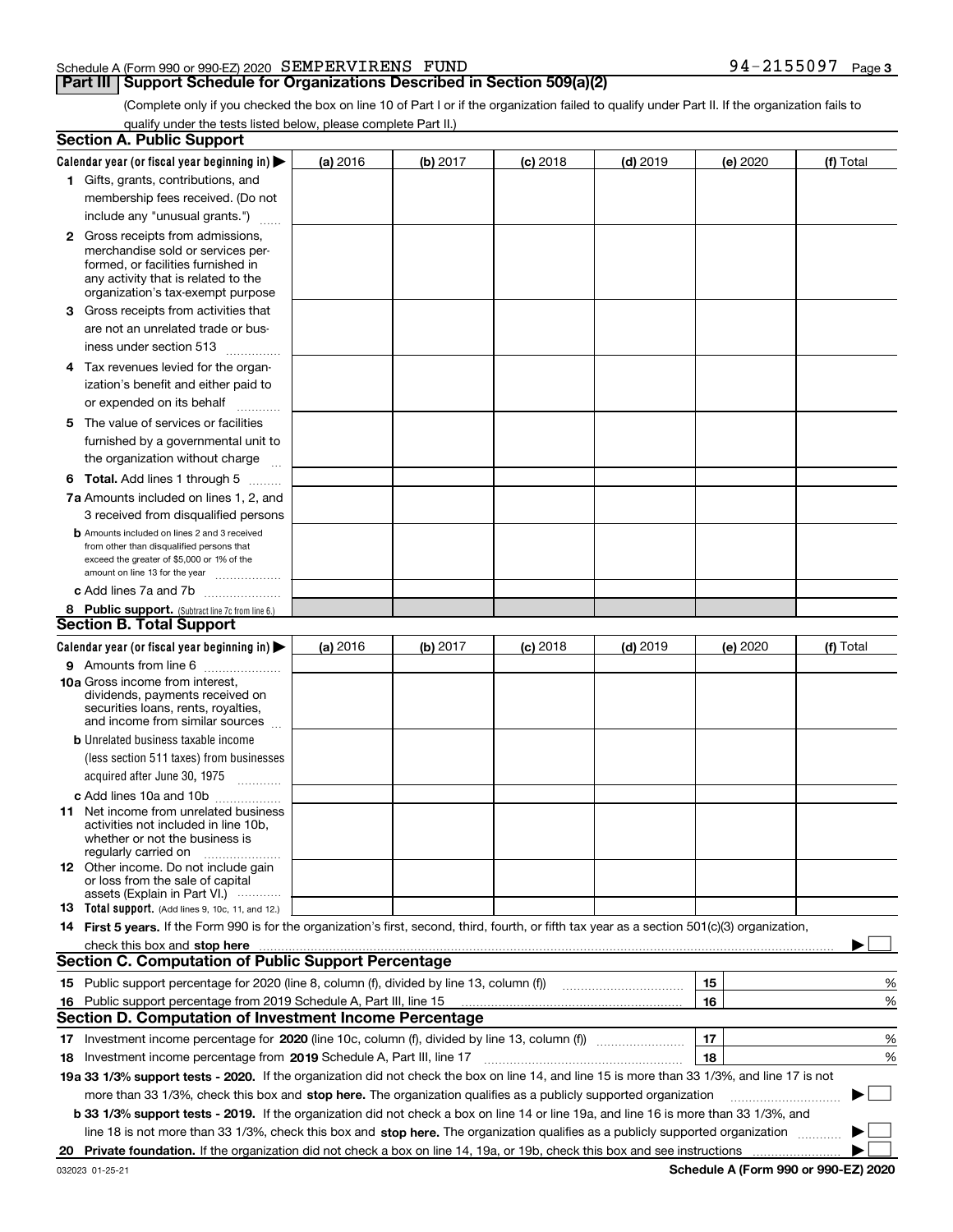Schedule A (Form 990 or 990-EZ) 2020 SEMPERVIRENS FUND 94-2155097 Page 3

## Part III Support Schedule for Organizations Described in Section 509(a)(2)

(Complete only if you checked the box on line 10 of Part I or if the organization failed to qualify under Part II. If the organization fails to qualify under the tests listed below, please complete Part II.)

### Section A. Public Support

| Calendar year (or fiscal year beginning in) ▶ | (a) 2016 | (b) 2017 | (c) 2018 | (d) 2019 | (e) 2020 | (f) Total |
|---|---|---|---|---|---|---|
| 1 Gifts, grants, contributions, and membership fees received. (Do not include any "unusual grants.") | | | | | | |
| 2 Gross receipts from admissions, merchandise sold or services performed, or facilities furnished in any activity that is related to the organization's tax-exempt purpose | | | | | | |
| 3 Gross receipts from activities that are not an unrelated trade or business under section 513 | | | | | | |
| 4 Tax revenues levied for the organization's benefit and either paid to or expended on its behalf | | | | | | |
| 5 The value of services or facilities furnished by a governmental unit to the organization without charge | | | | | | |
| 6 Total. Add lines 1 through 5 | | | | | | |
| 7a Amounts included on lines 1, 2, and 3 received from disqualified persons | | | | | | |
| b Amounts included on lines 2 and 3 received from other than disqualified persons that exceed the greater of $5,000 or 1% of the amount on line 13 for the year | | | | | | |
| c Add lines 7a and 7b | | | | | | |
| 8 Public support. (Subtract line 7c from line 6.) | | | | | | |

### Section B. Total Support

| Calendar year (or fiscal year beginning in) ▶ | (a) 2016 | (b) 2017 | (c) 2018 | (d) 2019 | (e) 2020 | (f) Total |
|---|---|---|---|---|---|---|
| 9 Amounts from line 6 | | | | | | |
| 10a Gross income from interest, dividends, payments received on securities loans, rents, royalties, and income from similar sources | | | | | | |
| b Unrelated business taxable income (less section 511 taxes) from businesses acquired after June 30, 1975 | | | | | | |
| c Add lines 10a and 10b | | | | | | |
| 11 Net income from unrelated business activities not included in line 10b, whether or not the business is regularly carried on | | | | | | |
| 12 Other income. Do not include gain or loss from the sale of capital assets (Explain in Part VI.) | | | | | | |
| 13 Total support. (Add lines 9, 10c, 11, and 12.) | | | | | | |

14 **First 5 years.** If the Form 990 is for the organization's first, second, third, fourth, or fifth tax year as a section 501(c)(3) organization, check this box and **stop here** ▶ ☐

### Section C. Computation of Public Support Percentage

| | | | |
|---|---|---|---|
| 15 | Public support percentage for 2020 (line 8, column (f), divided by line 13, column (f)) | 15 | % |
| 16 | Public support percentage from 2019 Schedule A, Part III, line 15 | 16 | % |

### Section D. Computation of Investment Income Percentage

| | | | |
|---|---|---|---|
| 17 | Investment income percentage for **2020** (line 10c, column (f), divided by line 13, column (f)) | 17 | % |
| 18 | Investment income percentage from **2019** Schedule A, Part III, line 17 | 18 | % |

**19a 33 1/3% support tests - 2020.** If the organization did not check the box on line 14, and line 15 is more than 33 1/3%, and line 17 is not more than 33 1/3%, check this box and **stop here.** The organization qualifies as a publicly supported organization ▶ ☐

**b 33 1/3% support tests - 2019.** If the organization did not check a box on line 14 or line 19a, and line 16 is more than 33 1/3%, and line 18 is not more than 33 1/3%, check this box and **stop here.** The organization qualifies as a publicly supported organization ▶ ☐

**20 Private foundation.** If the organization did not check a box on line 14, 19a, or 19b, check this box and see instructions ▶ ☐

032023 01-25-21 **Schedule A (Form 990 or 990-EZ) 2020**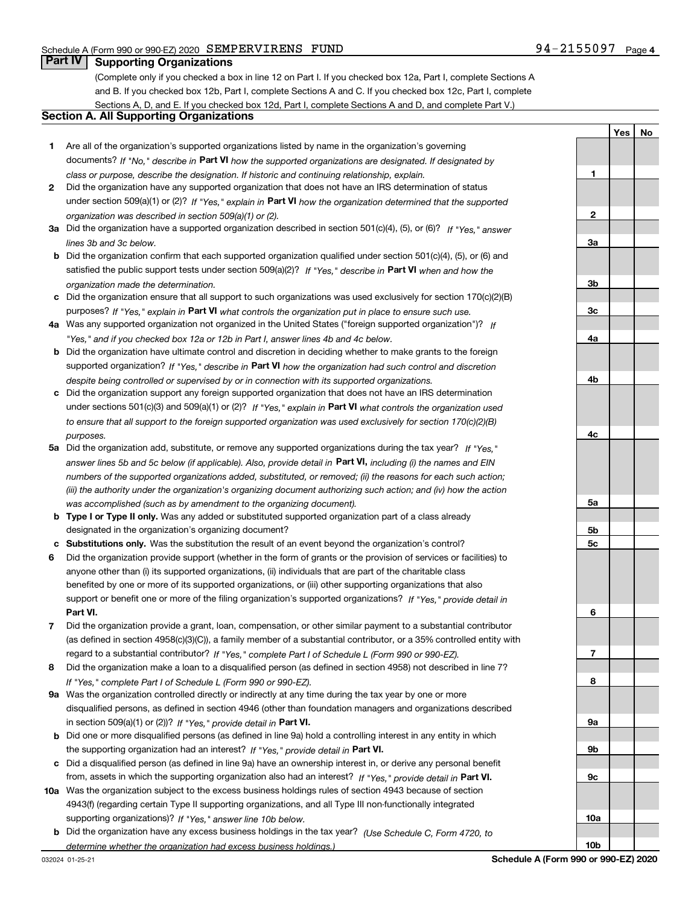Schedule A (Form 990 or 990-EZ) 2020 SEMPERVIRENS FUND 94-2155097 Page 4

## Part IV Supporting Organizations

(Complete only if you checked a box in line 12 on Part I. If you checked box 12a, Part I, complete Sections A and B. If you checked box 12b, Part I, complete Sections A and C. If you checked box 12c, Part I, complete Sections A, D, and E. If you checked box 12d, Part I, complete Sections A and D, and complete Part V.)

### Section A. All Supporting Organizations

| | | | Yes | No |
|---|---|---|---|---|
| **1** | Are all of the organization's supported organizations listed by name in the organization's governing documents? *If "No," describe in* **Part VI** *how the supported organizations are designated. If designated by class or purpose, describe the designation. If historic and continuing relationship, explain.* | **1** | | |
| **2** | Did the organization have any supported organization that does not have an IRS determination of status under section 509(a)(1) or (2)? *If "Yes," explain in* **Part VI** *how the organization determined that the supported organization was described in section 509(a)(1) or (2).* | **2** | | |
| **3a** | Did the organization have a supported organization described in section 501(c)(4), (5), or (6)? *If "Yes," answer lines 3b and 3c below.* | **3a** | | |
| **b** | Did the organization confirm that each supported organization qualified under section 501(c)(4), (5), or (6) and satisfied the public support tests under section 509(a)(2)? *If "Yes," describe in* **Part VI** *when and how the organization made the determination.* | **3b** | | |
| **c** | Did the organization ensure that all support to such organizations was used exclusively for section 170(c)(2)(B) purposes? *If "Yes," explain in* **Part VI** *what controls the organization put in place to ensure such use.* | **3c** | | |
| **4a** | Was any supported organization not organized in the United States ("foreign supported organization")? *If "Yes," and if you checked box 12a or 12b in Part I, answer lines 4b and 4c below.* | **4a** | | |
| **b** | Did the organization have ultimate control and discretion in deciding whether to make grants to the foreign supported organization? *If "Yes," describe in* **Part VI** *how the organization had such control and discretion despite being controlled or supervised by or in connection with its supported organizations.* | **4b** | | |
| **c** | Did the organization support any foreign supported organization that does not have an IRS determination under sections 501(c)(3) and 509(a)(1) or (2)? *If "Yes," explain in* **Part VI** *what controls the organization used to ensure that all support to the foreign supported organization was used exclusively for section 170(c)(2)(B) purposes.* | **4c** | | |
| **5a** | Did the organization add, substitute, or remove any supported organizations during the tax year? *If "Yes," answer lines 5b and 5c below (if applicable). Also, provide detail in* **Part VI,** *including (i) the names and EIN numbers of the supported organizations added, substituted, or removed; (ii) the reasons for each such action; (iii) the authority under the organization's organizing document authorizing such action; and (iv) how the action was accomplished (such as by amendment to the organizing document).* | **5a** | | |
| **b** | **Type I or Type II only.** Was any added or substituted supported organization part of a class already designated in the organization's organizing document? | **5b** | | |
| **c** | **Substitutions only.** Was the substitution the result of an event beyond the organization's control? | **5c** | | |
| **6** | Did the organization provide support (whether in the form of grants or the provision of services or facilities) to anyone other than (i) its supported organizations, (ii) individuals that are part of the charitable class benefited by one or more of its supported organizations, or (iii) other supporting organizations that also support or benefit one or more of the filing organization's supported organizations? *If "Yes," provide detail in* **Part VI.** | **6** | | |
| **7** | Did the organization provide a grant, loan, compensation, or other similar payment to a substantial contributor (as defined in section 4958(c)(3)(C)), a family member of a substantial contributor, or a 35% controlled entity with regard to a substantial contributor? *If "Yes," complete Part I of Schedule L (Form 990 or 990-EZ).* | **7** | | |
| **8** | Did the organization make a loan to a disqualified person (as defined in section 4958) not described in line 7? *If "Yes," complete Part I of Schedule L (Form 990 or 990-EZ).* | **8** | | |
| **9a** | Was the organization controlled directly or indirectly at any time during the tax year by one or more disqualified persons, as defined in section 4946 (other than foundation managers and organizations described in section 509(a)(1) or (2))? *If "Yes," provide detail in* **Part VI.** | **9a** | | |
| **b** | Did one or more disqualified persons (as defined in line 9a) hold a controlling interest in any entity in which the supporting organization had an interest? *If "Yes," provide detail in* **Part VI.** | **9b** | | |
| **c** | Did a disqualified person (as defined in line 9a) have an ownership interest in, or derive any personal benefit from, assets in which the supporting organization also had an interest? *If "Yes," provide detail in* **Part VI.** | **9c** | | |
| **10a** | Was the organization subject to the excess business holdings rules of section 4943 because of section 4943(f) (regarding certain Type II supporting organizations, and all Type III non-functionally integrated supporting organizations)? *If "Yes," answer line 10b below.* | **10a** | | |
| **b** | Did the organization have any excess business holdings in the tax year? *(Use Schedule C, Form 4720, to determine whether the organization had excess business holdings.)* | **10b** | | |

032024 01-25-21 **Schedule A (Form 990 or 990-EZ) 2020**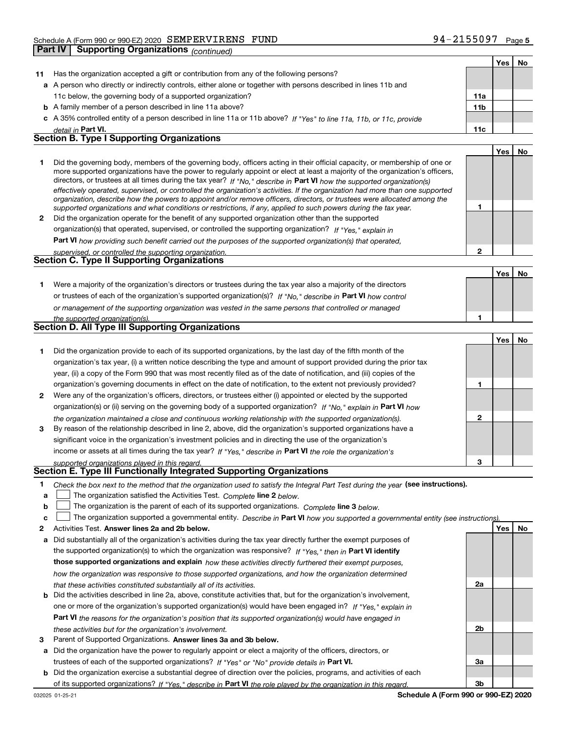Schedule A (Form 990 or 990-EZ) 2020 SEMPERVIRENS FUND 94-2155097

## Part IV Supporting Organizations *(continued)*

| | | | Yes | No |
|---|---|---|---|---|
| **11** | Has the organization accepted a gift or contribution from any of the following persons? | | | |
| **a** | A person who directly or indirectly controls, either alone or together with persons described in lines 11b and 11c below, the governing body of a supported organization? | **11a** | | |
| **b** | A family member of a person described in line 11a above? | **11b** | | |
| **c** | A 35% controlled entity of a person described in line 11a or 11b above? *If "Yes" to line 11a, 11b, or 11c, provide detail in* **Part VI.** | **11c** | | |

### Section B. Type I Supporting Organizations

| | | | Yes | No |
|---|---|---|---|---|
| **1** | Did the governing body, members of the governing body, officers acting in their official capacity, or membership of one or more supported organizations have the power to regularly appoint or elect at least a majority of the organization's officers, directors, or trustees at all times during the tax year? *If "No," describe in* **Part VI** *how the supported organization(s) effectively operated, supervised, or controlled the organization's activities. If the organization had more than one supported organization, describe how the powers to appoint and/or remove officers, directors, or trustees were allocated among the supported organizations and what conditions or restrictions, if any, applied to such powers during the tax year.* | **1** | | |
| **2** | Did the organization operate for the benefit of any supported organization other than the supported organization(s) that operated, supervised, or controlled the supporting organization? *If "Yes," explain in* **Part VI** *how providing such benefit carried out the purposes of the supported organization(s) that operated, supervised, or controlled the supporting organization.* | **2** | | |

### Section C. Type II Supporting Organizations

| | | | Yes | No |
|---|---|---|---|---|
| **1** | Were a majority of the organization's directors or trustees during the tax year also a majority of the directors or trustees of each of the organization's supported organization(s)? *If "No," describe in* **Part VI** *how control or management of the supporting organization was vested in the same persons that controlled or managed the supported organization(s).* | **1** | | |

### Section D. All Type III Supporting Organizations

| | | | Yes | No |
|---|---|---|---|---|
| **1** | Did the organization provide to each of its supported organizations, by the last day of the fifth month of the organization's tax year, (i) a written notice describing the type and amount of support provided during the prior tax year, (ii) a copy of the Form 990 that was most recently filed as of the date of notification, and (iii) copies of the organization's governing documents in effect on the date of notification, to the extent not previously provided? | **1** | | |
| **2** | Were any of the organization's officers, directors, or trustees either (i) appointed or elected by the supported organization(s) or (ii) serving on the governing body of a supported organization? *If "No," explain in* **Part VI** *how the organization maintained a close and continuous working relationship with the supported organization(s).* | **2** | | |
| **3** | By reason of the relationship described in line 2, above, did the organization's supported organizations have a significant voice in the organization's investment policies and in directing the use of the organization's income or assets at all times during the tax year? *If "Yes," describe in* **Part VI** *the role the organization's supported organizations played in this regard.* | **3** | | |

### Section E. Type III Functionally Integrated Supporting Organizations

**1** *Check the box next to the method that the organization used to satisfy the Integral Part Test during the year* **(see instructions).**

- **a** ☐ The organization satisfied the Activities Test. *Complete* **line 2** *below.*
- **b** ☐ The organization is the parent of each of its supported organizations. *Complete* **line 3** *below.*
- **c** ☐ The organization supported a governmental entity. *Describe in* **Part VI** *how you supported a governmental entity (see instructions).*

| | | | Yes | No |
|---|---|---|---|---|
| **2** | Activities Test. **Answer lines 2a and 2b below.** | | | |
| **a** | Did substantially all of the organization's activities during the tax year directly further the exempt purposes of the supported organization(s) to which the organization was responsive? *If "Yes," then in* **Part VI identify those supported organizations and explain** *how these activities directly furthered their exempt purposes, how the organization was responsive to those supported organizations, and how the organization determined that these activities constituted substantially all of its activities.* | **2a** | | |
| **b** | Did the activities described in line 2a, above, constitute activities that, but for the organization's involvement, one or more of the organization's supported organization(s) would have been engaged in? *If "Yes," explain in* **Part VI** *the reasons for the organization's position that its supported organization(s) would have engaged in these activities but for the organization's involvement.* | **2b** | | |
| **3** | Parent of Supported Organizations. **Answer lines 3a and 3b below.** | | | |
| **a** | Did the organization have the power to regularly appoint or elect a majority of the officers, directors, or trustees of each of the supported organizations? *If "Yes" or "No" provide details in* **Part VI.** | **3a** | | |
| **b** | Did the organization exercise a substantial degree of direction over the policies, programs, and activities of each of its supported organizations? *If "Yes," describe in* **Part VI** *the role played by the organization in this regard.* | **3b** | | |

032025 01-25-21 **Schedule A (Form 990 or 990-EZ) 2020**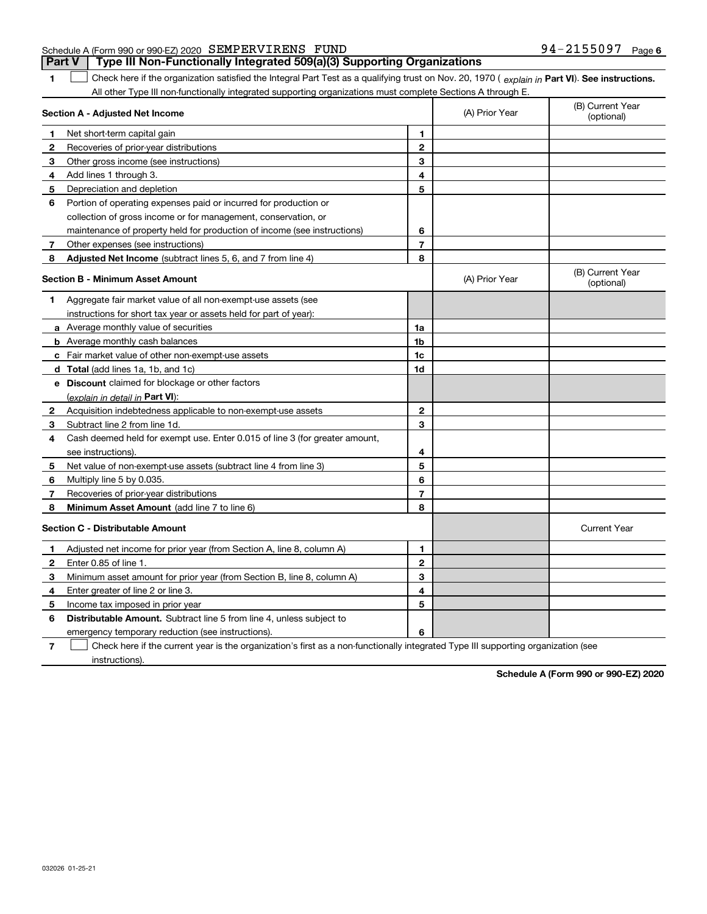Schedule A (Form 990 or 990-EZ) 2020 SEMPERVIRENS FUND 94-2155097 Page 6

## Part V Type III Non-Functionally Integrated 509(a)(3) Supporting Organizations

1 ☐ Check here if the organization satisfied the Integral Part Test as a qualifying trust on Nov. 20, 1970 ( *explain in* **Part VI**). **See instructions.** All other Type III non-functionally integrated supporting organizations must complete Sections A through E.

| **Section A - Adjusted Net Income** | | | (A) Prior Year | (B) Current Year (optional) |
|---|---|---|---|---|
| 1 | Net short-term capital gain | 1 | | |
| 2 | Recoveries of prior-year distributions | 2 | | |
| 3 | Other gross income (see instructions) | 3 | | |
| 4 | Add lines 1 through 3. | 4 | | |
| 5 | Depreciation and depletion | 5 | | |
| 6 | Portion of operating expenses paid or incurred for production or collection of gross income or for management, conservation, or maintenance of property held for production of income (see instructions) | 6 | | |
| 7 | Other expenses (see instructions) | 7 | | |
| 8 | **Adjusted Net Income** (subtract lines 5, 6, and 7 from line 4) | 8 | | |

| **Section B - Minimum Asset Amount** | | | (A) Prior Year | (B) Current Year (optional) |
|---|---|---|---|---|
| 1 | Aggregate fair market value of all non-exempt-use assets (see instructions for short tax year or assets held for part of year): | | | |
| a | Average monthly value of securities | 1a | | |
| b | Average monthly cash balances | 1b | | |
| c | Fair market value of other non-exempt-use assets | 1c | | |
| d | **Total** (add lines 1a, 1b, and 1c) | 1d | | |
| e | **Discount** claimed for blockage or other factors (*explain in detail in* **Part VI**): | | | |
| 2 | Acquisition indebtedness applicable to non-exempt-use assets | 2 | | |
| 3 | Subtract line 2 from line 1d. | 3 | | |
| 4 | Cash deemed held for exempt use. Enter 0.015 of line 3 (for greater amount, see instructions). | 4 | | |
| 5 | Net value of non-exempt-use assets (subtract line 4 from line 3) | 5 | | |
| 6 | Multiply line 5 by 0.035. | 6 | | |
| 7 | Recoveries of prior-year distributions | 7 | | |
| 8 | **Minimum Asset Amount** (add line 7 to line 6) | 8 | | |

| **Section C - Distributable Amount** | | | | Current Year |
|---|---|---|---|---|
| 1 | Adjusted net income for prior year (from Section A, line 8, column A) | 1 | | |
| 2 | Enter 0.85 of line 1. | 2 | | |
| 3 | Minimum asset amount for prior year (from Section B, line 8, column A) | 3 | | |
| 4 | Enter greater of line 2 or line 3. | 4 | | |
| 5 | Income tax imposed in prior year | 5 | | |
| 6 | **Distributable Amount.** Subtract line 5 from line 4, unless subject to emergency temporary reduction (see instructions). | 6 | | |

7 ☐ Check here if the current year is the organization's first as a non-functionally integrated Type III supporting organization (see instructions).

**Schedule A (Form 990 or 990-EZ) 2020**

032026 01-25-21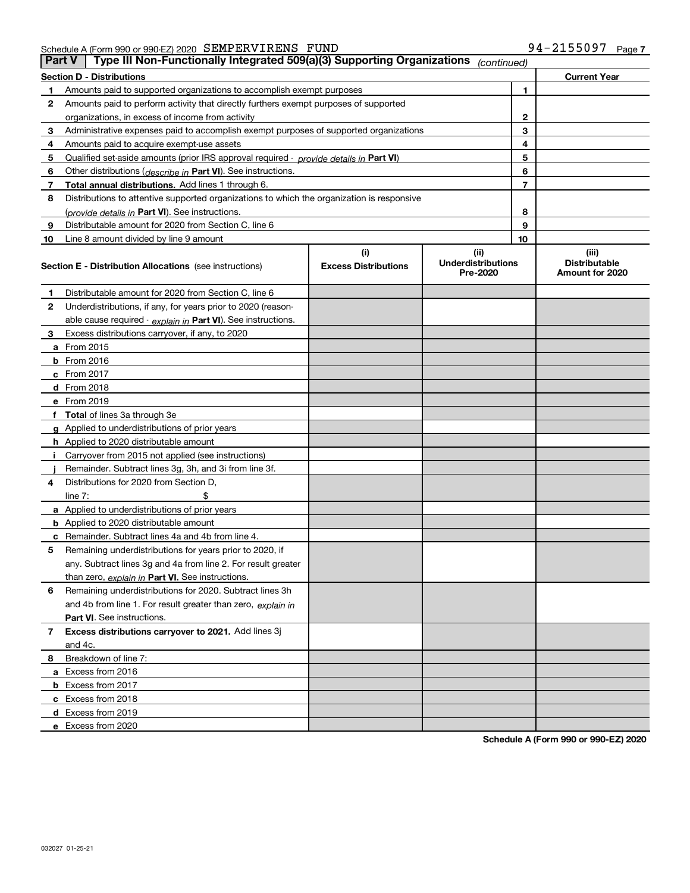Schedule A (Form 990 or 990-EZ) 2020 SEMPERVIRENS FUND 94-2155097 Page 7

## Part V Type III Non-Functionally Integrated 509(a)(3) Supporting Organizations *(continued)*

| Section D - Distributions | | | Current Year |
|---|---|---|---|
| 1 | Amounts paid to supported organizations to accomplish exempt purposes | 1 | |
| 2 | Amounts paid to perform activity that directly furthers exempt purposes of supported organizations, in excess of income from activity | 2 | |
| 3 | Administrative expenses paid to accomplish exempt purposes of supported organizations | 3 | |
| 4 | Amounts paid to acquire exempt-use assets | 4 | |
| 5 | Qualified set-aside amounts (prior IRS approval required - *provide details in* **Part VI**) | 5 | |
| 6 | Other distributions (*describe in* **Part VI**). See instructions. | 6 | |
| 7 | **Total annual distributions.** Add lines 1 through 6. | 7 | |
| 8 | Distributions to attentive supported organizations to which the organization is responsive (*provide details in* **Part VI**). See instructions. | 8 | |
| 9 | Distributable amount for 2020 from Section C, line 6 | 9 | |
| 10 | Line 8 amount divided by line 9 amount | 10 | |

| | **Section E - Distribution Allocations** (see instructions) | (i) Excess Distributions | (ii) Underdistributions Pre-2020 | (iii) Distributable Amount for 2020 |
|---|---|---|---|---|
| 1 | Distributable amount for 2020 from Section C, line 6 | | | |
| 2 | Underdistributions, if any, for years prior to 2020 (reasonable cause required - *explain in* **Part VI**). See instructions. | | | |
| 3 | Excess distributions carryover, if any, to 2020 | | | |
| a | From 2015 | | | |
| b | From 2016 | | | |
| c | From 2017 | | | |
| d | From 2018 | | | |
| e | From 2019 | | | |
| f | **Total** of lines 3a through 3e | | | |
| g | Applied to underdistributions of prior years | | | |
| h | Applied to 2020 distributable amount | | | |
| i | Carryover from 2015 not applied (see instructions) | | | |
| j | Remainder. Subtract lines 3g, 3h, and 3i from line 3f. | | | |
| 4 | Distributions for 2020 from Section D, line 7: $ | | | |
| a | Applied to underdistributions of prior years | | | |
| b | Applied to 2020 distributable amount | | | |
| c | Remainder. Subtract lines 4a and 4b from line 4. | | | |
| 5 | Remaining underdistributions for years prior to 2020, if any. Subtract lines 3g and 4a from line 2. For result greater than zero, *explain in* **Part VI.** See instructions. | | | |
| 6 | Remaining underdistributions for 2020. Subtract lines 3h and 4b from line 1. For result greater than zero, *explain in* **Part VI**. See instructions. | | | |
| 7 | **Excess distributions carryover to 2021.** Add lines 3j and 4c. | | | |
| 8 | Breakdown of line 7: | | | |
| a | Excess from 2016 | | | |
| b | Excess from 2017 | | | |
| c | Excess from 2018 | | | |
| d | Excess from 2019 | | | |
| e | Excess from 2020 | | | |

**Schedule A (Form 990 or 990-EZ) 2020**

032027 01-25-21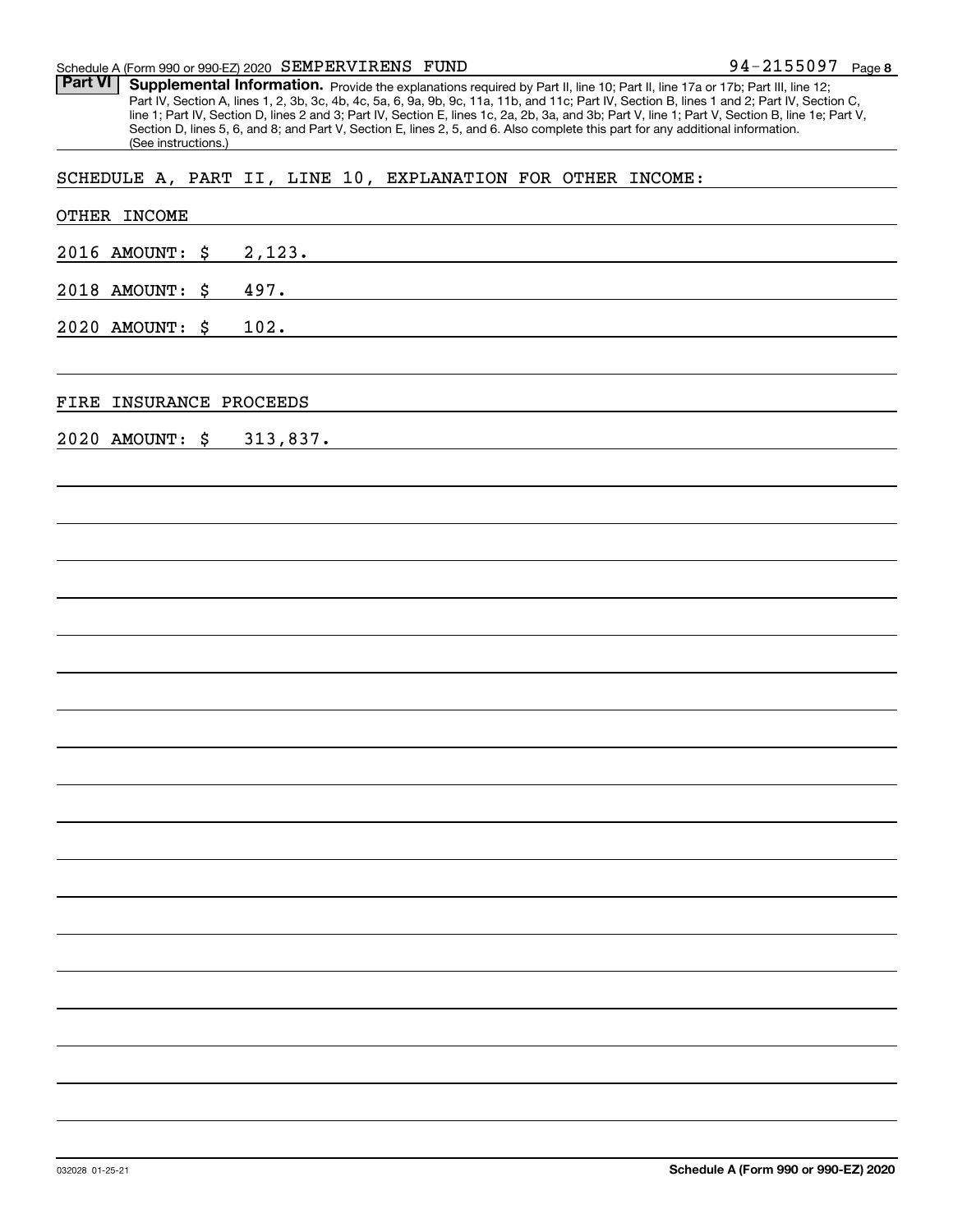Schedule A (Form 990 or 990-EZ) 2020 SEMPERVIRENS FUND 94-2155097 Page 8

**Part VI** **Supplemental Information.** Provide the explanations required by Part II, line 10; Part II, line 17a or 17b; Part III, line 12; Part IV, Section A, lines 1, 2, 3b, 3c, 4b, 4c, 5a, 6, 9a, 9b, 9c, 11a, 11b, and 11c; Part IV, Section B, lines 1 and 2; Part IV, Section C, line 1; Part IV, Section D, lines 2 and 3; Part IV, Section E, lines 1c, 2a, 2b, 3a, and 3b; Part V, line 1; Part V, Section B, line 1e; Part V, Section D, lines 5, 6, and 8; and Part V, Section E, lines 2, 5, and 6. Also complete this part for any additional information. (See instructions.)

SCHEDULE A, PART II, LINE 10, EXPLANATION FOR OTHER INCOME:

OTHER INCOME

2016 AMOUNT: $ 2,123.

2018 AMOUNT: $ 497.

2020 AMOUNT: $ 102.

FIRE INSURANCE PROCEEDS

2020 AMOUNT: $ 313,837.

032028 01-25-21 **Schedule A (Form 990 or 990-EZ) 2020**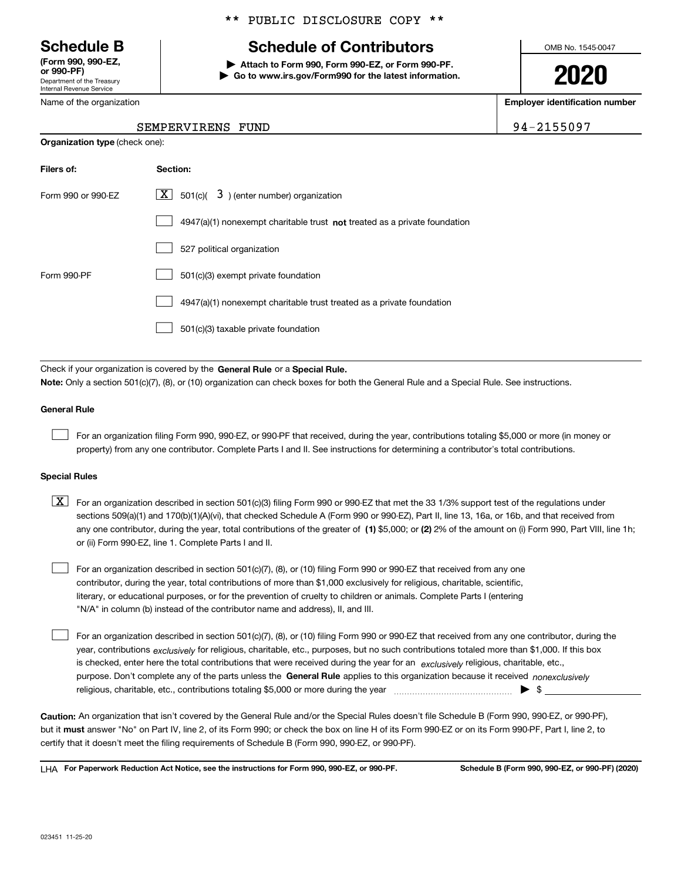** PUBLIC DISCLOSURE COPY **

# Schedule B

**(Form 990, 990-EZ, or 990-PF)**
Department of the Treasury
Internal Revenue Service

## Schedule of Contributors

**▶ Attach to Form 990, Form 990-EZ, or Form 990-PF.**
**▶ Go to www.irs.gov/Form990 for the latest information.**

OMB No. 1545-0047

**2020**

Name of the organization: SEMPERVIRENS FUND

**Employer identification number:** 94-2155097

**Organization type** (check one):

| **Filers of:** | **Section:** |
|---|---|
| Form 990 or 990-EZ | [X] 501(c)( 3 ) (enter number) organization |
| | [ ] 4947(a)(1) nonexempt charitable trust **not** treated as a private foundation |
| | [ ] 527 political organization |
| Form 990-PF | [ ] 501(c)(3) exempt private foundation |
| | [ ] 4947(a)(1) nonexempt charitable trust treated as a private foundation |
| | [ ] 501(c)(3) taxable private foundation |

Check if your organization is covered by the **General Rule** or a **Special Rule.**

**Note:** Only a section 501(c)(7), (8), or (10) organization can check boxes for both the General Rule and a Special Rule. See instructions.

**General Rule**

[ ] For an organization filing Form 990, 990-EZ, or 990-PF that received, during the year, contributions totaling $5,000 or more (in money or property) from any one contributor. Complete Parts I and II. See instructions for determining a contributor's total contributions.

**Special Rules**

[X] For an organization described in section 501(c)(3) filing Form 990 or 990-EZ that met the 33 1/3% support test of the regulations under sections 509(a)(1) and 170(b)(1)(A)(vi), that checked Schedule A (Form 990 or 990-EZ), Part II, line 13, 16a, or 16b, and that received from any one contributor, during the year, total contributions of the greater of **(1)** $5,000; or **(2)** 2% of the amount on (i) Form 990, Part VIII, line 1h; or (ii) Form 990-EZ, line 1. Complete Parts I and II.

[ ] For an organization described in section 501(c)(7), (8), or (10) filing Form 990 or 990-EZ that received from any one contributor, during the year, total contributions of more than $1,000 exclusively for religious, charitable, scientific, literary, or educational purposes, or for the prevention of cruelty to children or animals. Complete Parts I (entering "N/A" in column (b) instead of the contributor name and address), II, and III.

[ ] For an organization described in section 501(c)(7), (8), or (10) filing Form 990 or 990-EZ that received from any one contributor, during the year, contributions *exclusively* for religious, charitable, etc., purposes, but no such contributions totaled more than $1,000. If this box is checked, enter here the total contributions that were received during the year for an *exclusively* religious, charitable, etc., purpose. Don't complete any of the parts unless the **General Rule** applies to this organization because it received *nonexclusively* religious, charitable, etc., contributions totaling $5,000 or more during the year ▶ $

**Caution:** An organization that isn't covered by the General Rule and/or the Special Rules doesn't file Schedule B (Form 990, 990-EZ, or 990-PF), but it **must** answer "No" on Part IV, line 2, of its Form 990; or check the box on line H of its Form 990-EZ or on its Form 990-PF, Part I, line 2, to certify that it doesn't meet the filing requirements of Schedule B (Form 990, 990-EZ, or 990-PF).

LHA **For Paperwork Reduction Act Notice, see the instructions for Form 990, 990-EZ, or 990-PF.** **Schedule B (Form 990, 990-EZ, or 990-PF) (2020)**

023451 11-25-20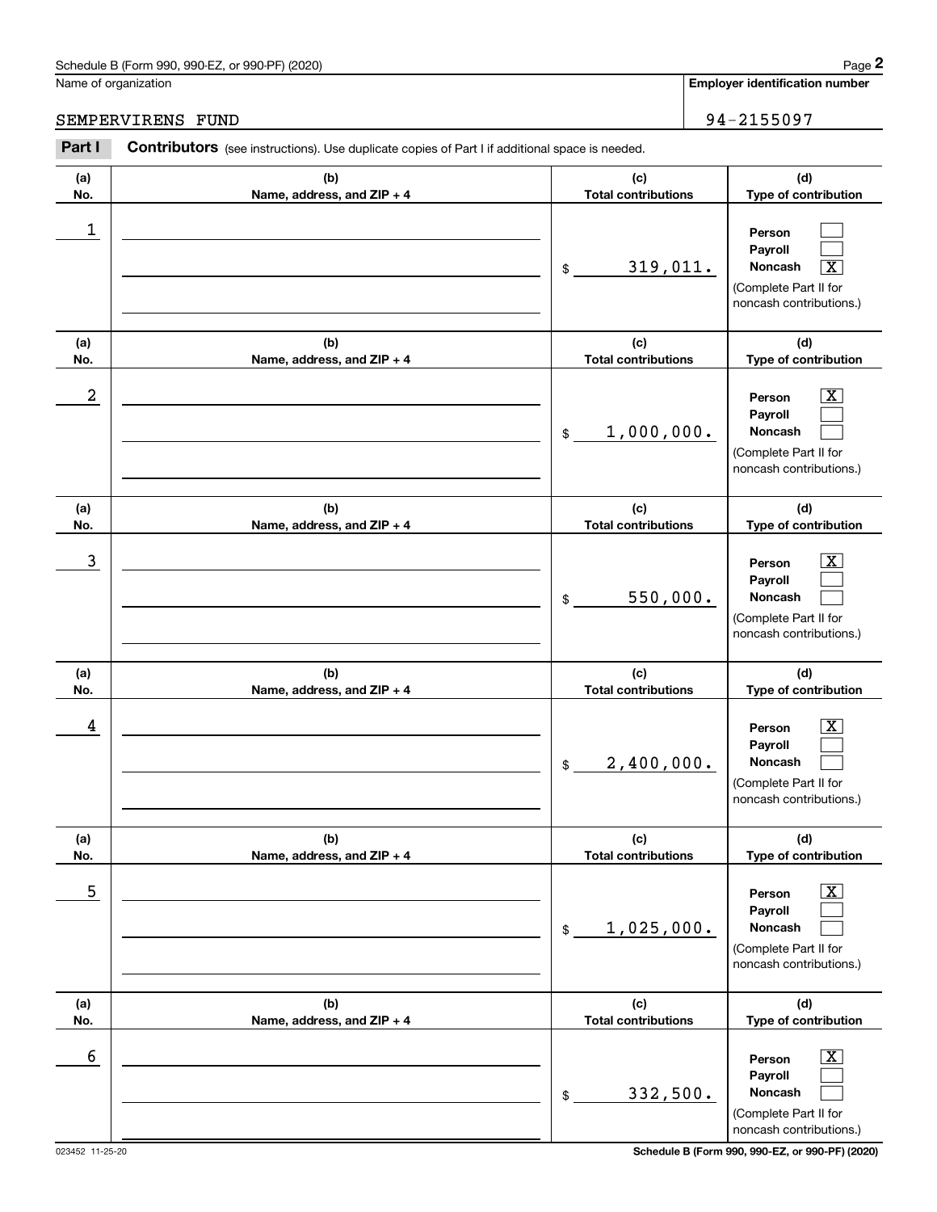Schedule B (Form 990, 990-EZ, or 990-PF) (2020)

Name of organization: SEMPERVIRENS FUND

Employer identification number: 94-2155097

**Part I Contributors** (see instructions). Use duplicate copies of Part I if additional space is needed.

| (a) No. | (b) Name, address, and ZIP + 4 | (c) Total contributions | (d) Type of contribution |
|---|---|---|---|
| 1 | | $ 319,011. | Person [ ] Payroll [ ] Noncash [X] (Complete Part II for noncash contributions.) |
| 2 | | $ 1,000,000. | Person [X] Payroll [ ] Noncash [ ] (Complete Part II for noncash contributions.) |
| 3 | | $ 550,000. | Person [X] Payroll [ ] Noncash [ ] (Complete Part II for noncash contributions.) |
| 4 | | $ 2,400,000. | Person [X] Payroll [ ] Noncash [ ] (Complete Part II for noncash contributions.) |
| 5 | | $ 1,025,000. | Person [X] Payroll [ ] Noncash [ ] (Complete Part II for noncash contributions.) |
| 6 | | $ 332,500. | Person [X] Payroll [ ] Noncash [ ] (Complete Part II for noncash contributions.) |

023452 11-25-20 Schedule B (Form 990, 990-EZ, or 990-PF) (2020)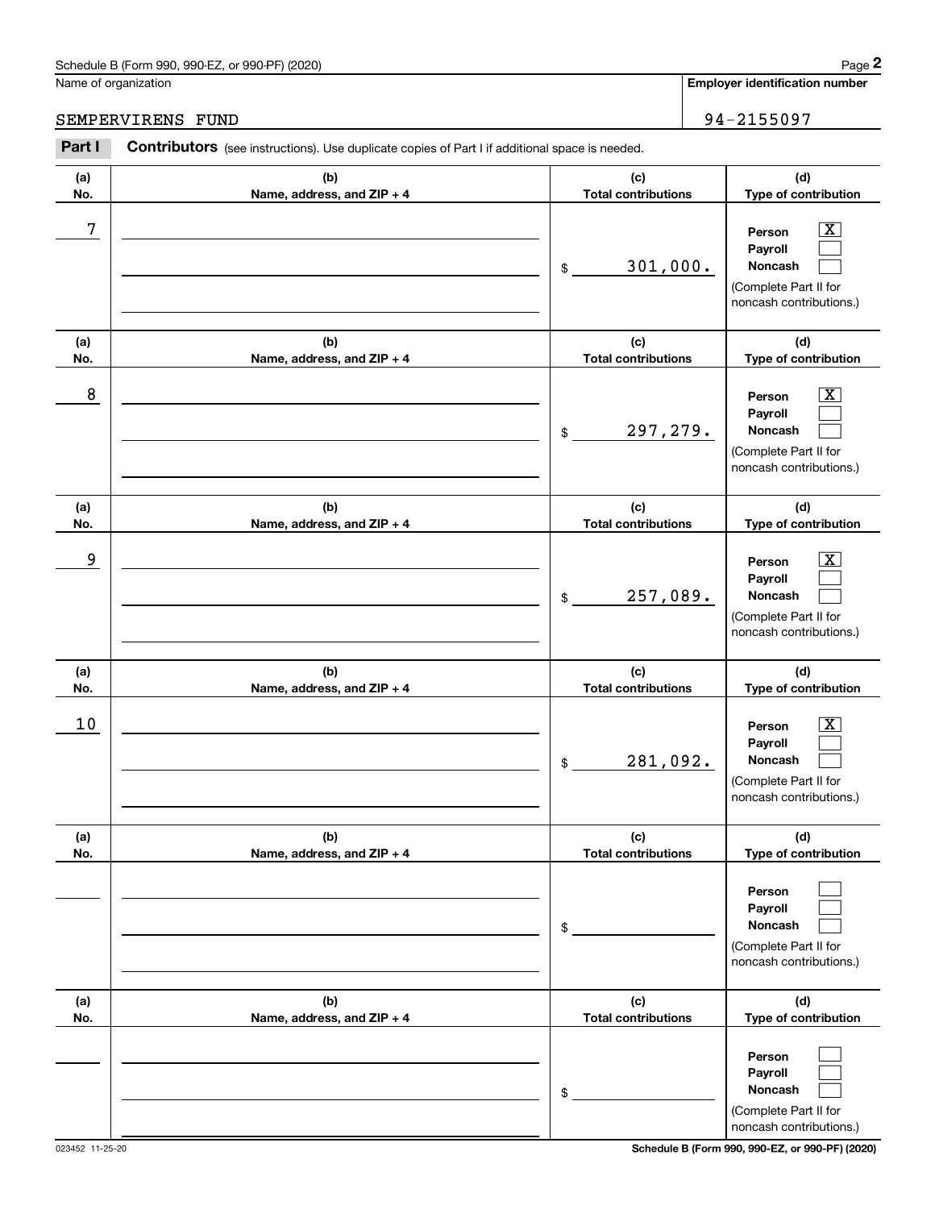Name of organization

SEMPERVIRENS FUND

**Employer identification number**

94-2155097

**Part I** **Contributors** (see instructions). Use duplicate copies of Part I if additional space is needed.

| (a) No. | (b) Name, address, and ZIP + 4 | (c) Total contributions | (d) Type of contribution |
|---|---|---|---|
| 7 | | $ 301,000. | Person [X] Payroll [ ] Noncash [ ] (Complete Part II for noncash contributions.) |
| 8 | | $ 297,279. | Person [X] Payroll [ ] Noncash [ ] (Complete Part II for noncash contributions.) |
| 9 | | $ 257,089. | Person [X] Payroll [ ] Noncash [ ] (Complete Part II for noncash contributions.) |
| 10 | | $ 281,092. | Person [X] Payroll [ ] Noncash [ ] (Complete Part II for noncash contributions.) |
| | | $ | Person [ ] Payroll [ ] Noncash [ ] (Complete Part II for noncash contributions.) |
| | | $ | Person [ ] Payroll [ ] Noncash [ ] (Complete Part II for noncash contributions.) |

023452 11-25-20

**Schedule B (Form 990, 990-EZ, or 990-PF) (2020)**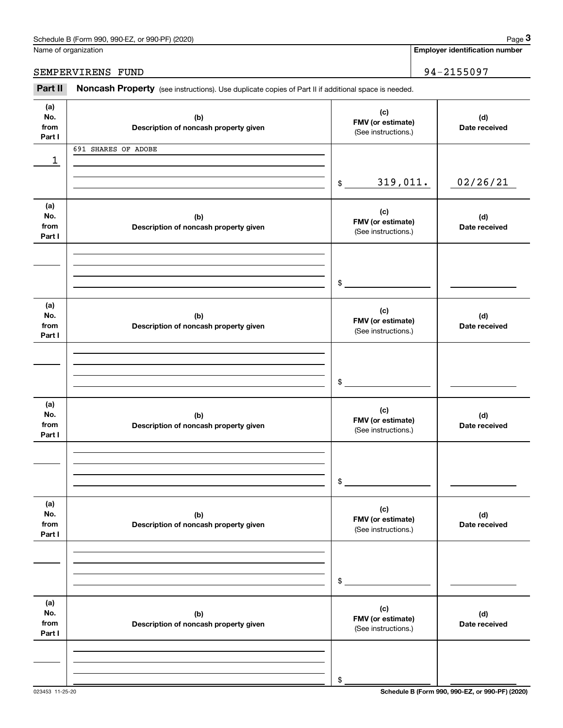Schedule B (Form 990, 990-EZ, or 990-PF) (2020)

Name of organization: SEMPERVIRENS FUND

**Employer identification number:** 94-2155097

**Part II** **Noncash Property** (see instructions). Use duplicate copies of Part II if additional space is needed.

| (a) No. from Part I | (b) Description of noncash property given | (c) FMV (or estimate) (See instructions.) | (d) Date received |
|---|---|---|---|
| 1 | 691 SHARES OF ADOBE | $ 319,011. | 02/26/21 |
| | | $ | |
| | | $ | |
| | | $ | |
| | | $ | |
| | | $ | |

Schedule B (Form 990, 990-EZ, or 990-PF) (2020)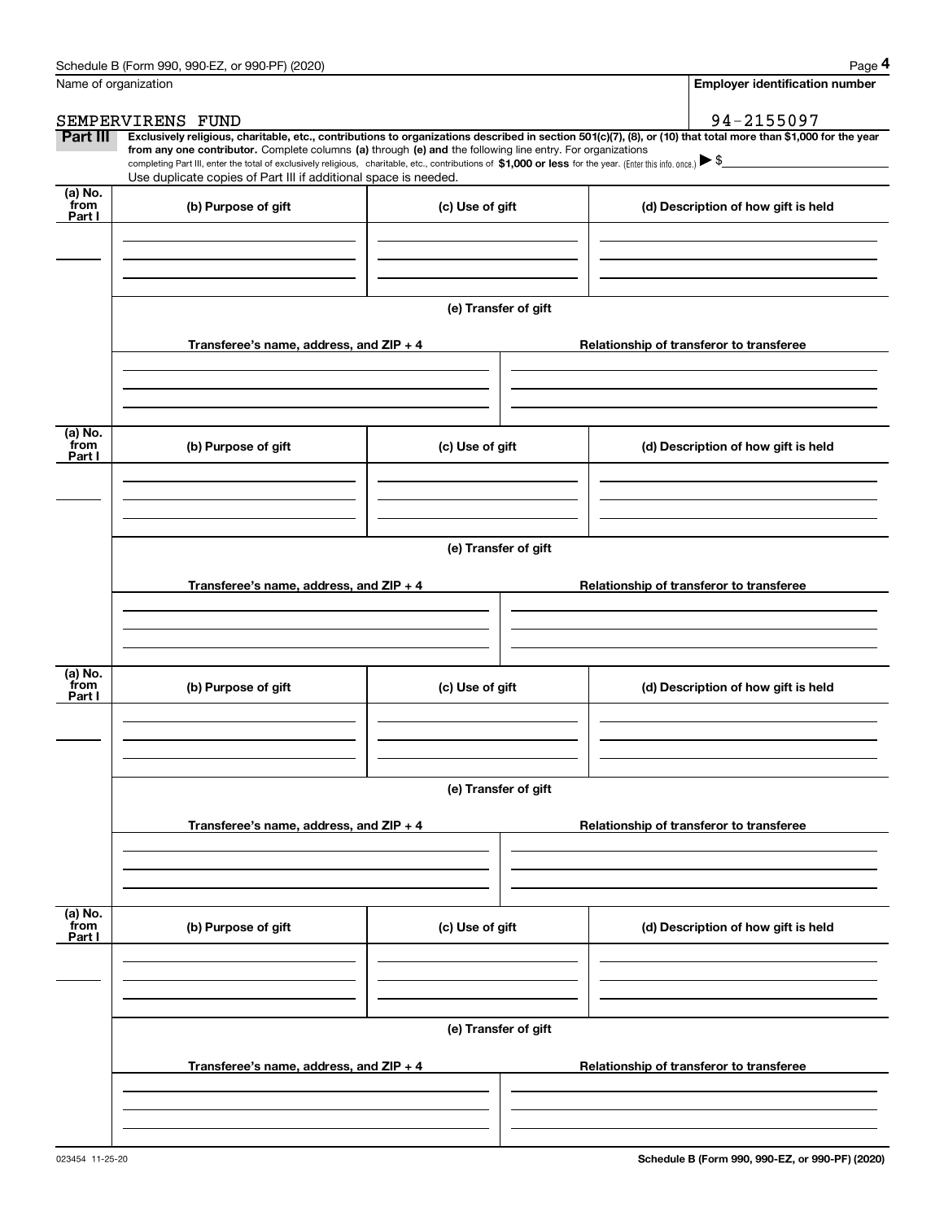Name of organization

SEMPERVIRENS FUND

**Employer identification number**

94-2155097

**Part III** **Exclusively religious, charitable, etc., contributions to organizations described in section 501(c)(7), (8), or (10) that total more than $1,000 for the year from any one contributor.** Complete columns **(a)** through **(e) and** the following line entry. For organizations completing Part III, enter the total of exclusively religious, charitable, etc., contributions of **$1,000 or less** for the year. (Enter this info. once.) ▶ $

Use duplicate copies of Part III if additional space is needed.

| (a) No. from Part I | (b) Purpose of gift | (c) Use of gift | (d) Description of how gift is held |
|---|---|---|---|
| | | | |

**(e) Transfer of gift**

| Transferee's name, address, and ZIP + 4 | Relationship of transferor to transferee |
|---|---|
| | |

| (a) No. from Part I | (b) Purpose of gift | (c) Use of gift | (d) Description of how gift is held |
|---|---|---|---|
| | | | |

**(e) Transfer of gift**

| Transferee's name, address, and ZIP + 4 | Relationship of transferor to transferee |
|---|---|
| | |

| (a) No. from Part I | (b) Purpose of gift | (c) Use of gift | (d) Description of how gift is held |
|---|---|---|---|
| | | | |

**(e) Transfer of gift**

| Transferee's name, address, and ZIP + 4 | Relationship of transferor to transferee |
|---|---|
| | |

| (a) No. from Part I | (b) Purpose of gift | (c) Use of gift | (d) Description of how gift is held |
|---|---|---|---|
| | | | |

**(e) Transfer of gift**

| Transferee's name, address, and ZIP + 4 | Relationship of transferor to transferee |
|---|---|
| | |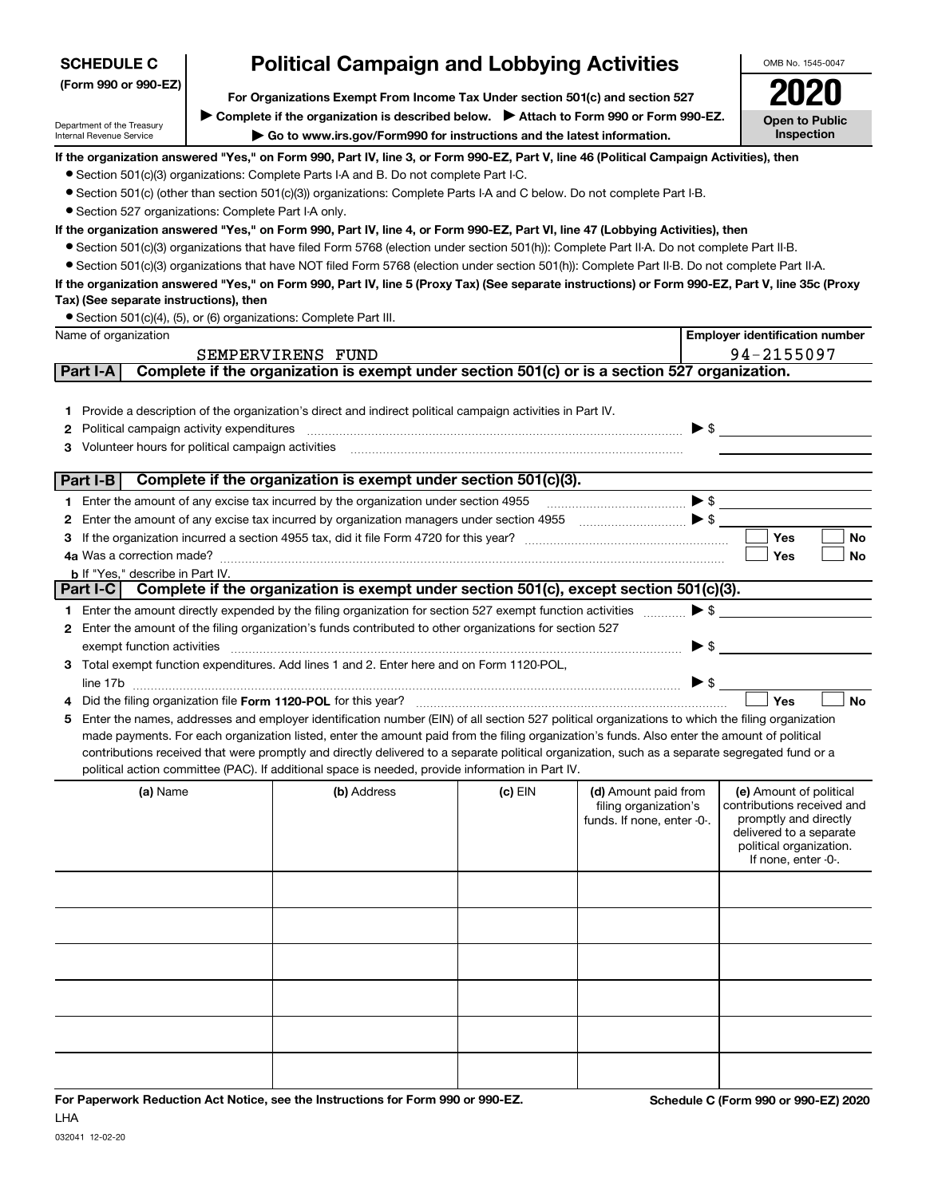**SCHEDULE C**
**(Form 990 or 990-EZ)**

Department of the Treasury
Internal Revenue Service

# Political Campaign and Lobbying Activities

**For Organizations Exempt From Income Tax Under section 501(c) and section 527**

▶ **Complete if the organization is described below.** ▶ **Attach to Form 990 or Form 990-EZ.**

▶ **Go to www.irs.gov/Form990 for instructions and the latest information.**

OMB No. 1545-0047

**2020**

**Open to Public Inspection**

**If the organization answered "Yes," on Form 990, Part IV, line 3, or Form 990-EZ, Part V, line 46 (Political Campaign Activities), then**

- Section 501(c)(3) organizations: Complete Parts I-A and B. Do not complete Part I-C.
- Section 501(c) (other than section 501(c)(3)) organizations: Complete Parts I-A and C below. Do not complete Part I-B.
- Section 527 organizations: Complete Part I-A only.

**If the organization answered "Yes," on Form 990, Part IV, line 4, or Form 990-EZ, Part VI, line 47 (Lobbying Activities), then**

- Section 501(c)(3) organizations that have filed Form 5768 (election under section 501(h)): Complete Part II-A. Do not complete Part II-B.
- Section 501(c)(3) organizations that have NOT filed Form 5768 (election under section 501(h)): Complete Part II-B. Do not complete Part II-A.

**If the organization answered "Yes," on Form 990, Part IV, line 5 (Proxy Tax) (See separate instructions) or Form 990-EZ, Part V, line 35c (Proxy Tax) (See separate instructions), then**

- Section 501(c)(4), (5), or (6) organizations: Complete Part III.

| Name of organization | Employer identification number |
|---|---|
| SEMPERVIRENS FUND | 94-2155097 |

## Part I-A Complete if the organization is exempt under section 501(c) or is a section 527 organization.

1. Provide a description of the organization's direct and indirect political campaign activities in Part IV.
2. Political campaign activity expenditures ▶ $
3. Volunteer hours for political campaign activities

## Part I-B Complete if the organization is exempt under section 501(c)(3).

1. Enter the amount of any excise tax incurred by the organization under section 4955 ▶ $
2. Enter the amount of any excise tax incurred by organization managers under section 4955 ▶ $
3. If the organization incurred a section 4955 tax, did it file Form 4720 for this year? ☐ Yes ☐ No

4a. Was a correction made? ☐ Yes ☐ No

b. If "Yes," describe in Part IV.

## Part I-C Complete if the organization is exempt under section 501(c), except section 501(c)(3).

1. Enter the amount directly expended by the filing organization for section 527 exempt function activities ▶ $
2. Enter the amount of the filing organization's funds contributed to other organizations for section 527 exempt function activities ▶ $
3. Total exempt function expenditures. Add lines 1 and 2. Enter here and on Form 1120-POL, line 17b ▶ $
4. Did the filing organization file **Form 1120-POL** for this year? ☐ Yes ☐ No
5. Enter the names, addresses and employer identification number (EIN) of all section 527 political organizations to which the filing organization made payments. For each organization listed, enter the amount paid from the filing organization's funds. Also enter the amount of political contributions received that were promptly and directly delivered to a separate political organization, such as a separate segregated fund or a political action committee (PAC). If additional space is needed, provide information in Part IV.

| (a) Name | (b) Address | (c) EIN | (d) Amount paid from filing organization's funds. If none, enter -0-. | (e) Amount of political contributions received and promptly and directly delivered to a separate political organization. If none, enter -0-. |
|---|---|---|---|---|
| | | | | |
| | | | | |
| | | | | |
| | | | | |
| | | | | |
| | | | | |

**For Paperwork Reduction Act Notice, see the Instructions for Form 990 or 990-EZ.** **Schedule C (Form 990 or 990-EZ) 2020**

LHA

032041 12-02-20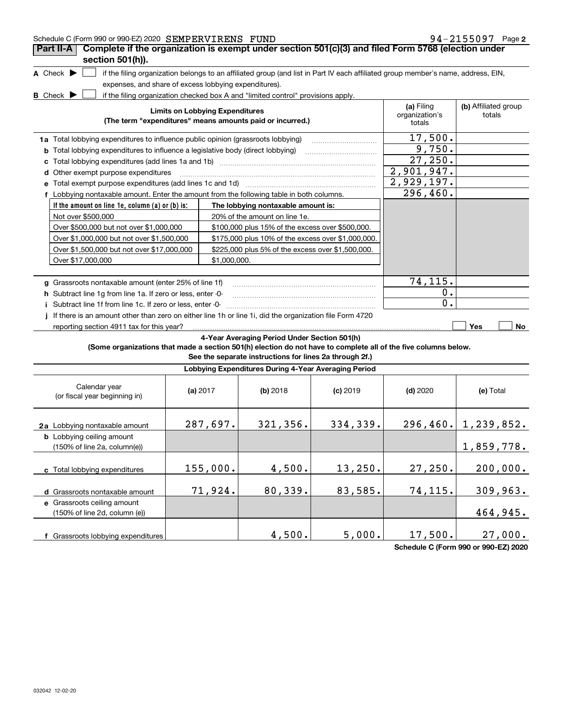Schedule C (Form 990 or 990-EZ) 2020 SEMPERVIRENS FUND 94-2155097 Page 2

**Part II-A Complete if the organization is exempt under section 501(c)(3) and filed Form 5768 (election under section 501(h)).**

A Check ▶ ☐ if the filing organization belongs to an affiliated group (and list in Part IV each affiliated group member's name, address, EIN, expenses, and share of excess lobbying expenditures).

B Check ▶ ☐ if the filing organization checked box A and "limited control" provisions apply.

| Limits on Lobbying Expenditures (The term "expenditures" means amounts paid or incurred.) | (a) Filing organization's totals | (b) Affiliated group totals |
|---|---|---|
| **1a** Total lobbying expenditures to influence public opinion (grassroots lobbying) | 17,500. | |
| **b** Total lobbying expenditures to influence a legislative body (direct lobbying) | 9,750. | |
| **c** Total lobbying expenditures (add lines 1a and 1b) | 27,250. | |
| **d** Other exempt purpose expenditures | 2,901,947. | |
| **e** Total exempt purpose expenditures (add lines 1c and 1d) | 2,929,197. | |
| **f** Lobbying nontaxable amount. Enter the amount from the following table in both columns. | 296,460. | |

| If the amount on line 1e, column (a) or (b) is: | The lobbying nontaxable amount is: |
|---|---|
| Not over $500,000 | 20% of the amount on line 1e. |
| Over $500,000 but not over $1,000,000 | $100,000 plus 15% of the excess over $500,000. |
| Over $1,000,000 but not over $1,500,000 | $175,000 plus 10% of the excess over $1,000,000. |
| Over $1,500,000 but not over $17,000,000 | $225,000 plus 5% of the excess over $1,500,000. |
| Over $17,000,000 | $1,000,000. |

| | (a) Filing organization's totals | (b) Affiliated group totals |
|---|---|---|
| **g** Grassroots nontaxable amount (enter 25% of line 1f) | 74,115. | |
| **h** Subtract line 1g from line 1a. If zero or less, enter -0- | 0. | |
| **i** Subtract line 1f from line 1c. If zero or less, enter -0- | 0. | |

**j** If there is an amount other than zero on either line 1h or line 1i, did the organization file Form 4720 reporting section 4911 tax for this year? ☐ Yes ☐ No

**4-Year Averaging Period Under Section 501(h)**

**(Some organizations that made a section 501(h) election do not have to complete all of the five columns below. See the separate instructions for lines 2a through 2f.)**

**Lobbying Expenditures During 4-Year Averaging Period**

| Calendar year (or fiscal year beginning in) | (a) 2017 | (b) 2018 | (c) 2019 | (d) 2020 | (e) Total |
|---|---|---|---|---|---|
| **2a** Lobbying nontaxable amount | 287,697. | 321,356. | 334,339. | 296,460. | 1,239,852. |
| **b** Lobbying ceiling amount (150% of line 2a, column(e)) | | | | | 1,859,778. |
| **c** Total lobbying expenditures | 155,000. | 4,500. | 13,250. | 27,250. | 200,000. |
| **d** Grassroots nontaxable amount | 71,924. | 80,339. | 83,585. | 74,115. | 309,963. |
| **e** Grassroots ceiling amount (150% of line 2d, column (e)) | | | | | 464,945. |
| **f** Grassroots lobbying expenditures | | 4,500. | 5,000. | 17,500. | 27,000. |

**Schedule C (Form 990 or 990-EZ) 2020**

032042 12-02-20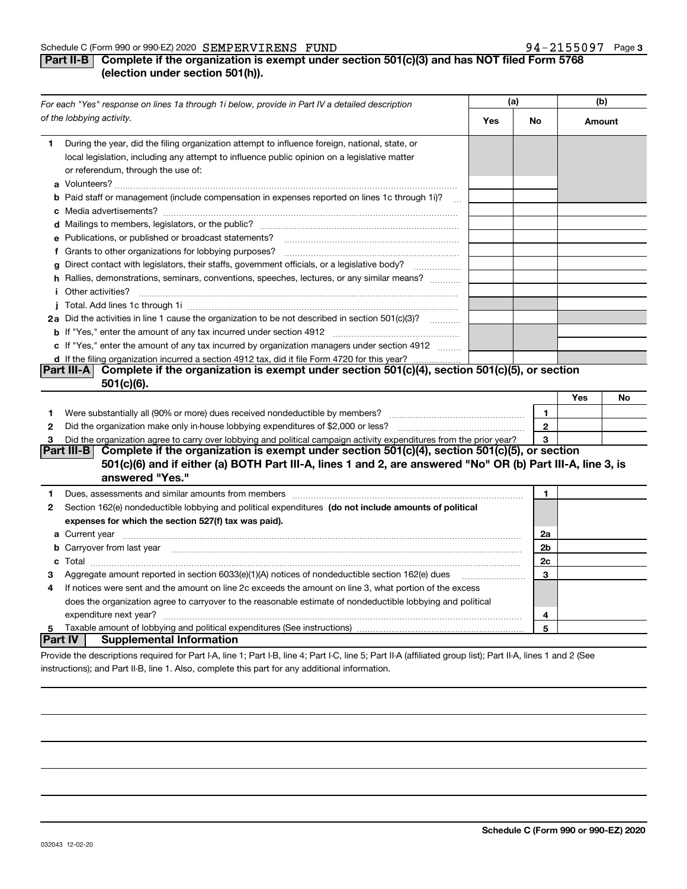Schedule C (Form 990 or 990-EZ) 2020 SEMPERVIRENS FUND 94-2155097 Page 3

## Part II-B Complete if the organization is exempt under section 501(c)(3) and has NOT filed Form 5768 (election under section 501(h)).

| *For each "Yes" response on lines 1a through 1i below, provide in Part IV a detailed description of the lobbying activity.* | (a) Yes | (a) No | (b) Amount |
|---|---|---|---|
| **1** During the year, did the filing organization attempt to influence foreign, national, state, or local legislation, including any attempt to influence public opinion on a legislative matter or referendum, through the use of: | | | |
| **a** Volunteers? | | | |
| **b** Paid staff or management (include compensation in expenses reported on lines 1c through 1i)? | | | |
| **c** Media advertisements? | | | |
| **d** Mailings to members, legislators, or the public? | | | |
| **e** Publications, or published or broadcast statements? | | | |
| **f** Grants to other organizations for lobbying purposes? | | | |
| **g** Direct contact with legislators, their staffs, government officials, or a legislative body? | | | |
| **h** Rallies, demonstrations, seminars, conventions, speeches, lectures, or any similar means? | | | |
| **i** Other activities? | | | |
| **j** Total. Add lines 1c through 1i | | | |
| **2a** Did the activities in line 1 cause the organization to be not described in section 501(c)(3)? | | | |
| **b** If "Yes," enter the amount of any tax incurred under section 4912 | | | |
| **c** If "Yes," enter the amount of any tax incurred by organization managers under section 4912 | | | |
| **d** If the filing organization incurred a section 4912 tax, did it file Form 4720 for this year? | | | |

## Part III-A Complete if the organization is exempt under section 501(c)(4), section 501(c)(5), or section 501(c)(6).

| | | | Yes | No |
|---|---|---|---|---|
| **1** | Were substantially all (90% or more) dues received nondeductible by members? | 1 | | |
| **2** | Did the organization make only in-house lobbying expenditures of $2,000 or less? | 2 | | |
| **3** | Did the organization agree to carry over lobbying and political campaign activity expenditures from the prior year? | 3 | | |

## Part III-B Complete if the organization is exempt under section 501(c)(4), section 501(c)(5), or section 501(c)(6) and if either (a) BOTH Part III-A, lines 1 and 2, are answered "No" OR (b) Part III-A, line 3, is answered "Yes."

| | | | |
|---|---|---|---|
| **1** | Dues, assessments and similar amounts from members | 1 | |
| **2** | Section 162(e) nondeductible lobbying and political expenditures **(do not include amounts of political expenses for which the section 527(f) tax was paid).** | | |
| **a** | Current year | 2a | |
| **b** | Carryover from last year | 2b | |
| **c** | Total | 2c | |
| **3** | Aggregate amount reported in section 6033(e)(1)(A) notices of nondeductible section 162(e) dues | 3 | |
| **4** | If notices were sent and the amount on line 2c exceeds the amount on line 3, what portion of the excess does the organization agree to carryover to the reasonable estimate of nondeductible lobbying and political expenditure next year? | 4 | |
| **5** | Taxable amount of lobbying and political expenditures (See instructions) | 5 | |

## Part IV Supplemental Information

Provide the descriptions required for Part I-A, line 1; Part I-B, line 4; Part I-C, line 5; Part II-A (affiliated group list); Part II-A, lines 1 and 2 (See instructions); and Part II-B, line 1. Also, complete this part for any additional information.

032043 12-02-20

**Schedule C (Form 990 or 990-EZ) 2020**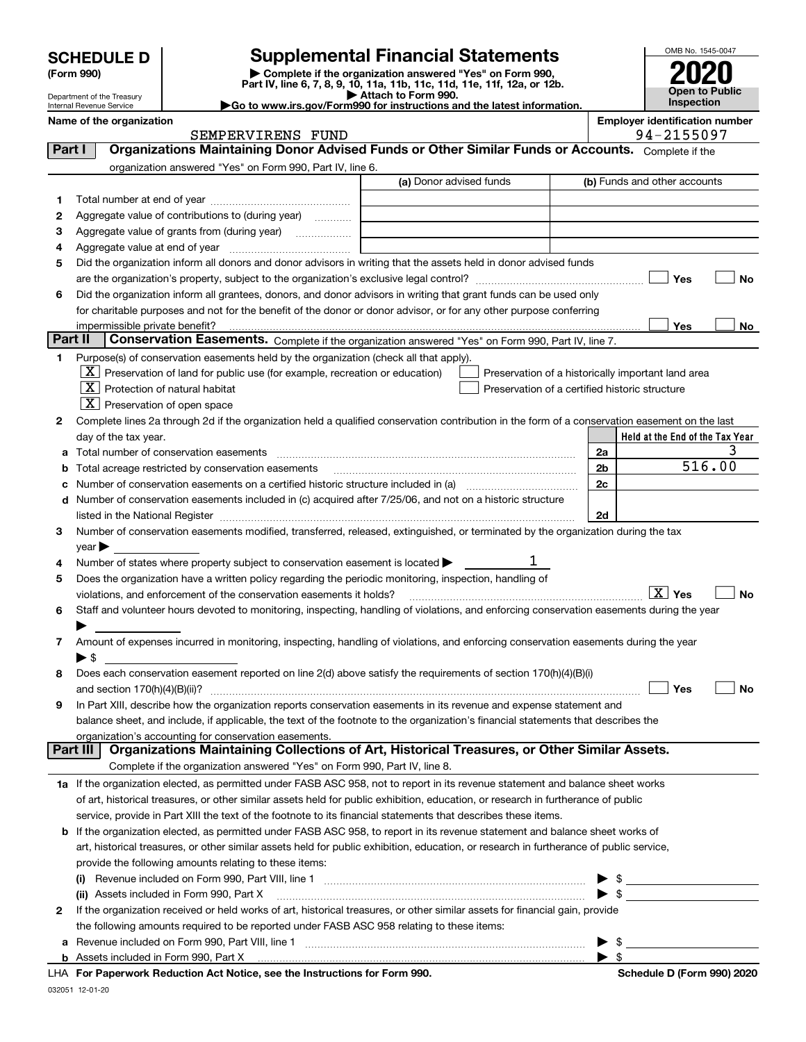# SCHEDULE D (Form 990)

Department of the Treasury
Internal Revenue Service

## Supplemental Financial Statements

▶ Complete if the organization answered "Yes" on Form 990, Part IV, line 6, 7, 8, 9, 10, 11a, 11b, 11c, 11d, 11e, 11f, 12a, or 12b.
▶ Attach to Form 990.
▶ Go to www.irs.gov/Form990 for instructions and the latest information.

OMB No. 1545-0047
**2020**
**Open to Public Inspection**

**Name of the organization:** SEMPERVIRENS FUND
**Employer identification number:** 94-2155097

## Part I — Organizations Maintaining Donor Advised Funds or Other Similar Funds or Accounts.

Complete if the organization answered "Yes" on Form 990, Part IV, line 6.

| | | (a) Donor advised funds | (b) Funds and other accounts |
|---|---|---|---|
| 1 | Total number at end of year | | |
| 2 | Aggregate value of contributions to (during year) | | |
| 3 | Aggregate value of grants from (during year) | | |
| 4 | Aggregate value at end of year | | |

5 Did the organization inform all donors and donor advisors in writing that the assets held in donor advised funds are the organization's property, subject to the organization's exclusive legal control? ☐ Yes ☐ No

6 Did the organization inform all grantees, donors, and donor advisors in writing that grant funds can be used only for charitable purposes and not for the benefit of the donor or donor advisor, or for any other purpose conferring impermissible private benefit? ☐ Yes ☐ No

## Part II — Conservation Easements.

Complete if the organization answered "Yes" on Form 990, Part IV, line 7.

1 Purpose(s) of conservation easements held by the organization (check all that apply).

- [X] Preservation of land for public use (for example, recreation or education)
- [X] Protection of natural habitat
- [X] Preservation of open space
- [ ] Preservation of a historically important land area
- [ ] Preservation of a certified historic structure

2 Complete lines 2a through 2d if the organization held a qualified conservation contribution in the form of a conservation easement on the last day of the tax year.

| | | | Held at the End of the Tax Year |
|---|---|---|---|
| a | Total number of conservation easements | 2a | 3 |
| b | Total acreage restricted by conservation easements | 2b | 516.00 |
| c | Number of conservation easements on a certified historic structure included in (a) | 2c | |
| d | Number of conservation easements included in (c) acquired after 7/25/06, and not on a historic structure listed in the National Register | 2d | |

3 Number of conservation easements modified, transferred, released, extinguished, or terminated by the organization during the tax year ▶

4 Number of states where property subject to conservation easement is located ▶ 1

5 Does the organization have a written policy regarding the periodic monitoring, inspection, handling of violations, and enforcement of the conservation easements it holds? ☒ Yes ☐ No

6 Staff and volunteer hours devoted to monitoring, inspecting, handling of violations, and enforcing conservation easements during the year ▶

7 Amount of expenses incurred in monitoring, inspecting, handling of violations, and enforcing conservation easements during the year ▶ $

8 Does each conservation easement reported on line 2(d) above satisfy the requirements of section 170(h)(4)(B)(i) and section 170(h)(4)(B)(ii)? ☐ Yes ☐ No

9 In Part XIII, describe how the organization reports conservation easements in its revenue and expense statement and balance sheet, and include, if applicable, the text of the footnote to the organization's financial statements that describes the organization's accounting for conservation easements.

## Part III — Organizations Maintaining Collections of Art, Historical Treasures, or Other Similar Assets.

Complete if the organization answered "Yes" on Form 990, Part IV, line 8.

1a If the organization elected, as permitted under FASB ASC 958, not to report in its revenue statement and balance sheet works of art, historical treasures, or other similar assets held for public exhibition, education, or research in furtherance of public service, provide in Part XIII the text of the footnote to its financial statements that describes these items.

b If the organization elected, as permitted under FASB ASC 958, to report in its revenue statement and balance sheet works of art, historical treasures, or other similar assets held for public exhibition, education, or research in furtherance of public service, provide the following amounts relating to these items:

(i) Revenue included on Form 990, Part VIII, line 1 ▶ $

(ii) Assets included in Form 990, Part X ▶ $

2 If the organization received or held works of art, historical treasures, or other similar assets for financial gain, provide the following amounts required to be reported under FASB ASC 958 relating to these items:

a Revenue included on Form 990, Part VIII, line 1 ▶ $

b Assets included in Form 990, Part X ▶ $

LHA **For Paperwork Reduction Act Notice, see the Instructions for Form 990.** **Schedule D (Form 990) 2020**

032051 12-01-20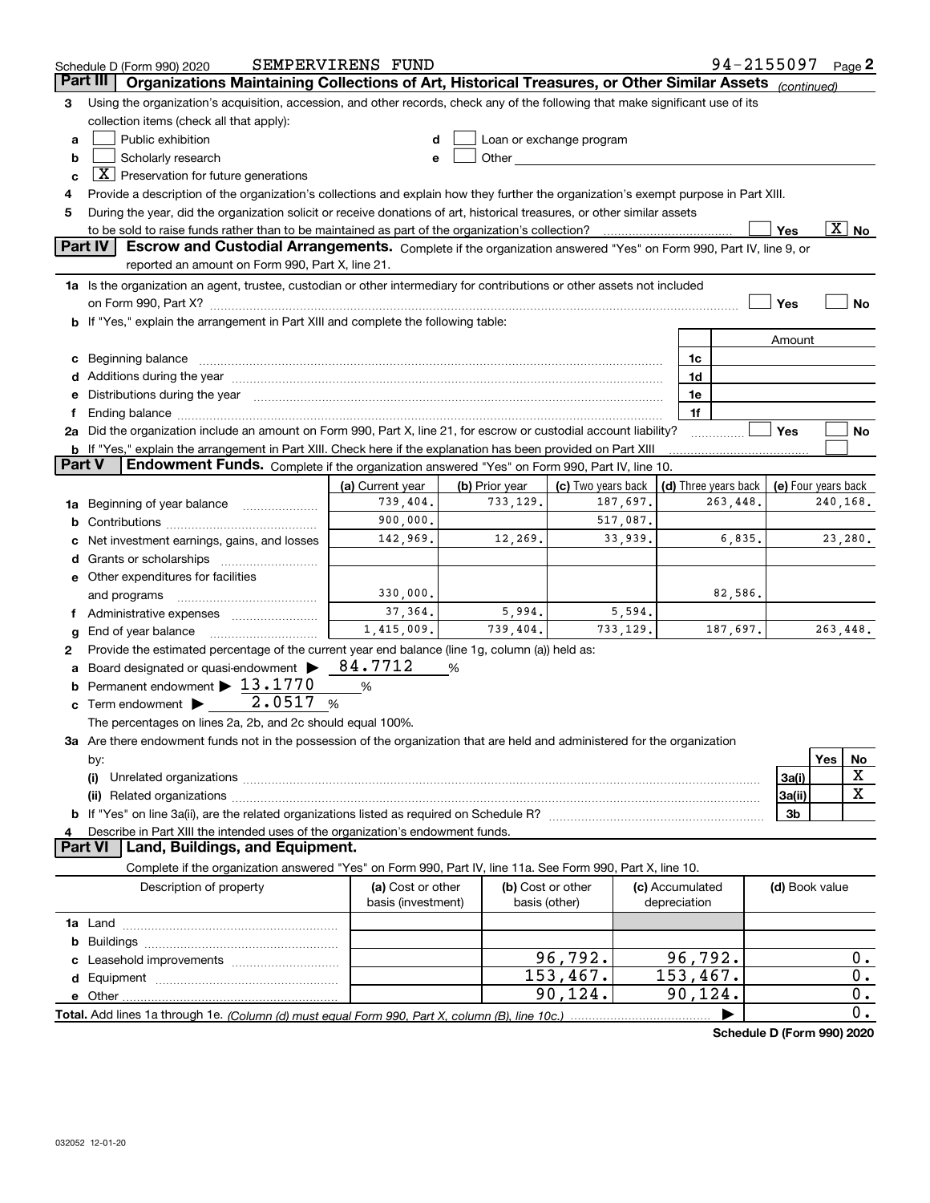Schedule D (Form 990) 2020 SEMPERVIRENS FUND 94-2155097 Page 2

**Part III** **Organizations Maintaining Collections of Art, Historical Treasures, or Other Similar Assets** *(continued)*

3 Using the organization's acquisition, accession, and other records, check any of the following that make significant use of its collection items (check all that apply):

- a [ ] Public exhibition
- b [ ] Scholarly research
- c [X] Preservation for future generations
- d [ ] Loan or exchange program
- e [ ] Other

4 Provide a description of the organization's collections and explain how they further the organization's exempt purpose in Part XIII.

5 During the year, did the organization solicit or receive donations of art, historical treasures, or other similar assets to be sold to raise funds rather than to be maintained as part of the organization's collection? [ ] Yes [X] No

**Part IV** **Escrow and Custodial Arrangements.** Complete if the organization answered "Yes" on Form 990, Part IV, line 9, or reported an amount on Form 990, Part X, line 21.

1a Is the organization an agent, trustee, custodian or other intermediary for contributions or other assets not included on Form 990, Part X? [ ] Yes [ ] No

b If "Yes," explain the arrangement in Part XIII and complete the following table:

| | | Amount |
|---|---|---|
| c Beginning balance | 1c | |
| d Additions during the year | 1d | |
| e Distributions during the year | 1e | |
| f Ending balance | 1f | |

2a Did the organization include an amount on Form 990, Part X, line 21, for escrow or custodial account liability? [ ] Yes [ ] No

b If "Yes," explain the arrangement in Part XIII. Check here if the explanation has been provided on Part XIII [ ]

**Part V** **Endowment Funds.** Complete if the organization answered "Yes" on Form 990, Part IV, line 10.

| | (a) Current year | (b) Prior year | (c) Two years back | (d) Three years back | (e) Four years back |
|---|---|---|---|---|---|
| 1a Beginning of year balance | 739,404. | 733,129. | 187,697. | 263,448. | 240,168. |
| b Contributions | 900,000. | | 517,087. | | |
| c Net investment earnings, gains, and losses | 142,969. | 12,269. | 33,939. | 6,835. | 23,280. |
| d Grants or scholarships | | | | | |
| e Other expenditures for facilities and programs | 330,000. | | | 82,586. | |
| f Administrative expenses | 37,364. | 5,994. | 5,594. | | |
| g End of year balance | 1,415,009. | 739,404. | 733,129. | 187,697. | 263,448. |

2 Provide the estimated percentage of the current year end balance (line 1g, column (a)) held as:

a Board designated or quasi-endowment ▶ 84.7712 %

b Permanent endowment ▶ 13.1770 %

c Term endowment ▶ 2.0517 %

The percentages on lines 2a, 2b, and 2c should equal 100%.

3a Are there endowment funds not in the possession of the organization that are held and administered for the organization by:

| | | Yes | No |
|---|---|---|---|
| (i) Unrelated organizations | 3a(i) | | X |
| (ii) Related organizations | 3a(ii) | | X |
| b If "Yes" on line 3a(ii), are the related organizations listed as required on Schedule R? | 3b | | |

4 Describe in Part XIII the intended uses of the organization's endowment funds.

**Part VI** **Land, Buildings, and Equipment.**

Complete if the organization answered "Yes" on Form 990, Part IV, line 11a. See Form 990, Part X, line 10.

| Description of property | (a) Cost or other basis (investment) | (b) Cost or other basis (other) | (c) Accumulated depreciation | (d) Book value |
|---|---|---|---|---|
| 1a Land | | | | |
| b Buildings | | | | |
| c Leasehold improvements | | 96,792. | 96,792. | 0. |
| d Equipment | | 153,467. | 153,467. | 0. |
| e Other | | 90,124. | 90,124. | 0. |
| **Total.** Add lines 1a through 1e. *(Column (d) must equal Form 990, Part X, column (B), line 10c.)* | | | ▶ | 0. |

**Schedule D (Form 990) 2020**

032052 12-01-20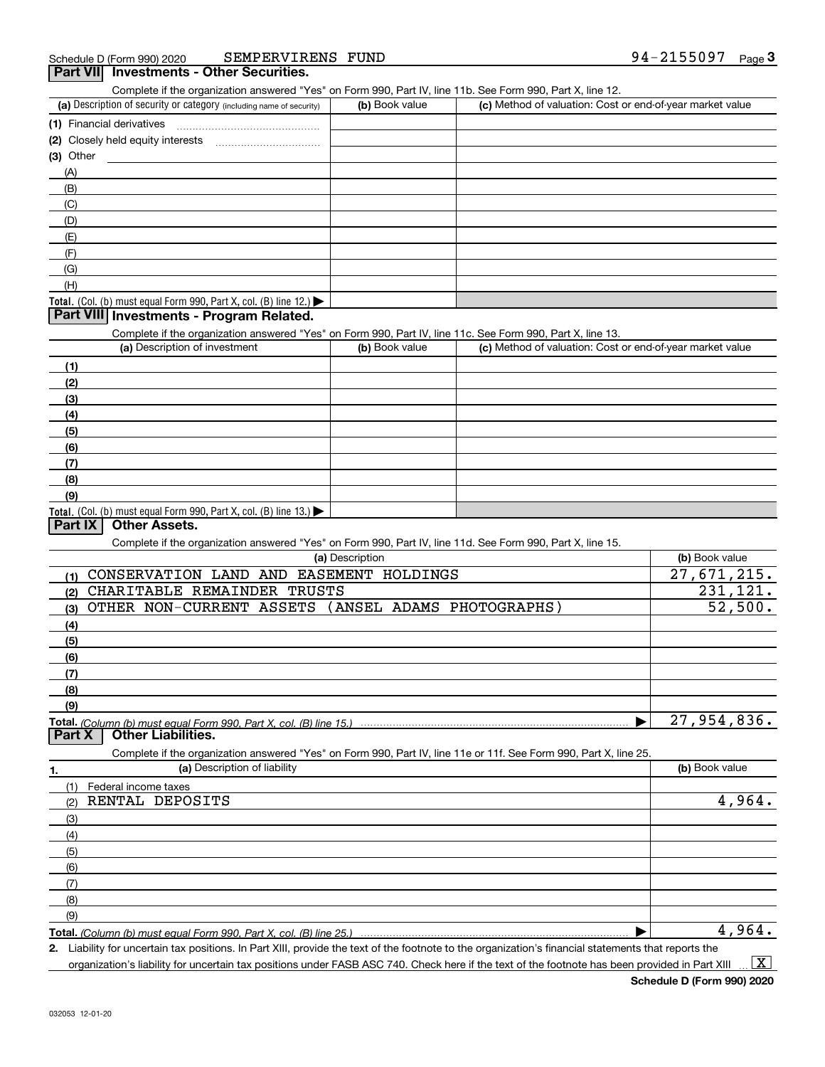Schedule D (Form 990) 2020 SEMPERVIRENS FUND 94-2155097

## Part VII Investments - Other Securities.

Complete if the organization answered "Yes" on Form 990, Part IV, line 11b. See Form 990, Part X, line 12.

| (a) Description of security or category (including name of security) | (b) Book value | (c) Method of valuation: Cost or end-of-year market value |
|---|---|---|
| (1) Financial derivatives | | |
| (2) Closely held equity interests | | |
| (3) Other | | |
| (A) | | |
| (B) | | |
| (C) | | |
| (D) | | |
| (E) | | |
| (F) | | |
| (G) | | |
| (H) | | |
| **Total.** (Col. (b) must equal Form 990, Part X, col. (B) line 12.) | | |

## Part VIII Investments - Program Related.

Complete if the organization answered "Yes" on Form 990, Part IV, line 11c. See Form 990, Part X, line 13.

| (a) Description of investment | (b) Book value | (c) Method of valuation: Cost or end-of-year market value |
|---|---|---|
| (1) | | |
| (2) | | |
| (3) | | |
| (4) | | |
| (5) | | |
| (6) | | |
| (7) | | |
| (8) | | |
| (9) | | |
| **Total.** (Col. (b) must equal Form 990, Part X, col. (B) line 13.) | | |

## Part IX Other Assets.

Complete if the organization answered "Yes" on Form 990, Part IV, line 11d. See Form 990, Part X, line 15.

| (a) Description | (b) Book value |
|---|---|
| (1) CONSERVATION LAND AND EASEMENT HOLDINGS | 27,671,215. |
| (2) CHARITABLE REMAINDER TRUSTS | 231,121. |
| (3) OTHER NON-CURRENT ASSETS (ANSEL ADAMS PHOTOGRAPHS) | 52,500. |
| (4) | |
| (5) | |
| (6) | |
| (7) | |
| (8) | |
| (9) | |
| **Total.** *(Column (b) must equal Form 990, Part X, col. (B) line 15.)* | 27,954,836. |

## Part X Other Liabilities.

Complete if the organization answered "Yes" on Form 990, Part IV, line 11e or 11f. See Form 990, Part X, line 25.

| 1. (a) Description of liability | (b) Book value |
|---|---|
| (1) Federal income taxes | |
| (2) RENTAL DEPOSITS | 4,964. |
| (3) | |
| (4) | |
| (5) | |
| (6) | |
| (7) | |
| (8) | |
| (9) | |
| **Total.** *(Column (b) must equal Form 990, Part X, col. (B) line 25.)* | 4,964. |

**2.** Liability for uncertain tax positions. In Part XIII, provide the text of the footnote to the organization's financial statements that reports the organization's liability for uncertain tax positions under FASB ASC 740. Check here if the text of the footnote has been provided in Part XIII ... [X]

**Schedule D (Form 990) 2020**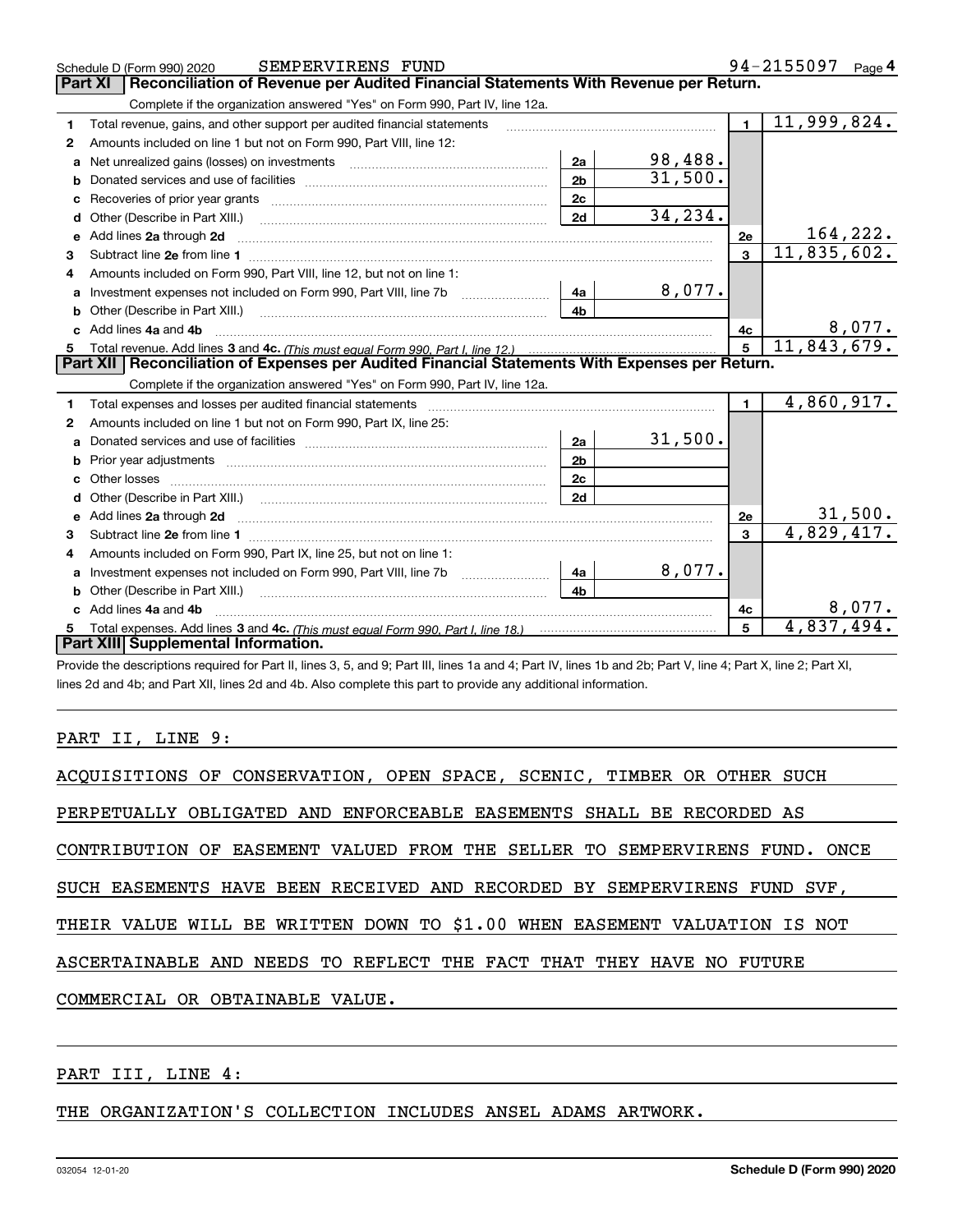Schedule D (Form 990) 2020 SEMPERVIRENS FUND 94-2155097

## Part XI Reconciliation of Revenue per Audited Financial Statements With Revenue per Return.

Complete if the organization answered "Yes" on Form 990, Part IV, line 12a.

| | | | | | |
|---|---|---|---|---|---|
| 1 | Total revenue, gains, and other support per audited financial statements | | | 1 | 11,999,824. |
| 2 | Amounts included on line 1 but not on Form 990, Part VIII, line 12: | | | | |
| a | Net unrealized gains (losses) on investments | 2a | 98,488. | | |
| b | Donated services and use of facilities | 2b | 31,500. | | |
| c | Recoveries of prior year grants | 2c | | | |
| d | Other (Describe in Part XIII.) | 2d | 34,234. | | |
| e | Add lines 2a through 2d | | | 2e | 164,222. |
| 3 | Subtract line 2e from line 1 | | | 3 | 11,835,602. |
| 4 | Amounts included on Form 990, Part VIII, line 12, but not on line 1: | | | | |
| a | Investment expenses not included on Form 990, Part VIII, line 7b | 4a | 8,077. | | |
| b | Other (Describe in Part XIII.) | 4b | | | |
| c | Add lines 4a and 4b | | | 4c | 8,077. |
| 5 | Total revenue. Add lines 3 and 4c. *(This must equal Form 990, Part I, line 12.)* | | | 5 | 11,843,679. |

## Part XII Reconciliation of Expenses per Audited Financial Statements With Expenses per Return.

Complete if the organization answered "Yes" on Form 990, Part IV, line 12a.

| | | | | | |
|---|---|---|---|---|---|
| 1 | Total expenses and losses per audited financial statements | | | 1 | 4,860,917. |
| 2 | Amounts included on line 1 but not on Form 990, Part IX, line 25: | | | | |
| a | Donated services and use of facilities | 2a | 31,500. | | |
| b | Prior year adjustments | 2b | | | |
| c | Other losses | 2c | | | |
| d | Other (Describe in Part XIII.) | 2d | | | |
| e | Add lines 2a through 2d | | | 2e | 31,500. |
| 3 | Subtract line 2e from line 1 | | | 3 | 4,829,417. |
| 4 | Amounts included on Form 990, Part IX, line 25, but not on line 1: | | | | |
| a | Investment expenses not included on Form 990, Part VIII, line 7b | 4a | 8,077. | | |
| b | Other (Describe in Part XIII.) | 4b | | | |
| c | Add lines 4a and 4b | | | 4c | 8,077. |
| 5 | Total expenses. Add lines 3 and 4c. *(This must equal Form 990, Part I, line 18.)* | | | 5 | 4,837,494. |

## Part XIII Supplemental Information.

Provide the descriptions required for Part II, lines 3, 5, and 9; Part III, lines 1a and 4; Part IV, lines 1b and 2b; Part V, line 4; Part X, line 2; Part XI, lines 2d and 4b; and Part XII, lines 2d and 4b. Also complete this part to provide any additional information.

PART II, LINE 9:

ACQUISITIONS OF CONSERVATION, OPEN SPACE, SCENIC, TIMBER OR OTHER SUCH PERPETUALLY OBLIGATED AND ENFORCEABLE EASEMENTS SHALL BE RECORDED AS CONTRIBUTION OF EASEMENT VALUED FROM THE SELLER TO SEMPERVIRENS FUND. ONCE SUCH EASEMENTS HAVE BEEN RECEIVED AND RECORDED BY SEMPERVIRENS FUND SVF, THEIR VALUE WILL BE WRITTEN DOWN TO $1.00 WHEN EASEMENT VALUATION IS NOT ASCERTAINABLE AND NEEDS TO REFLECT THE FACT THAT THEY HAVE NO FUTURE COMMERCIAL OR OBTAINABLE VALUE.

PART III, LINE 4:

THE ORGANIZATION'S COLLECTION INCLUDES ANSEL ADAMS ARTWORK.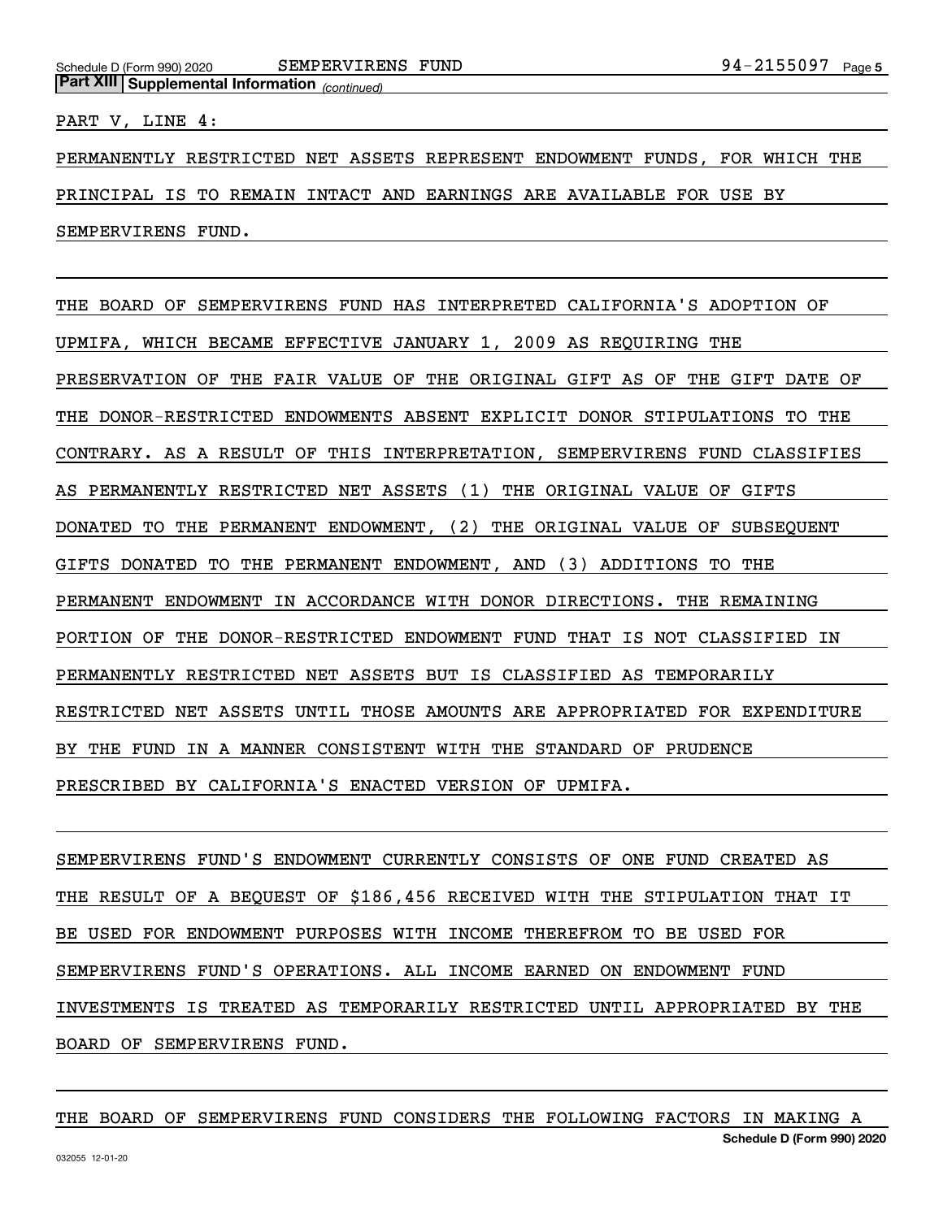PART V, LINE 4:

PERMANENTLY RESTRICTED NET ASSETS REPRESENT ENDOWMENT FUNDS, FOR WHICH THE PRINCIPAL IS TO REMAIN INTACT AND EARNINGS ARE AVAILABLE FOR USE BY SEMPERVIRENS FUND.

THE BOARD OF SEMPERVIRENS FUND HAS INTERPRETED CALIFORNIA'S ADOPTION OF UPMIFA, WHICH BECAME EFFECTIVE JANUARY 1, 2009 AS REQUIRING THE PRESERVATION OF THE FAIR VALUE OF THE ORIGINAL GIFT AS OF THE GIFT DATE OF THE DONOR-RESTRICTED ENDOWMENTS ABSENT EXPLICIT DONOR STIPULATIONS TO THE CONTRARY. AS A RESULT OF THIS INTERPRETATION, SEMPERVIRENS FUND CLASSIFIES AS PERMANENTLY RESTRICTED NET ASSETS (1) THE ORIGINAL VALUE OF GIFTS DONATED TO THE PERMANENT ENDOWMENT, (2) THE ORIGINAL VALUE OF SUBSEQUENT GIFTS DONATED TO THE PERMANENT ENDOWMENT, AND (3) ADDITIONS TO THE PERMANENT ENDOWMENT IN ACCORDANCE WITH DONOR DIRECTIONS. THE REMAINING PORTION OF THE DONOR-RESTRICTED ENDOWMENT FUND THAT IS NOT CLASSIFIED IN PERMANENTLY RESTRICTED NET ASSETS BUT IS CLASSIFIED AS TEMPORARILY RESTRICTED NET ASSETS UNTIL THOSE AMOUNTS ARE APPROPRIATED FOR EXPENDITURE BY THE FUND IN A MANNER CONSISTENT WITH THE STANDARD OF PRUDENCE PRESCRIBED BY CALIFORNIA'S ENACTED VERSION OF UPMIFA.

SEMPERVIRENS FUND'S ENDOWMENT CURRENTLY CONSISTS OF ONE FUND CREATED AS THE RESULT OF A BEQUEST OF $186,456 RECEIVED WITH THE STIPULATION THAT IT BE USED FOR ENDOWMENT PURPOSES WITH INCOME THEREFROM TO BE USED FOR SEMPERVIRENS FUND'S OPERATIONS. ALL INCOME EARNED ON ENDOWMENT FUND INVESTMENTS IS TREATED AS TEMPORARILY RESTRICTED UNTIL APPROPRIATED BY THE BOARD OF SEMPERVIRENS FUND.

THE BOARD OF SEMPERVIRENS FUND CONSIDERS THE FOLLOWING FACTORS IN MAKING A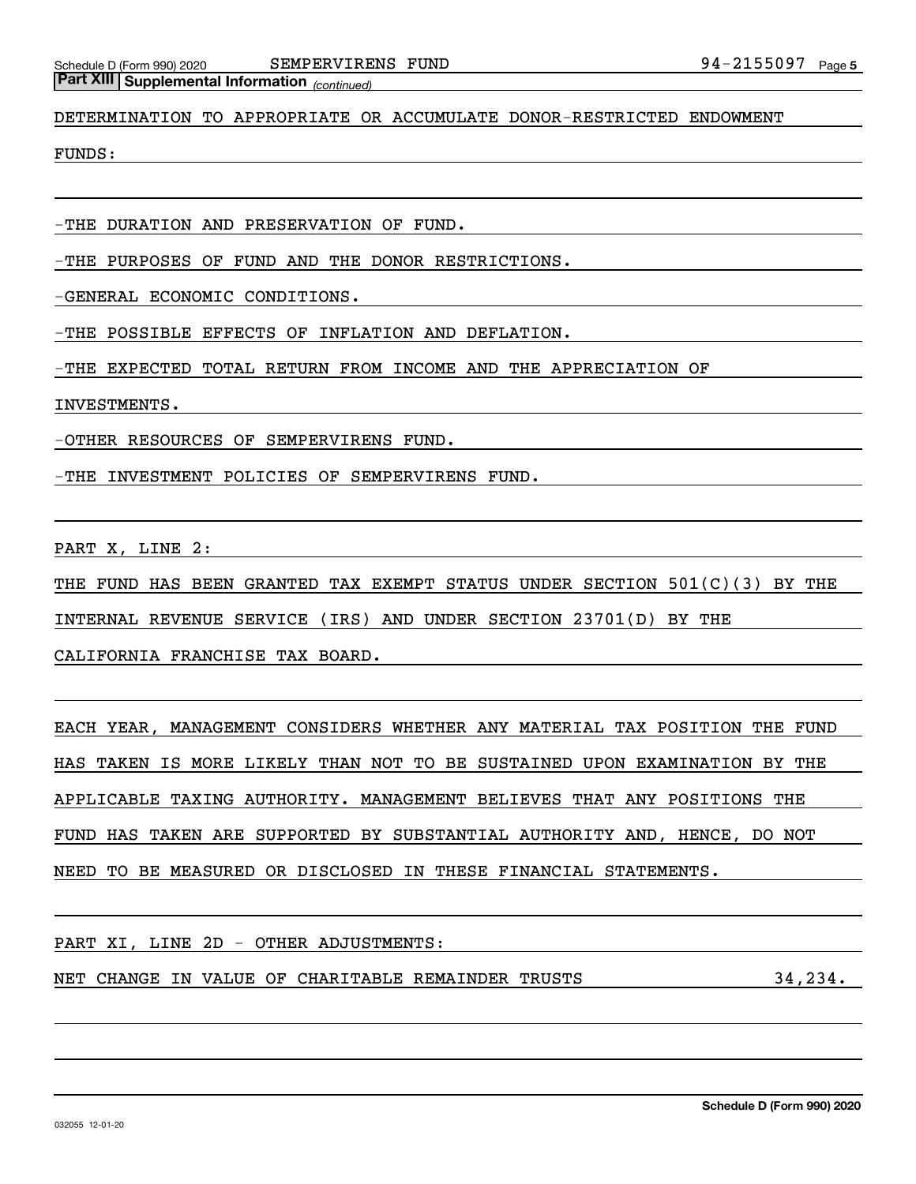**Part XIII** **Supplemental Information** *(continued)*

DETERMINATION TO APPROPRIATE OR ACCUMULATE DONOR-RESTRICTED ENDOWMENT FUNDS:

-THE DURATION AND PRESERVATION OF FUND.

-THE PURPOSES OF FUND AND THE DONOR RESTRICTIONS.

-GENERAL ECONOMIC CONDITIONS.

-THE POSSIBLE EFFECTS OF INFLATION AND DEFLATION.

-THE EXPECTED TOTAL RETURN FROM INCOME AND THE APPRECIATION OF INVESTMENTS.

-OTHER RESOURCES OF SEMPERVIRENS FUND.

-THE INVESTMENT POLICIES OF SEMPERVIRENS FUND.

PART X, LINE 2:

THE FUND HAS BEEN GRANTED TAX EXEMPT STATUS UNDER SECTION 501(C)(3) BY THE INTERNAL REVENUE SERVICE (IRS) AND UNDER SECTION 23701(D) BY THE CALIFORNIA FRANCHISE TAX BOARD.

EACH YEAR, MANAGEMENT CONSIDERS WHETHER ANY MATERIAL TAX POSITION THE FUND HAS TAKEN IS MORE LIKELY THAN NOT TO BE SUSTAINED UPON EXAMINATION BY THE APPLICABLE TAXING AUTHORITY. MANAGEMENT BELIEVES THAT ANY POSITIONS THE FUND HAS TAKEN ARE SUPPORTED BY SUBSTANTIAL AUTHORITY AND, HENCE, DO NOT NEED TO BE MEASURED OR DISCLOSED IN THESE FINANCIAL STATEMENTS.

PART XI, LINE 2D - OTHER ADJUSTMENTS:

| | |
|---|---|
| NET CHANGE IN VALUE OF CHARITABLE REMAINDER TRUSTS | 34,234. |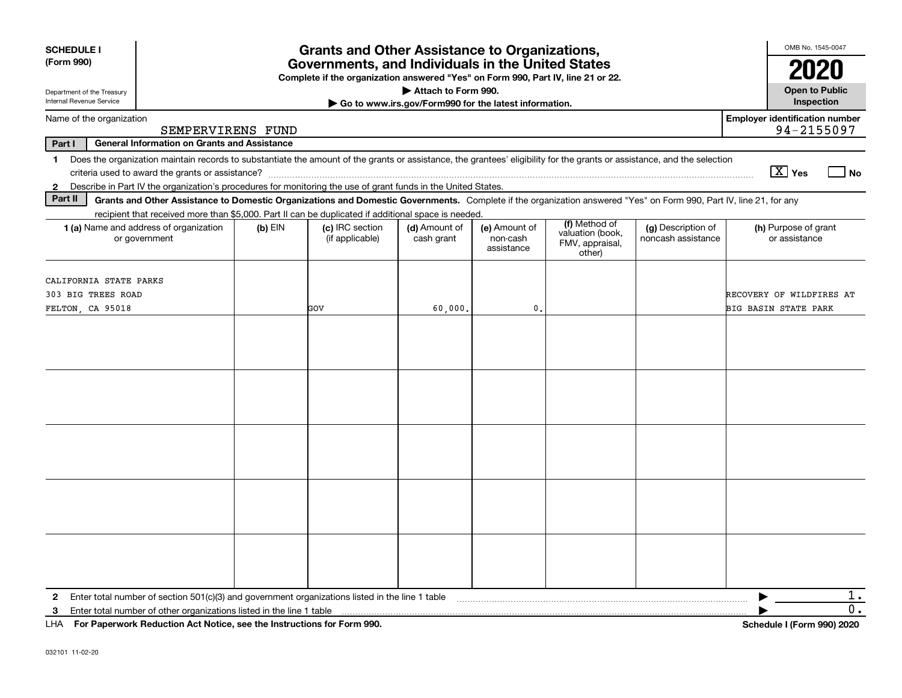**SCHEDULE I**
**(Form 990)**

Department of the Treasury
Internal Revenue Service

# Grants and Other Assistance to Organizations, Governments, and Individuals in the United States

**Complete if the organization answered "Yes" on Form 990, Part IV, line 21 or 22.**
**▶ Attach to Form 990.**
**▶ Go to www.irs.gov/Form990 for the latest information.**

OMB No. 1545-0047
**2020**
**Open to Public Inspection**

Name of the organization: SEMPERVIRENS FUND
**Employer identification number:** 94-2155097

**Part I — General Information on Grants and Assistance**

1 Does the organization maintain records to substantiate the amount of the grants or assistance, the grantees' eligibility for the grants or assistance, and the selection criteria used to award the grants or assistance? [X] Yes [ ] No

2 Describe in Part IV the organization's procedures for monitoring the use of grant funds in the United States.

**Part II — Grants and Other Assistance to Domestic Organizations and Domestic Governments.** Complete if the organization answered "Yes" on Form 990, Part IV, line 21, for any recipient that received more than $5,000. Part II can be duplicated if additional space is needed.

| 1 (a) Name and address of organization or government | (b) EIN | (c) IRC section (if applicable) | (d) Amount of cash grant | (e) Amount of non-cash assistance | (f) Method of valuation (book, FMV, appraisal, other) | (g) Description of noncash assistance | (h) Purpose of grant or assistance |
|---|---|---|---|---|---|---|---|
| CALIFORNIA STATE PARKS<br>303 BIG TREES ROAD<br>FELTON, CA 95018 | | GOV | 60,000. | 0. | | | RECOVERY OF WILDFIRES AT BIG BASIN STATE PARK |
| | | | | | | | |
| | | | | | | | |
| | | | | | | | |
| | | | | | | | |
| | | | | | | | |

2 Enter total number of section 501(c)(3) and government organizations listed in the line 1 table ▶ 1.

3 Enter total number of other organizations listed in the line 1 table ▶ 0.

LHA **For Paperwork Reduction Act Notice, see the Instructions for Form 990.** **Schedule I (Form 990) 2020**

032101 11-02-20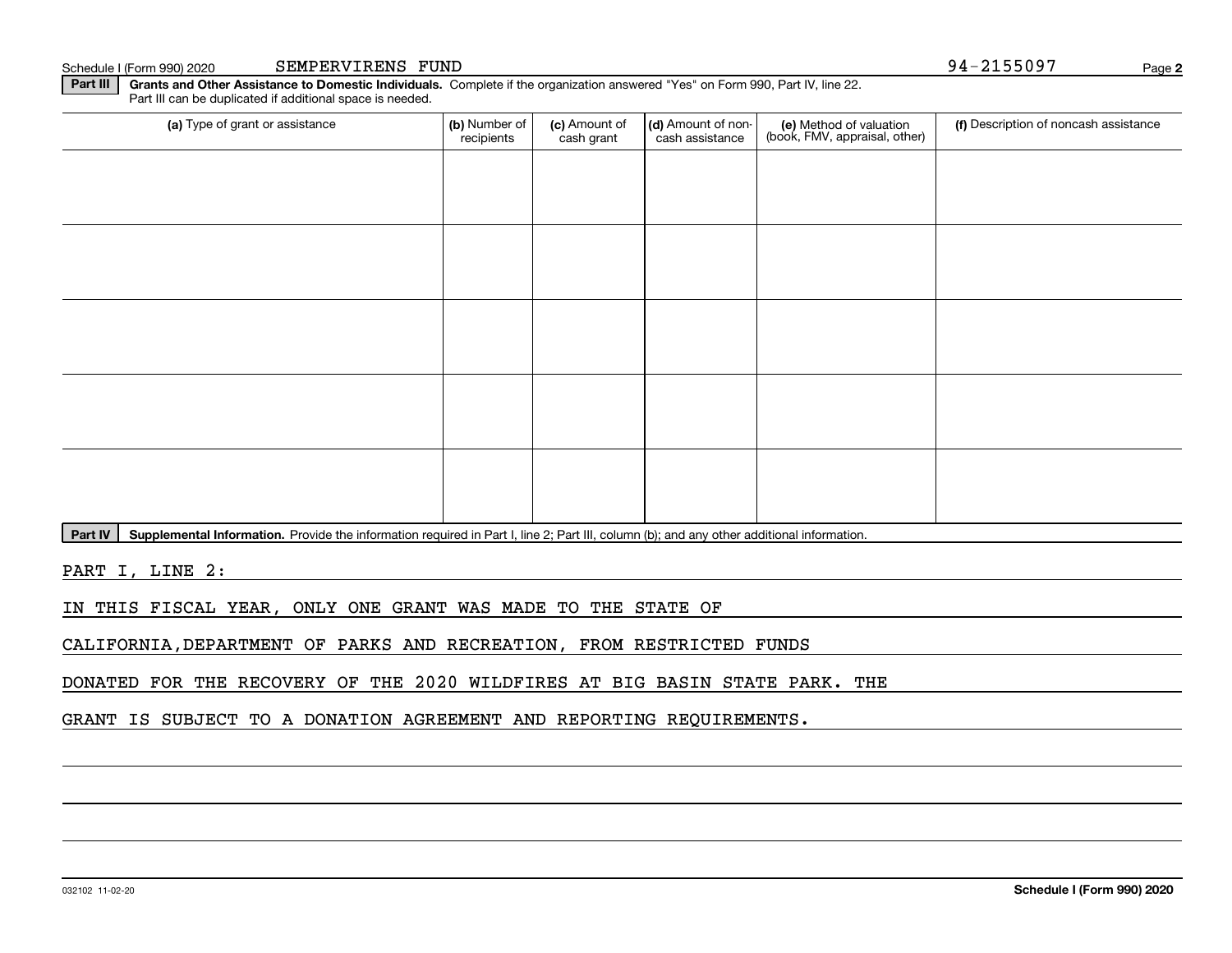SEMPERVIRENS FUND 94-2155097

**Part III** **Grants and Other Assistance to Domestic Individuals.** Complete if the organization answered "Yes" on Form 990, Part IV, line 22. Part III can be duplicated if additional space is needed.

| (a) Type of grant or assistance | (b) Number of recipients | (c) Amount of cash grant | (d) Amount of non-cash assistance | (e) Method of valuation (book, FMV, appraisal, other) | (f) Description of noncash assistance |
|---|---|---|---|---|---|
| | | | | | |
| | | | | | |
| | | | | | |
| | | | | | |
| | | | | | |

**Part IV** **Supplemental Information.** Provide the information required in Part I, line 2; Part III, column (b); and any other additional information.

PART I, LINE 2:

IN THIS FISCAL YEAR, ONLY ONE GRANT WAS MADE TO THE STATE OF CALIFORNIA,DEPARTMENT OF PARKS AND RECREATION, FROM RESTRICTED FUNDS DONATED FOR THE RECOVERY OF THE 2020 WILDFIRES AT BIG BASIN STATE PARK. THE GRANT IS SUBJECT TO A DONATION AGREEMENT AND REPORTING REQUIREMENTS.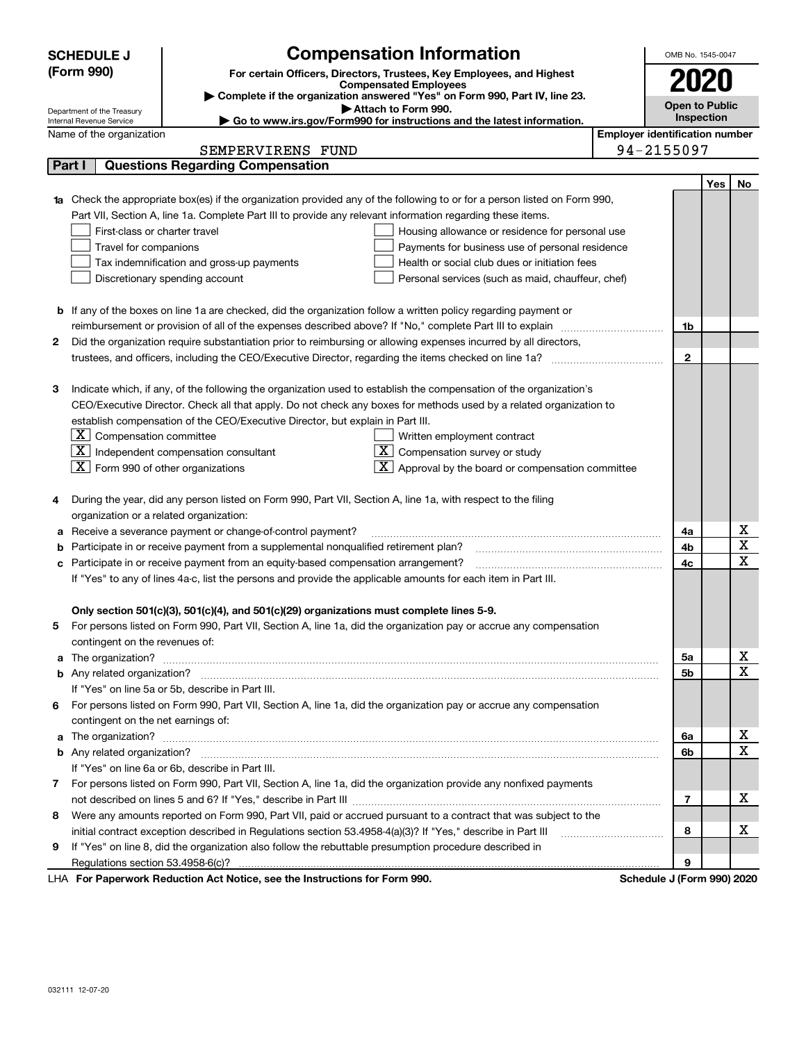**SCHEDULE J (Form 990)**

# Compensation Information

**For certain Officers, Directors, Trustees, Key Employees, and Highest Compensated Employees**

▶ Complete if the organization answered "Yes" on Form 990, Part IV, line 23.

▶ Attach to Form 990.

▶ Go to www.irs.gov/Form990 for instructions and the latest information.

Department of the Treasury
Internal Revenue Service

OMB No. 1545-0047

**2020**

**Open to Public Inspection**

Name of the organization: SEMPERVIRENS FUND

Employer identification number: 94-2155097

## Part I Questions Regarding Compensation

| | | | Yes | No |
|---|---|---|---|---|
| **1a** | Check the appropriate box(es) if the organization provided any of the following to or for a person listed on Form 990, Part VII, Section A, line 1a. Complete Part III to provide any relevant information regarding these items.<br>☐ First-class or charter travel ☐ Housing allowance or residence for personal use<br>☐ Travel for companions ☐ Payments for business use of personal residence<br>☐ Tax indemnification and gross-up payments ☐ Health or social club dues or initiation fees<br>☐ Discretionary spending account ☐ Personal services (such as maid, chauffeur, chef) | | | |
| **b** | If any of the boxes on line 1a are checked, did the organization follow a written policy regarding payment or reimbursement or provision of all of the expenses described above? If "No," complete Part III to explain | 1b | | |
| **2** | Did the organization require substantiation prior to reimbursing or allowing expenses incurred by all directors, trustees, and officers, including the CEO/Executive Director, regarding the items checked on line 1a? | 2 | | |
| **3** | Indicate which, if any, of the following the organization used to establish the compensation of the organization's CEO/Executive Director. Check all that apply. Do not check any boxes for methods used by a related organization to establish compensation of the CEO/Executive Director, but explain in Part III.<br>☒ Compensation committee ☐ Written employment contract<br>☒ Independent compensation consultant ☒ Compensation survey or study<br>☒ Form 990 of other organizations ☒ Approval by the board or compensation committee | | | |
| **4** | During the year, did any person listed on Form 990, Part VII, Section A, line 1a, with respect to the filing organization or a related organization: | | | |
| **a** | Receive a severance payment or change-of-control payment? | 4a | | X |
| **b** | Participate in or receive payment from a supplemental nonqualified retirement plan? | 4b | | X |
| **c** | Participate in or receive payment from an equity-based compensation arrangement? | 4c | | X |
| | If "Yes" to any of lines 4a-c, list the persons and provide the applicable amounts for each item in Part III. | | | |
| | **Only section 501(c)(3), 501(c)(4), and 501(c)(29) organizations must complete lines 5-9.** | | | |
| **5** | For persons listed on Form 990, Part VII, Section A, line 1a, did the organization pay or accrue any compensation contingent on the revenues of: | | | |
| **a** | The organization? | 5a | | X |
| **b** | Any related organization? | 5b | | X |
| | If "Yes" on line 5a or 5b, describe in Part III. | | | |
| **6** | For persons listed on Form 990, Part VII, Section A, line 1a, did the organization pay or accrue any compensation contingent on the net earnings of: | | | |
| **a** | The organization? | 6a | | X |
| **b** | Any related organization? | 6b | | X |
| | If "Yes" on line 6a or 6b, describe in Part III. | | | |
| **7** | For persons listed on Form 990, Part VII, Section A, line 1a, did the organization provide any nonfixed payments not described on lines 5 and 6? If "Yes," describe in Part III | 7 | | X |
| **8** | Were any amounts reported on Form 990, Part VII, paid or accrued pursuant to a contract that was subject to the initial contract exception described in Regulations section 53.4958-4(a)(3)? If "Yes," describe in Part III | 8 | | X |
| **9** | If "Yes" on line 8, did the organization also follow the rebuttable presumption procedure described in Regulations section 53.4958-6(c)? | 9 | | |

LHA **For Paperwork Reduction Act Notice, see the Instructions for Form 990.** **Schedule J (Form 990) 2020**

032111 12-07-20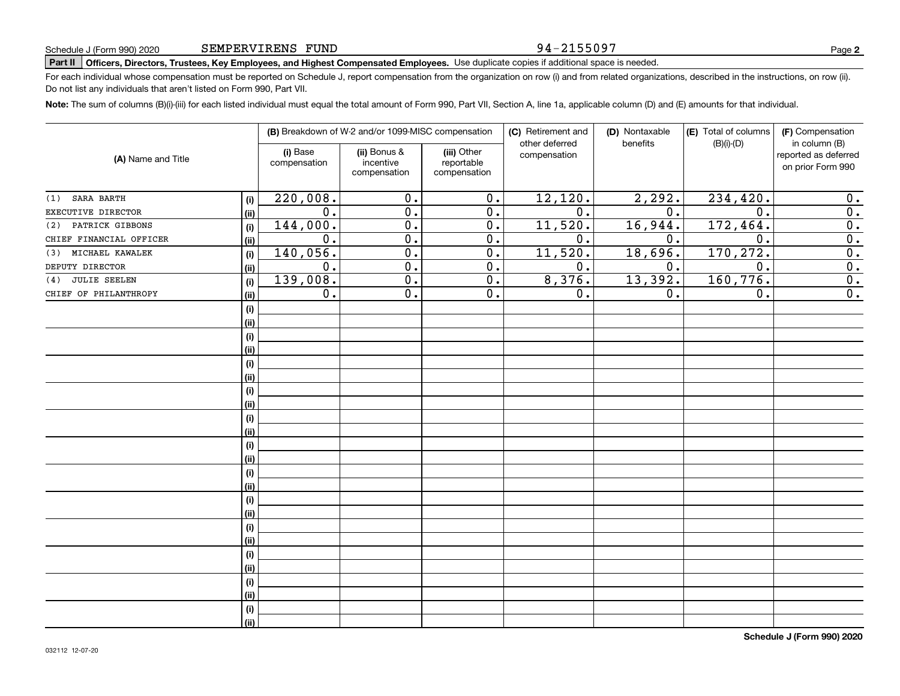Schedule J (Form 990) 2020 SEMPERVIRENS FUND 94-2155097

**Part II** **Officers, Directors, Trustees, Key Employees, and Highest Compensated Employees.** Use duplicate copies if additional space is needed.

For each individual whose compensation must be reported on Schedule J, report compensation from the organization on row (i) and from related organizations, described in the instructions, on row (ii). Do not list any individuals that aren't listed on Form 990, Part VII.

**Note:** The sum of columns (B)(i)-(iii) for each listed individual must equal the total amount of Form 990, Part VII, Section A, line 1a, applicable column (D) and (E) amounts for that individual.

| (A) Name and Title | | (B) Breakdown of W-2 and/or 1099-MISC compensation | | | (C) Retirement and other deferred compensation | (D) Nontaxable benefits | (E) Total of columns (B)(i)-(D) | (F) Compensation in column (B) reported as deferred on prior Form 990 |
|---|---|---|---|---|---|---|---|---|
| | | (i) Base compensation | (ii) Bonus & incentive compensation | (iii) Other reportable compensation | | | | |
| (1) SARA BARTH | (i) | 220,008. | 0. | 0. | 12,120. | 2,292. | 234,420. | 0. |
| EXECUTIVE DIRECTOR | (ii) | 0. | 0. | 0. | 0. | 0. | 0. | 0. |
| (2) PATRICK GIBBONS | (i) | 144,000. | 0. | 0. | 11,520. | 16,944. | 172,464. | 0. |
| CHIEF FINANCIAL OFFICER | (ii) | 0. | 0. | 0. | 0. | 0. | 0. | 0. |
| (3) MICHAEL KAWALEK | (i) | 140,056. | 0. | 0. | 11,520. | 18,696. | 170,272. | 0. |
| DEPUTY DIRECTOR | (ii) | 0. | 0. | 0. | 0. | 0. | 0. | 0. |
| (4) JULIE SEELEN | (i) | 139,008. | 0. | 0. | 8,376. | 13,392. | 160,776. | 0. |
| CHIEF OF PHILANTHROPY | (ii) | 0. | 0. | 0. | 0. | 0. | 0. | 0. |

**Schedule J (Form 990) 2020**

032112 12-07-20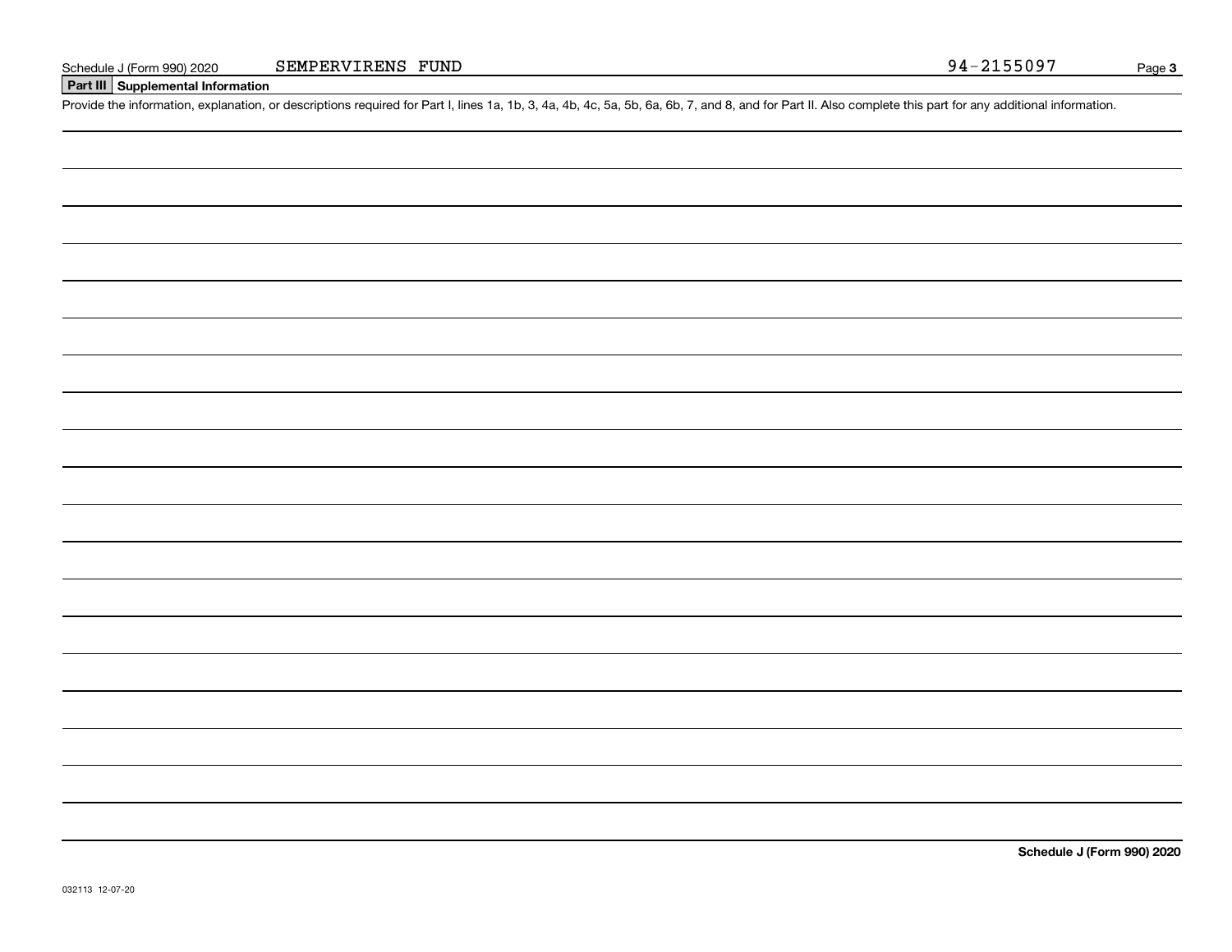Schedule J (Form 990) 2020 SEMPERVIRENS FUND 94-2155097 Page **3**

## Part III Supplemental Information

Provide the information, explanation, or descriptions required for Part I, lines 1a, 1b, 3, 4a, 4b, 4c, 5a, 5b, 6a, 6b, 7, and 8, and for Part II. Also complete this part for any additional information.

**Schedule J (Form 990) 2020**

032113 12-07-20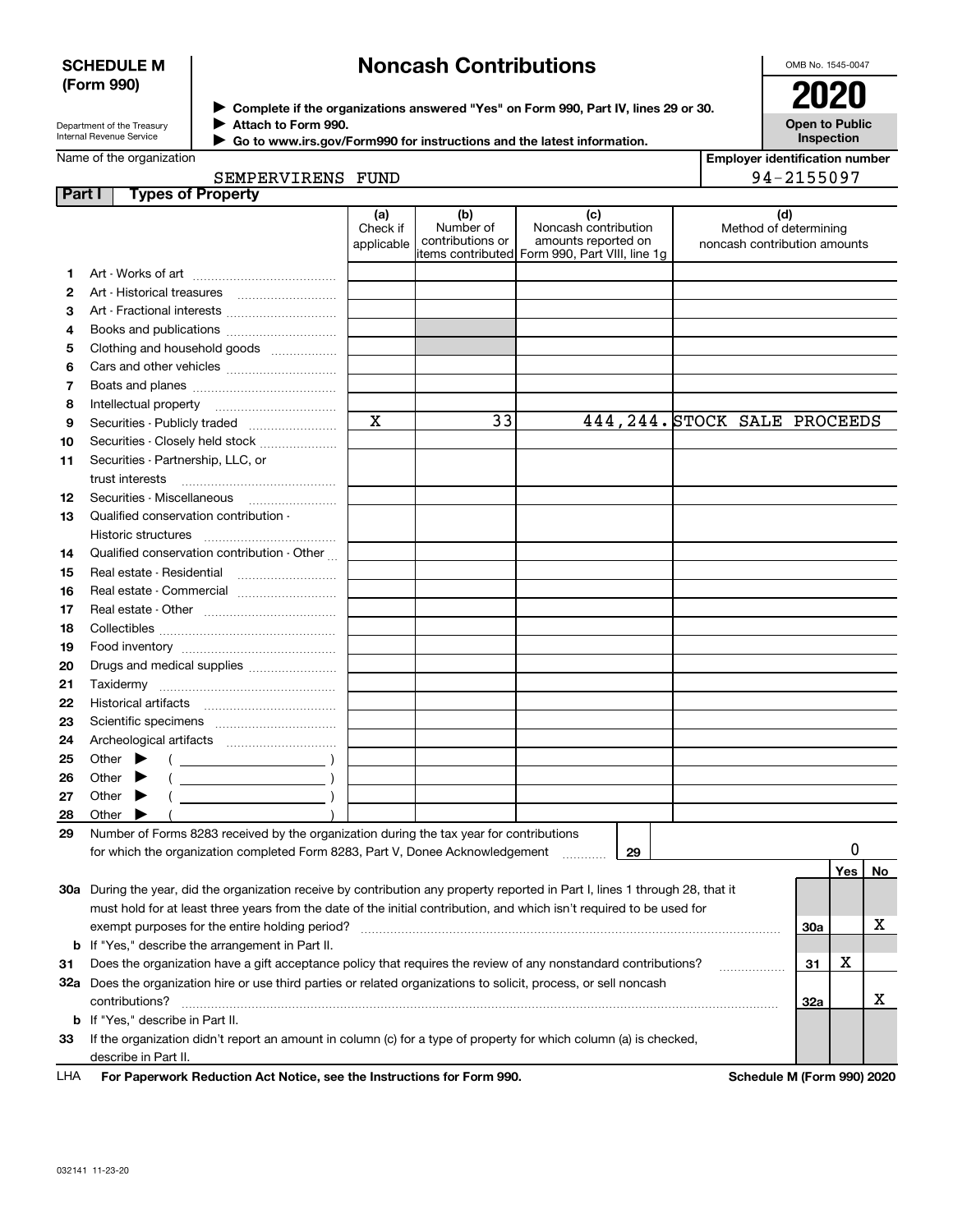**SCHEDULE M (Form 990)**

# Noncash Contributions

▶ Complete if the organizations answered "Yes" on Form 990, Part IV, lines 29 or 30.
▶ Attach to Form 990.
▶ Go to www.irs.gov/Form990 for instructions and the latest information.

Department of the Treasury
Internal Revenue Service

OMB No. 1545-0047

**2020**

**Open to Public Inspection**

Name of the organization: SEMPERVIRENS FUND

Employer identification number: 94-2155097

**Part I — Types of Property**

| | | (a) Check if applicable | (b) Number of contributions or items contributed | (c) Noncash contribution amounts reported on Form 990, Part VIII, line 1g | (d) Method of determining noncash contribution amounts |
|---|---|---|---|---|---|
| 1 | Art - Works of art | | | | |
| 2 | Art - Historical treasures | | | | |
| 3 | Art - Fractional interests | | | | |
| 4 | Books and publications | | | | |
| 5 | Clothing and household goods | | | | |
| 6 | Cars and other vehicles | | | | |
| 7 | Boats and planes | | | | |
| 8 | Intellectual property | | | | |
| 9 | Securities - Publicly traded | X | 33 | 444,244. | STOCK SALE PROCEEDS |
| 10 | Securities - Closely held stock | | | | |
| 11 | Securities - Partnership, LLC, or trust interests | | | | |
| 12 | Securities - Miscellaneous | | | | |
| 13 | Qualified conservation contribution - Historic structures | | | | |
| 14 | Qualified conservation contribution - Other | | | | |
| 15 | Real estate - Residential | | | | |
| 16 | Real estate - Commercial | | | | |
| 17 | Real estate - Other | | | | |
| 18 | Collectibles | | | | |
| 19 | Food inventory | | | | |
| 20 | Drugs and medical supplies | | | | |
| 21 | Taxidermy | | | | |
| 22 | Historical artifacts | | | | |
| 23 | Scientific specimens | | | | |
| 24 | Archeological artifacts | | | | |
| 25 | Other ▶ ( ) | | | | |
| 26 | Other ▶ ( ) | | | | |
| 27 | Other ▶ ( ) | | | | |
| 28 | Other ▶ ( ) | | | | |

29 Number of Forms 8283 received by the organization during the tax year for contributions for which the organization completed Form 8283, Part V, Donee Acknowledgement ..... 29 — 0

| | | | Yes | No |
|---|---|---|---|---|
| 30a | During the year, did the organization receive by contribution any property reported in Part I, lines 1 through 28, that it must hold for at least three years from the date of the initial contribution, and which isn't required to be used for exempt purposes for the entire holding period? | 30a | | X |
| b | If "Yes," describe the arrangement in Part II. | | | |
| 31 | Does the organization have a gift acceptance policy that requires the review of any nonstandard contributions? | 31 | X | |
| 32a | Does the organization hire or use third parties or related organizations to solicit, process, or sell noncash contributions? | 32a | | X |
| b | If "Yes," describe in Part II. | | | |
| 33 | If the organization didn't report an amount in column (c) for a type of property for which column (a) is checked, describe in Part II. | | | |

LHA **For Paperwork Reduction Act Notice, see the Instructions for Form 990.** **Schedule M (Form 990) 2020**

032141 11-23-20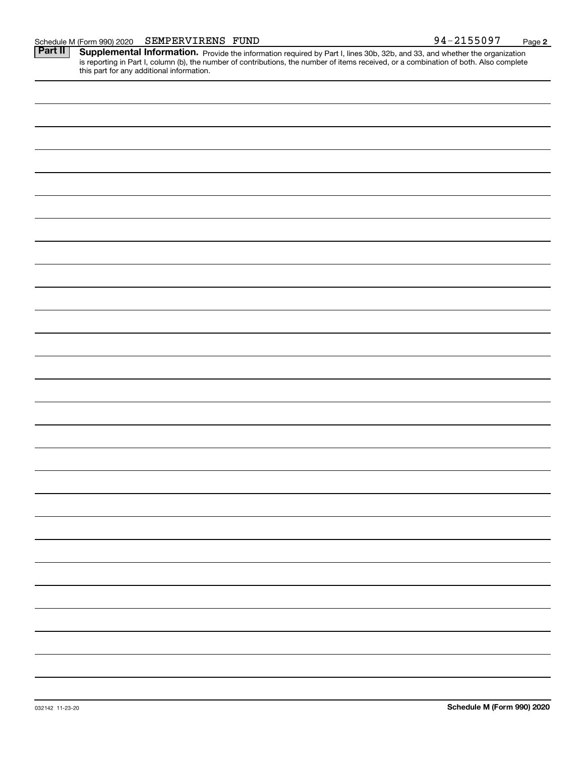Schedule M (Form 990) 2020 SEMPERVIRENS FUND 94-2155097

## Part II Supplemental Information.

Provide the information required by Part I, lines 30b, 32b, and 33, and whether the organization is reporting in Part I, column (b), the number of contributions, the number of items received, or a combination of both. Also complete this part for any additional information.

032142 11-23-20

**Schedule M (Form 990) 2020**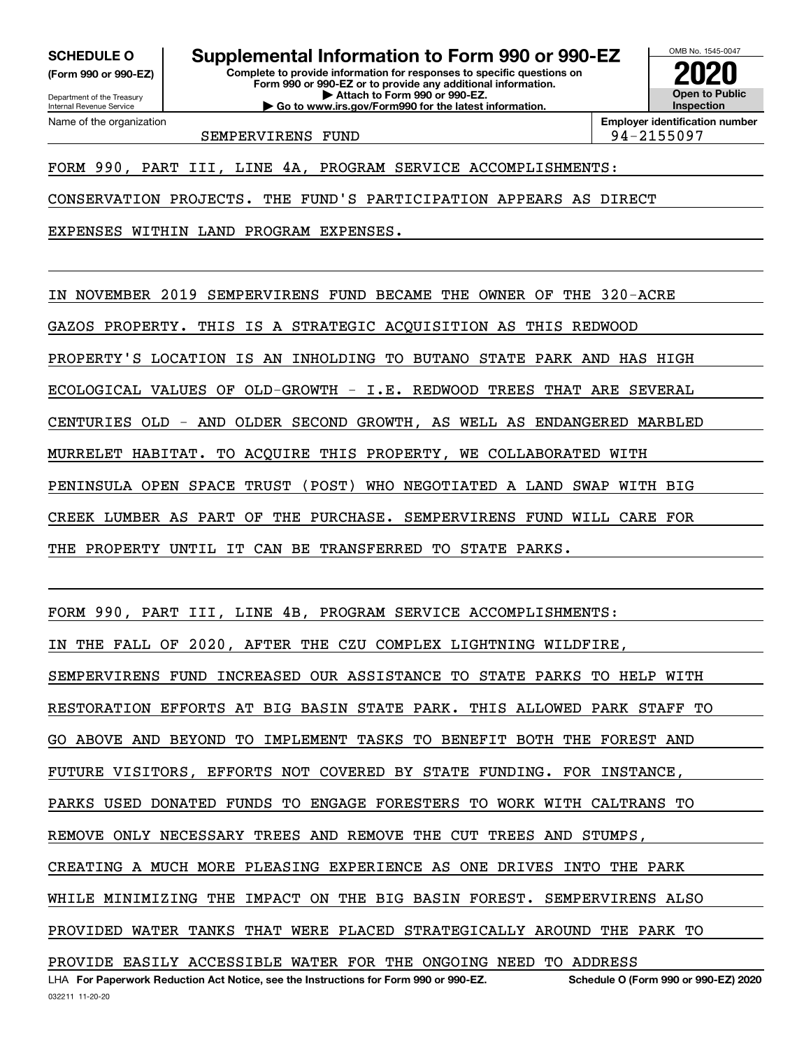**SCHEDULE O**
**(Form 990 or 990-EZ)**

Department of the Treasury
Internal Revenue Service

# Supplemental Information to Form 990 or 990-EZ

**Complete to provide information for responses to specific questions on Form 990 or 990-EZ or to provide any additional information.**
**▶ Attach to Form 990 or 990-EZ.**
**▶ Go to www.irs.gov/Form990 for the latest information.**

OMB No. 1545-0047

**2020**

**Open to Public Inspection**

Name of the organization: SEMPERVIRENS FUND

**Employer identification number**: 94-2155097

FORM 990, PART III, LINE 4A, PROGRAM SERVICE ACCOMPLISHMENTS:

CONSERVATION PROJECTS. THE FUND'S PARTICIPATION APPEARS AS DIRECT EXPENSES WITHIN LAND PROGRAM EXPENSES.

IN NOVEMBER 2019 SEMPERVIRENS FUND BECAME THE OWNER OF THE 320-ACRE GAZOS PROPERTY. THIS IS A STRATEGIC ACQUISITION AS THIS REDWOOD PROPERTY'S LOCATION IS AN INHOLDING TO BUTANO STATE PARK AND HAS HIGH ECOLOGICAL VALUES OF OLD-GROWTH - I.E. REDWOOD TREES THAT ARE SEVERAL CENTURIES OLD - AND OLDER SECOND GROWTH, AS WELL AS ENDANGERED MARBLED MURRELET HABITAT. TO ACQUIRE THIS PROPERTY, WE COLLABORATED WITH PENINSULA OPEN SPACE TRUST (POST) WHO NEGOTIATED A LAND SWAP WITH BIG CREEK LUMBER AS PART OF THE PURCHASE. SEMPERVIRENS FUND WILL CARE FOR THE PROPERTY UNTIL IT CAN BE TRANSFERRED TO STATE PARKS.

FORM 990, PART III, LINE 4B, PROGRAM SERVICE ACCOMPLISHMENTS:

IN THE FALL OF 2020, AFTER THE CZU COMPLEX LIGHTNING WILDFIRE, SEMPERVIRENS FUND INCREASED OUR ASSISTANCE TO STATE PARKS TO HELP WITH RESTORATION EFFORTS AT BIG BASIN STATE PARK. THIS ALLOWED PARK STAFF TO GO ABOVE AND BEYOND TO IMPLEMENT TASKS TO BENEFIT BOTH THE FOREST AND FUTURE VISITORS, EFFORTS NOT COVERED BY STATE FUNDING. FOR INSTANCE, PARKS USED DONATED FUNDS TO ENGAGE FORESTERS TO WORK WITH CALTRANS TO REMOVE ONLY NECESSARY TREES AND REMOVE THE CUT TREES AND STUMPS, CREATING A MUCH MORE PLEASING EXPERIENCE AS ONE DRIVES INTO THE PARK WHILE MINIMIZING THE IMPACT ON THE BIG BASIN FOREST. SEMPERVIRENS ALSO PROVIDED WATER TANKS THAT WERE PLACED STRATEGICALLY AROUND THE PARK TO PROVIDE EASILY ACCESSIBLE WATER FOR THE ONGOING NEED TO ADDRESS

LHA **For Paperwork Reduction Act Notice, see the Instructions for Form 990 or 990-EZ.** **Schedule O (Form 990 or 990-EZ) 2020**

032211 11-20-20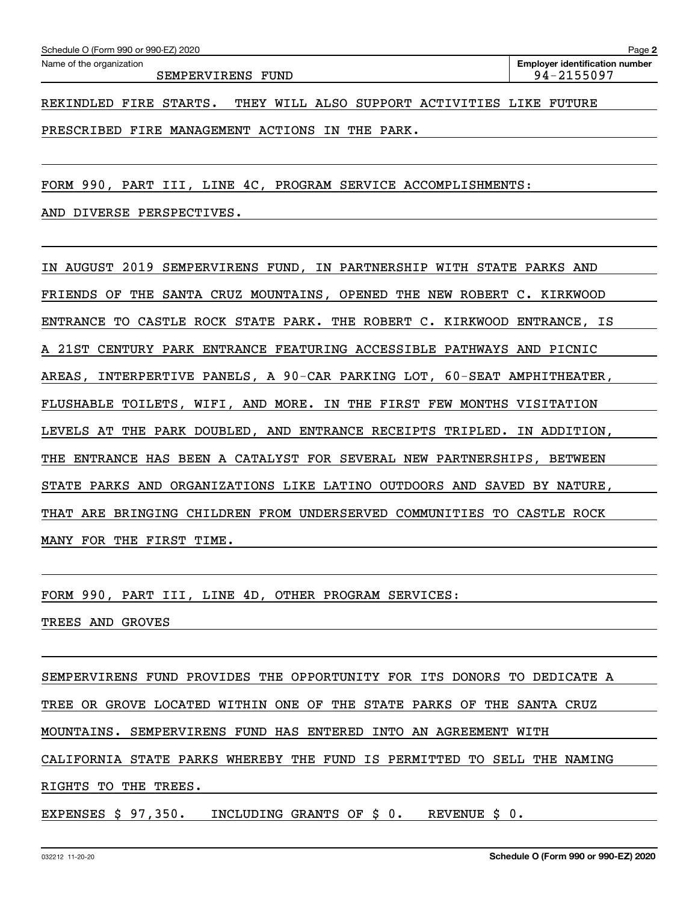Name of the organization: SEMPERVIRENS FUND

Employer identification number: 94-2155097

REKINDLED FIRE STARTS. THEY WILL ALSO SUPPORT ACTIVITIES LIKE FUTURE PRESCRIBED FIRE MANAGEMENT ACTIONS IN THE PARK.

FORM 990, PART III, LINE 4C, PROGRAM SERVICE ACCOMPLISHMENTS:

AND DIVERSE PERSPECTIVES.

IN AUGUST 2019 SEMPERVIRENS FUND, IN PARTNERSHIP WITH STATE PARKS AND FRIENDS OF THE SANTA CRUZ MOUNTAINS, OPENED THE NEW ROBERT C. KIRKWOOD ENTRANCE TO CASTLE ROCK STATE PARK. THE ROBERT C. KIRKWOOD ENTRANCE, IS A 21ST CENTURY PARK ENTRANCE FEATURING ACCESSIBLE PATHWAYS AND PICNIC AREAS, INTERPERTIVE PANELS, A 90-CAR PARKING LOT, 60-SEAT AMPHITHEATER, FLUSHABLE TOILETS, WIFI, AND MORE. IN THE FIRST FEW MONTHS VISITATION LEVELS AT THE PARK DOUBLED, AND ENTRANCE RECEIPTS TRIPLED. IN ADDITION, THE ENTRANCE HAS BEEN A CATALYST FOR SEVERAL NEW PARTNERSHIPS, BETWEEN STATE PARKS AND ORGANIZATIONS LIKE LATINO OUTDOORS AND SAVED BY NATURE, THAT ARE BRINGING CHILDREN FROM UNDERSERVED COMMUNITIES TO CASTLE ROCK MANY FOR THE FIRST TIME.

FORM 990, PART III, LINE 4D, OTHER PROGRAM SERVICES:

TREES AND GROVES

SEMPERVIRENS FUND PROVIDES THE OPPORTUNITY FOR ITS DONORS TO DEDICATE A TREE OR GROVE LOCATED WITHIN ONE OF THE STATE PARKS OF THE SANTA CRUZ MOUNTAINS. SEMPERVIRENS FUND HAS ENTERED INTO AN AGREEMENT WITH CALIFORNIA STATE PARKS WHEREBY THE FUND IS PERMITTED TO SELL THE NAMING RIGHTS TO THE TREES.

EXPENSES $ 97,350. INCLUDING GRANTS OF $ 0. REVENUE $ 0.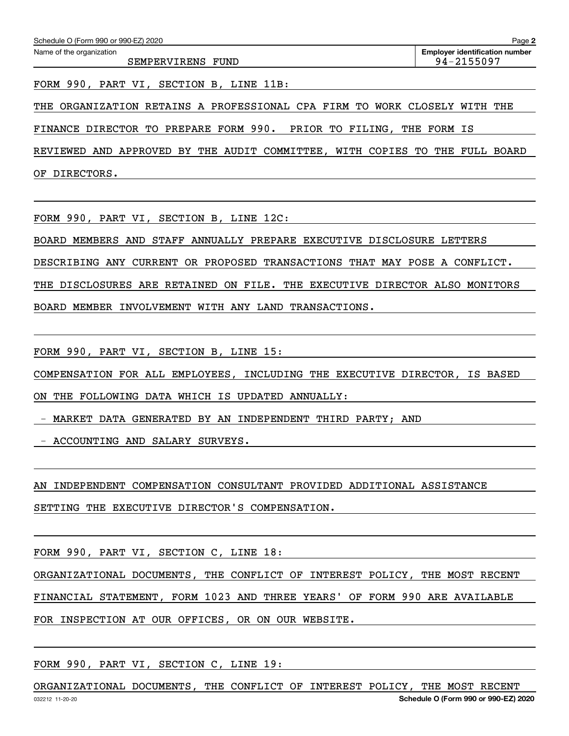Name of the organization: SEMPERVIRENS FUND

Employer identification number: 94-2155097

FORM 990, PART VI, SECTION B, LINE 11B:

THE ORGANIZATION RETAINS A PROFESSIONAL CPA FIRM TO WORK CLOSELY WITH THE FINANCE DIRECTOR TO PREPARE FORM 990. PRIOR TO FILING, THE FORM IS REVIEWED AND APPROVED BY THE AUDIT COMMITTEE, WITH COPIES TO THE FULL BOARD OF DIRECTORS.

FORM 990, PART VI, SECTION B, LINE 12C:

BOARD MEMBERS AND STAFF ANNUALLY PREPARE EXECUTIVE DISCLOSURE LETTERS DESCRIBING ANY CURRENT OR PROPOSED TRANSACTIONS THAT MAY POSE A CONFLICT. THE DISCLOSURES ARE RETAINED ON FILE. THE EXECUTIVE DIRECTOR ALSO MONITORS BOARD MEMBER INVOLVEMENT WITH ANY LAND TRANSACTIONS.

FORM 990, PART VI, SECTION B, LINE 15:

COMPENSATION FOR ALL EMPLOYEES, INCLUDING THE EXECUTIVE DIRECTOR, IS BASED ON THE FOLLOWING DATA WHICH IS UPDATED ANNUALLY:

- MARKET DATA GENERATED BY AN INDEPENDENT THIRD PARTY; AND
- ACCOUNTING AND SALARY SURVEYS.

AN INDEPENDENT COMPENSATION CONSULTANT PROVIDED ADDITIONAL ASSISTANCE SETTING THE EXECUTIVE DIRECTOR'S COMPENSATION.

FORM 990, PART VI, SECTION C, LINE 18:

ORGANIZATIONAL DOCUMENTS, THE CONFLICT OF INTEREST POLICY, THE MOST RECENT FINANCIAL STATEMENT, FORM 1023 AND THREE YEARS' OF FORM 990 ARE AVAILABLE FOR INSPECTION AT OUR OFFICES, OR ON OUR WEBSITE.

FORM 990, PART VI, SECTION C, LINE 19:

ORGANIZATIONAL DOCUMENTS, THE CONFLICT OF INTEREST POLICY, THE MOST RECENT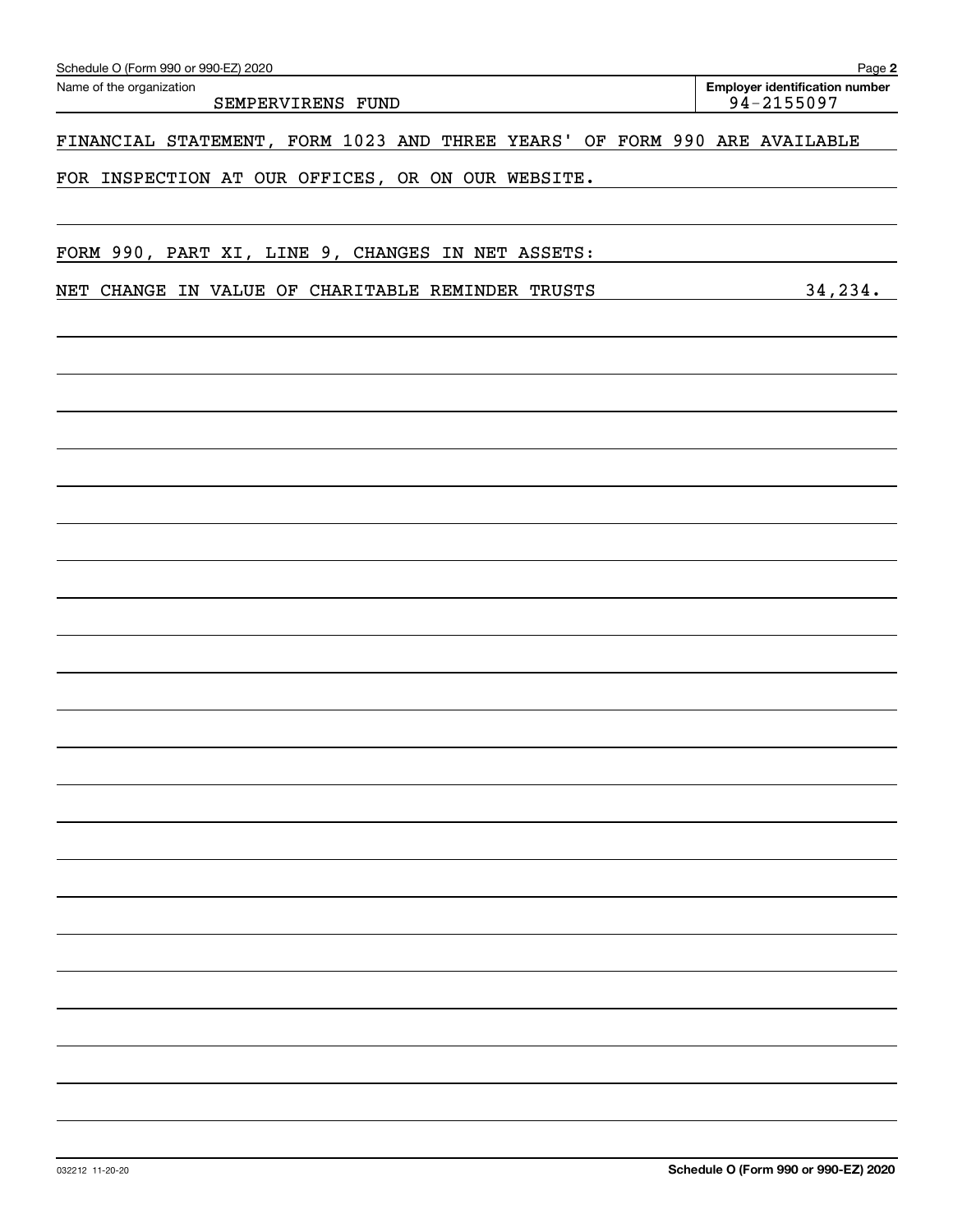Name of the organization: SEMPERVIRENS FUND

Employer identification number: 94-2155097

FINANCIAL STATEMENT, FORM 1023 AND THREE YEARS' OF FORM 990 ARE AVAILABLE FOR INSPECTION AT OUR OFFICES, OR ON OUR WEBSITE.

FORM 990, PART XI, LINE 9, CHANGES IN NET ASSETS:

| | |
|---|---|
| NET CHANGE IN VALUE OF CHARITABLE REMINDER TRUSTS | 34,234. |